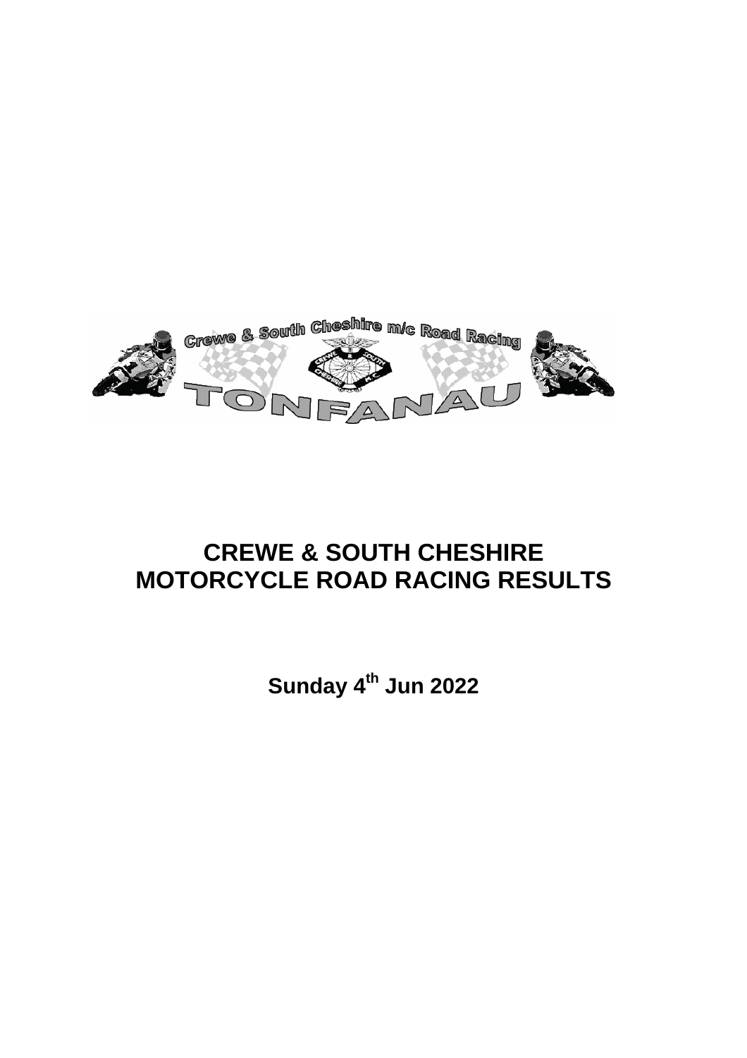# CREWE & SOUTH CHESHIRE MOTORCYCLE ROAD RACING RESULTS

**Sunday 4th Jun 2022**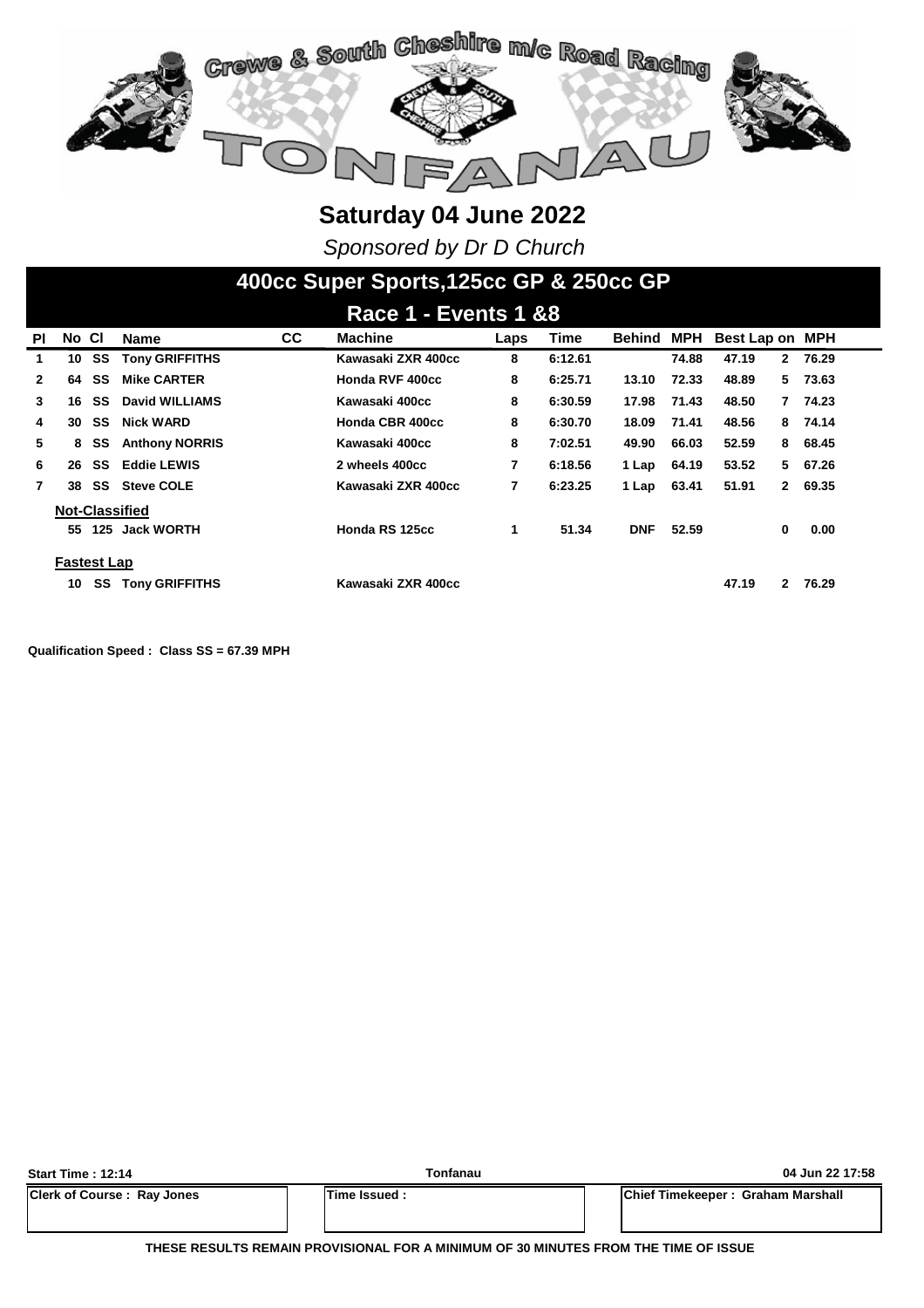# Saturday 04 June 2022

*Sponsored by Dr D Church*

## 400cc Super Sports,125cc GP & 250cc GP

### Race 1 - Events 1 &8

| Pl | No | Cl | Name | CC | Machine | Laps | Time | Behind | MPH | Best Lap | on | MPH |
|---|---|---|---|---|---|---|---|---|---|---|---|---|
| 1 | 10 | SS | Tony GRIFFITHS | | Kawasaki ZXR 400cc | 8 | 6:12.61 | | 74.88 | 47.19 | 2 | 76.29 |
| 2 | 64 | SS | Mike CARTER | | Honda RVF 400cc | 8 | 6:25.71 | 13.10 | 72.33 | 48.89 | 5 | 73.63 |
| 3 | 16 | SS | David WILLIAMS | | Kawasaki 400cc | 8 | 6:30.59 | 17.98 | 71.43 | 48.50 | 7 | 74.23 |
| 4 | 30 | SS | Nick WARD | | Honda CBR 400cc | 8 | 6:30.70 | 18.09 | 71.41 | 48.56 | 8 | 74.14 |
| 5 | 8 | SS | Anthony NORRIS | | Kawasaki 400cc | 8 | 7:02.51 | 49.90 | 66.03 | 52.59 | 8 | 68.45 |
| 6 | 26 | SS | Eddie LEWIS | | 2 wheels 400cc | 7 | 6:18.56 | 1 Lap | 64.19 | 53.52 | 5 | 67.26 |
| 7 | 38 | SS | Steve COLE | | Kawasaki ZXR 400cc | 7 | 6:23.25 | 1 Lap | 63.41 | 51.91 | 2 | 69.35 |
| **Not-Classified** | | | | | | | | | | | | |
| | 55 | 125 | Jack WORTH | | Honda RS 125cc | 1 | 51.34 | DNF | 52.59 | | 0 | 0.00 |
| **Fastest Lap** | | | | | | | | | | | | |
| | 10 | SS | Tony GRIFFITHS | | Kawasaki ZXR 400cc | | | | | 47.19 | 2 | 76.29 |

**Qualification Speed : Class SS = 67.39 MPH**

**Start Time : 12:14** | **Tonfanau** | **04 Jun 22 17:58**

| Clerk of Course : Ray Jones | Time Issued : | Chief Timekeeper : Graham Marshall |
|---|---|---|

**THESE RESULTS REMAIN PROVISIONAL FOR A MINIMUM OF 30 MINUTES FROM THE TIME OF ISSUE**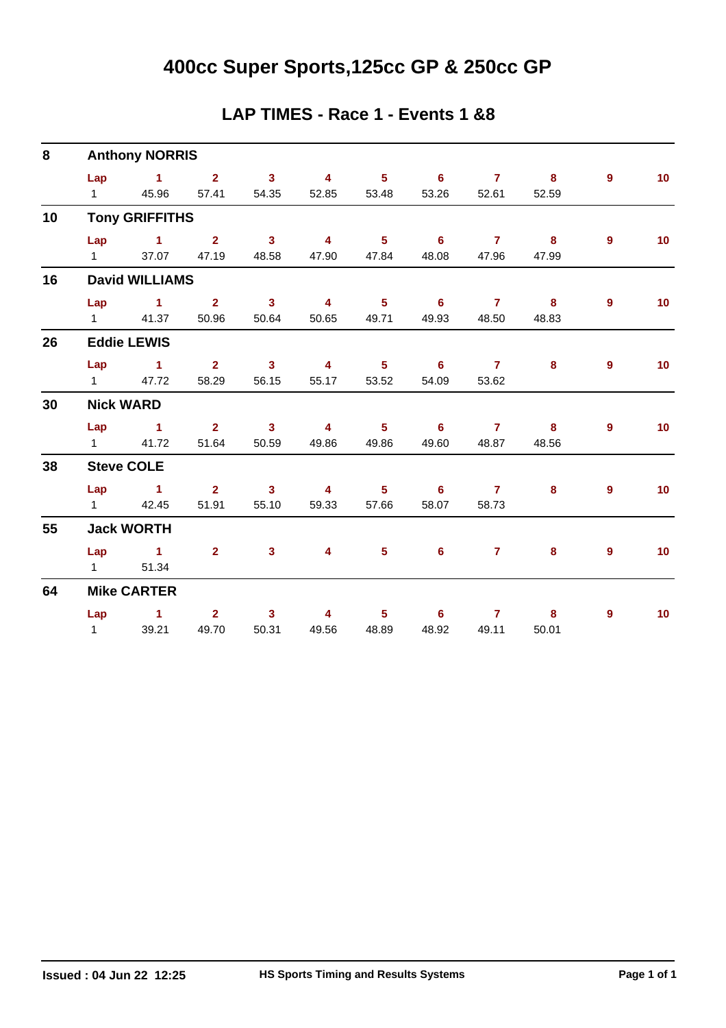# 400cc Super Sports,125cc GP & 250cc GP

## LAP TIMES - Race 1 - Events 1 &8

### 8 Anthony NORRIS

| Lap | 1 | 2 | 3 | 4 | 5 | 6 | 7 | 8 | 9 | 10 |
|---|---|---|---|---|---|---|---|---|---|---|
| 1 | 45.96 | 57.41 | 54.35 | 52.85 | 53.48 | 53.26 | 52.61 | 52.59 | | |

### 10 Tony GRIFFITHS

| Lap | 1 | 2 | 3 | 4 | 5 | 6 | 7 | 8 | 9 | 10 |
|---|---|---|---|---|---|---|---|---|---|---|
| 1 | 37.07 | 47.19 | 48.58 | 47.90 | 47.84 | 48.08 | 47.96 | 47.99 | | |

### 16 David WILLIAMS

| Lap | 1 | 2 | 3 | 4 | 5 | 6 | 7 | 8 | 9 | 10 |
|---|---|---|---|---|---|---|---|---|---|---|
| 1 | 41.37 | 50.96 | 50.64 | 50.65 | 49.71 | 49.93 | 48.50 | 48.83 | | |

### 26 Eddie LEWIS

| Lap | 1 | 2 | 3 | 4 | 5 | 6 | 7 | 8 | 9 | 10 |
|---|---|---|---|---|---|---|---|---|---|---|
| 1 | 47.72 | 58.29 | 56.15 | 55.17 | 53.52 | 54.09 | 53.62 | | | |

### 30 Nick WARD

| Lap | 1 | 2 | 3 | 4 | 5 | 6 | 7 | 8 | 9 | 10 |
|---|---|---|---|---|---|---|---|---|---|---|
| 1 | 41.72 | 51.64 | 50.59 | 49.86 | 49.86 | 49.60 | 48.87 | 48.56 | | |

### 38 Steve COLE

| Lap | 1 | 2 | 3 | 4 | 5 | 6 | 7 | 8 | 9 | 10 |
|---|---|---|---|---|---|---|---|---|---|---|
| 1 | 42.45 | 51.91 | 55.10 | 59.33 | 57.66 | 58.07 | 58.73 | | | |

### 55 Jack WORTH

| Lap | 1 | 2 | 3 | 4 | 5 | 6 | 7 | 8 | 9 | 10 |
|---|---|---|---|---|---|---|---|---|---|---|
| 1 | 51.34 | | | | | | | | | |

### 64 Mike CARTER

| Lap | 1 | 2 | 3 | 4 | 5 | 6 | 7 | 8 | 9 | 10 |
|---|---|---|---|---|---|---|---|---|---|---|
| 1 | 39.21 | 49.70 | 50.31 | 49.56 | 48.89 | 48.92 | 49.11 | 50.01 | | |

**Issued : 04 Jun 22 12:25** **HS Sports Timing and Results Systems**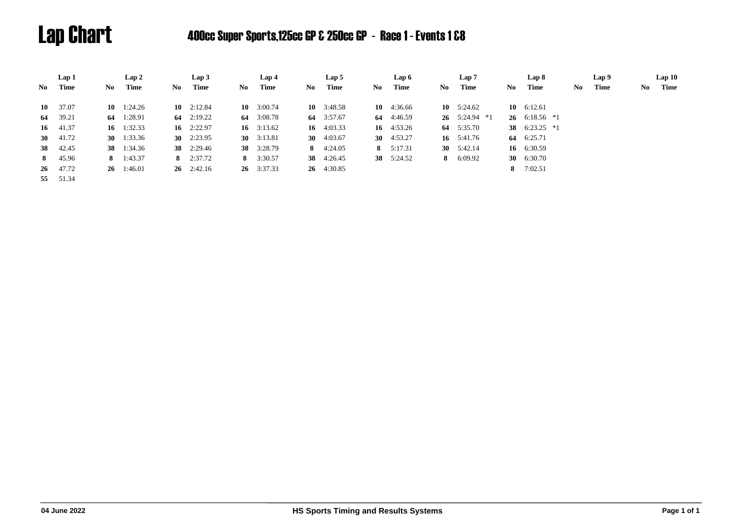# Lap Chart

## 400cc Super Sports,125cc GP & 250cc GP - Race 1 - Events 1 &8

| Lap 1 | | Lap 2 | | Lap 3 | | Lap 4 | | Lap 5 | | Lap 6 | | Lap 7 | | Lap 8 | | Lap 9 | | Lap 10 | |
|---|---|---|---|---|---|---|---|---|---|---|---|---|---|---|---|---|---|---|---|
| **No** | **Time** | **No** | **Time** | **No** | **Time** | **No** | **Time** | **No** | **Time** | **No** | **Time** | **No** | **Time** | **No** | **Time** | **No** | **Time** | **No** | **Time** |
| **10** | 37.07 | **10** | 1:24.26 | **10** | 2:12.84 | **10** | 3:00.74 | **10** | 3:48.58 | **10** | 4:36.66 | **10** | 5:24.62 | **10** | 6:12.61 | | | | |
| **64** | 39.21 | **64** | 1:28.91 | **64** | 2:19.22 | **64** | 3:08.78 | **64** | 3:57.67 | **64** | 4:46.59 | **26** | 5:24.94 *1 | **26** | 6:18.56 *1 | | | | |
| **16** | 41.37 | **16** | 1:32.33 | **16** | 2:22.97 | **16** | 3:13.62 | **16** | 4:03.33 | **16** | 4:53.26 | **64** | 5:35.70 | **38** | 6:23.25 *1 | | | | |
| **30** | 41.72 | **30** | 1:33.36 | **30** | 2:23.95 | **30** | 3:13.81 | **30** | 4:03.67 | **30** | 4:53.27 | **16** | 5:41.76 | **64** | 6:25.71 | | | | |
| **38** | 42.45 | **38** | 1:34.36 | **38** | 2:29.46 | **38** | 3:28.79 | **8** | 4:24.05 | **8** | 5:17.31 | **30** | 5:42.14 | **16** | 6:30.59 | | | | |
| **8** | 45.96 | **8** | 1:43.37 | **8** | 2:37.72 | **8** | 3:30.57 | **38** | 4:26.45 | **38** | 5:24.52 | **8** | 6:09.92 | **30** | 6:30.70 | | | | |
| **26** | 47.72 | **26** | 1:46.01 | **26** | 2:42.16 | **26** | 3:37.33 | **26** | 4:30.85 | | | | | **8** | 7:02.51 | | | | |
| **55** | 51.34 | | | | | | | | | | | | | | | | | | |

04 June 2022 HS Sports Timing and Results Systems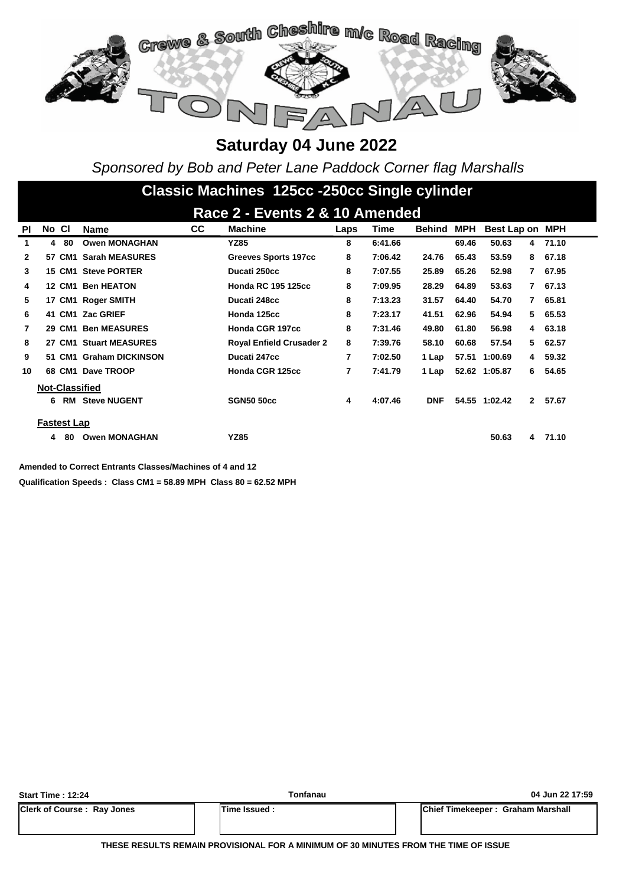# Saturday 04 June 2022

*Sponsored by Bob and Peter Lane Paddock Corner flag Marshalls*

## Classic Machines 125cc -250cc Single cylinder

### Race 2 - Events 2 & 10 Amended

| Pl | No | Cl | Name | CC | Machine | Laps | Time | Behind | MPH | Best Lap | on | MPH |
|---|---|---|---|---|---|---|---|---|---|---|---|---|
| 1 | 4 | 80 | Owen MONAGHAN | | YZ85 | 8 | 6:41.66 | | 69.46 | 50.63 | 4 | 71.10 |
| 2 | 57 | CM1 | Sarah MEASURES | | Greeves Sports 197cc | 8 | 7:06.42 | 24.76 | 65.43 | 53.59 | 8 | 67.18 |
| 3 | 15 | CM1 | Steve PORTER | | Ducati 250cc | 8 | 7:07.55 | 25.89 | 65.26 | 52.98 | 7 | 67.95 |
| 4 | 12 | CM1 | Ben HEATON | | Honda RC 195 125cc | 8 | 7:09.95 | 28.29 | 64.89 | 53.63 | 7 | 67.13 |
| 5 | 17 | CM1 | Roger SMITH | | Ducati 248cc | 8 | 7:13.23 | 31.57 | 64.40 | 54.70 | 7 | 65.81 |
| 6 | 41 | CM1 | Zac GRIEF | | Honda 125cc | 8 | 7:23.17 | 41.51 | 62.96 | 54.94 | 5 | 65.53 |
| 7 | 29 | CM1 | Ben MEASURES | | Honda CGR 197cc | 8 | 7:31.46 | 49.80 | 61.80 | 56.98 | 4 | 63.18 |
| 8 | 27 | CM1 | Stuart MEASURES | | Royal Enfield Crusader 2 | 8 | 7:39.76 | 58.10 | 60.68 | 57.54 | 5 | 62.57 |
| 9 | 51 | CM1 | Graham DICKINSON | | Ducati 247cc | 7 | 7:02.50 | 1 Lap | 57.51 | 1:00.69 | 4 | 59.32 |
| 10 | 68 | CM1 | Dave TROOP | | Honda CGR 125cc | 7 | 7:41.79 | 1 Lap | 52.62 | 1:05.87 | 6 | 54.65 |
| **Not-Classified** | | | | | | | | | | | | |
| | 6 | RM | Steve NUGENT | | SGN50 50cc | 4 | 4:07.46 | DNF | 54.55 | 1:02.42 | 2 | 57.67 |
| **Fastest Lap** | | | | | | | | | | | | |
| | 4 | 80 | Owen MONAGHAN | | YZ85 | | | | | 50.63 | 4 | 71.10 |

**Amended to Correct Entrants Classes/Machines of 4 and 12**

**Qualification Speeds : Class CM1 = 58.89 MPH Class 80 = 62.52 MPH**

Start Time : 12:24 | Tonfanau | 04 Jun 22 17:59

| Clerk of Course : Ray Jones | Time Issued : | Chief Timekeeper : Graham Marshall |
|---|---|---|

THESE RESULTS REMAIN PROVISIONAL FOR A MINIMUM OF 30 MINUTES FROM THE TIME OF ISSUE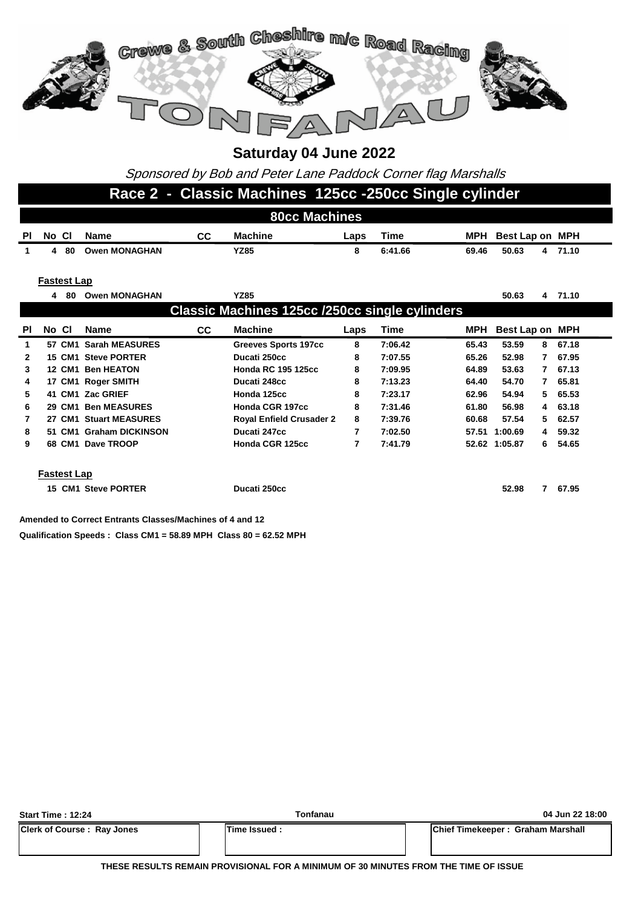Crewe & South Cheshire m/c Road Racing

TONFANAU

## Saturday 04 June 2022

*Sponsored by Bob and Peter Lane Paddock Corner flag Marshalls*

# Race 2 - Classic Machines 125cc -250cc Single cylinder

## 80cc Machines

| Pl | No | Cl | Name | CC | Machine | Laps | Time | MPH | Best Lap | on | MPH |
|---|---|---|---|---|---|---|---|---|---|---|---|
| 1 | 4 | 80 | Owen MONAGHAN | | YZ85 | 8 | 6:41.66 | 69.46 | 50.63 | 4 | 71.10 |

**Fastest Lap**

| No | Cl | Name | Machine | Best Lap | on | MPH |
|---|---|---|---|---|---|---|
| 4 | 80 | Owen MONAGHAN | YZ85 | 50.63 | 4 | 71.10 |

## Classic Machines 125cc /250cc single cylinders

| Pl | No | Cl | Name | CC | Machine | Laps | Time | MPH | Best Lap | on | MPH |
|---|---|---|---|---|---|---|---|---|---|---|---|
| 1 | 57 | CM1 | Sarah MEASURES | | Greeves Sports 197cc | 8 | 7:06.42 | 65.43 | 53.59 | 8 | 67.18 |
| 2 | 15 | CM1 | Steve PORTER | | Ducati 250cc | 8 | 7:07.55 | 65.26 | 52.98 | 7 | 67.95 |
| 3 | 12 | CM1 | Ben HEATON | | Honda RC 195 125cc | 8 | 7:09.95 | 64.89 | 53.63 | 7 | 67.13 |
| 4 | 17 | CM1 | Roger SMITH | | Ducati 248cc | 8 | 7:13.23 | 64.40 | 54.70 | 7 | 65.81 |
| 5 | 41 | CM1 | Zac GRIEF | | Honda 125cc | 8 | 7:23.17 | 62.96 | 54.94 | 5 | 65.53 |
| 6 | 29 | CM1 | Ben MEASURES | | Honda CGR 197cc | 8 | 7:31.46 | 61.80 | 56.98 | 4 | 63.18 |
| 7 | 27 | CM1 | Stuart MEASURES | | Royal Enfield Crusader 2 | 8 | 7:39.76 | 60.68 | 57.54 | 5 | 62.57 |
| 8 | 51 | CM1 | Graham DICKINSON | | Ducati 247cc | 7 | 7:02.50 | 57.51 | 1:00.69 | 4 | 59.32 |
| 9 | 68 | CM1 | Dave TROOP | | Honda CGR 125cc | 7 | 7:41.79 | 52.62 | 1:05.87 | 6 | 54.65 |

**Fastest Lap**

| No | Cl | Name | Machine | Best Lap | on | MPH |
|---|---|---|---|---|---|---|
| 15 | CM1 | Steve PORTER | Ducati 250cc | 52.98 | 7 | 67.95 |

**Amended to Correct Entrants Classes/Machines of 4 and 12**

**Qualification Speeds : Class CM1 = 58.89 MPH Class 80 = 62.52 MPH**

| Start Time : 12:24 | Tonfanau | 04 Jun 22 18:00 |
|---|---|---|
| Clerk of Course : Ray Jones | Time Issued : | Chief Timekeeper : Graham Marshall |

**THESE RESULTS REMAIN PROVISIONAL FOR A MINIMUM OF 30 MINUTES FROM THE TIME OF ISSUE**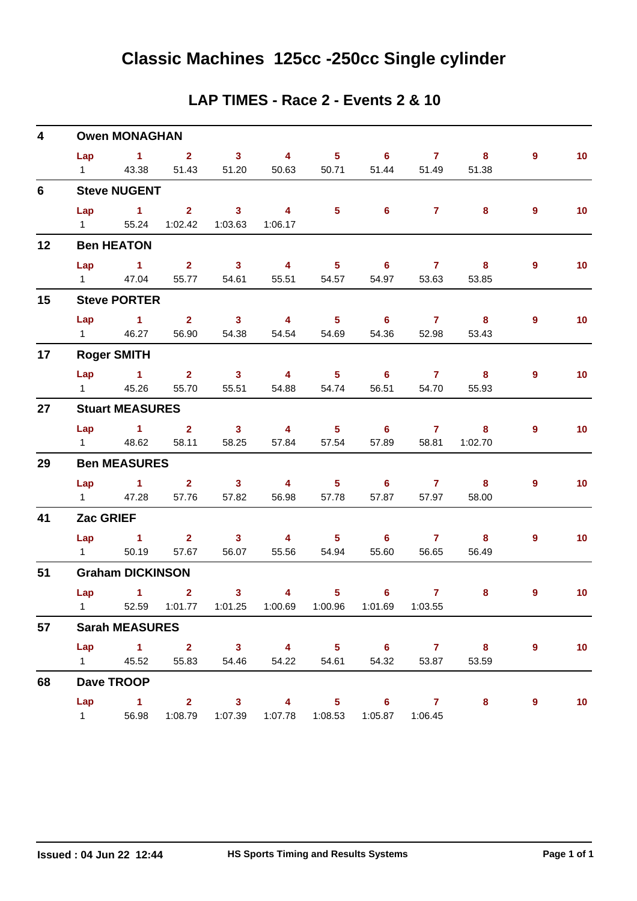# Classic Machines 125cc -250cc Single cylinder

## LAP TIMES - Race 2 - Events 2 & 10

**4 Owen MONAGHAN**

| Lap | 1 | 2 | 3 | 4 | 5 | 6 | 7 | 8 | 9 | 10 |
|---|---|---|---|---|---|---|---|---|---|---|
| 1 | 43.38 | 51.43 | 51.20 | 50.63 | 50.71 | 51.44 | 51.49 | 51.38 | | |

**6 Steve NUGENT**

| Lap | 1 | 2 | 3 | 4 | 5 | 6 | 7 | 8 | 9 | 10 |
|---|---|---|---|---|---|---|---|---|---|---|
| 1 | 55.24 | 1:02.42 | 1:03.63 | 1:06.17 | | | | | | |

**12 Ben HEATON**

| Lap | 1 | 2 | 3 | 4 | 5 | 6 | 7 | 8 | 9 | 10 |
|---|---|---|---|---|---|---|---|---|---|---|
| 1 | 47.04 | 55.77 | 54.61 | 55.51 | 54.57 | 54.97 | 53.63 | 53.85 | | |

**15 Steve PORTER**

| Lap | 1 | 2 | 3 | 4 | 5 | 6 | 7 | 8 | 9 | 10 |
|---|---|---|---|---|---|---|---|---|---|---|
| 1 | 46.27 | 56.90 | 54.38 | 54.54 | 54.69 | 54.36 | 52.98 | 53.43 | | |

**17 Roger SMITH**

| Lap | 1 | 2 | 3 | 4 | 5 | 6 | 7 | 8 | 9 | 10 |
|---|---|---|---|---|---|---|---|---|---|---|
| 1 | 45.26 | 55.70 | 55.51 | 54.88 | 54.74 | 56.51 | 54.70 | 55.93 | | |

**27 Stuart MEASURES**

| Lap | 1 | 2 | 3 | 4 | 5 | 6 | 7 | 8 | 9 | 10 |
|---|---|---|---|---|---|---|---|---|---|---|
| 1 | 48.62 | 58.11 | 58.25 | 57.84 | 57.54 | 57.89 | 58.81 | 1:02.70 | | |

**29 Ben MEASURES**

| Lap | 1 | 2 | 3 | 4 | 5 | 6 | 7 | 8 | 9 | 10 |
|---|---|---|---|---|---|---|---|---|---|---|
| 1 | 47.28 | 57.76 | 57.82 | 56.98 | 57.78 | 57.87 | 57.97 | 58.00 | | |

**41 Zac GRIEF**

| Lap | 1 | 2 | 3 | 4 | 5 | 6 | 7 | 8 | 9 | 10 |
|---|---|---|---|---|---|---|---|---|---|---|
| 1 | 50.19 | 57.67 | 56.07 | 55.56 | 54.94 | 55.60 | 56.65 | 56.49 | | |

**51 Graham DICKINSON**

| Lap | 1 | 2 | 3 | 4 | 5 | 6 | 7 | 8 | 9 | 10 |
|---|---|---|---|---|---|---|---|---|---|---|
| 1 | 52.59 | 1:01.77 | 1:01.25 | 1:00.69 | 1:00.96 | 1:01.69 | 1:03.55 | | | |

**57 Sarah MEASURES**

| Lap | 1 | 2 | 3 | 4 | 5 | 6 | 7 | 8 | 9 | 10 |
|---|---|---|---|---|---|---|---|---|---|---|
| 1 | 45.52 | 55.83 | 54.46 | 54.22 | 54.61 | 54.32 | 53.87 | 53.59 | | |

**68 Dave TROOP**

| Lap | 1 | 2 | 3 | 4 | 5 | 6 | 7 | 8 | 9 | 10 |
|---|---|---|---|---|---|---|---|---|---|---|
| 1 | 56.98 | 1:08.79 | 1:07.39 | 1:07.78 | 1:08.53 | 1:05.87 | 1:06.45 | | | |

**Issued : 04 Jun 22 12:44** **HS Sports Timing and Results Systems**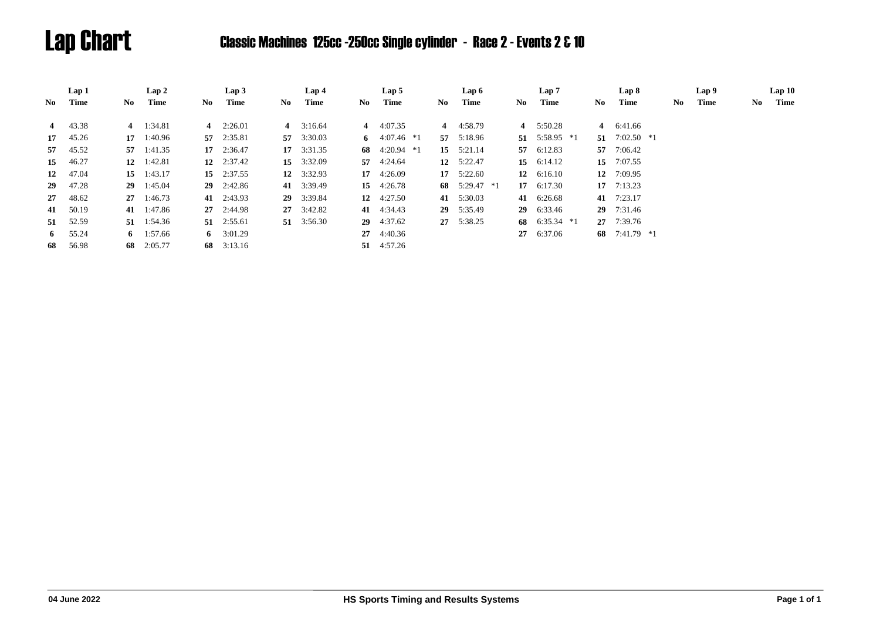# Lap Chart

## Classic Machines 125cc -250cc Single cylinder - Race 2 - Events 2 & 10

| Lap 1 | | Lap 2 | | Lap 3 | | Lap 4 | | Lap 5 | | Lap 6 | | Lap 7 | | Lap 8 | | Lap 9 | | Lap 10 | |
|---|---|---|---|---|---|---|---|---|---|---|---|---|---|---|---|---|---|---|---|
| **No** | **Time** | **No** | **Time** | **No** | **Time** | **No** | **Time** | **No** | **Time** | **No** | **Time** | **No** | **Time** | **No** | **Time** | **No** | **Time** | **No** | **Time** |
| **4** | 43.38 | **4** | 1:34.81 | **4** | 2:26.01 | **4** | 3:16.64 | **4** | 4:07.35 | **4** | 4:58.79 | **4** | 5:50.28 | **4** | 6:41.66 | | | | |
| **17** | 45.26 | **17** | 1:40.96 | **57** | 2:35.81 | **57** | 3:30.03 | **6** | 4:07.46 *1 | **57** | 5:18.96 | **51** | 5:58.95 *1 | **51** | 7:02.50 *1 | | | | |
| **57** | 45.52 | **57** | 1:41.35 | **17** | 2:36.47 | **17** | 3:31.35 | **68** | 4:20.94 *1 | **15** | 5:21.14 | **57** | 6:12.83 | **57** | 7:06.42 | | | | |
| **15** | 46.27 | **12** | 1:42.81 | **12** | 2:37.42 | **15** | 3:32.09 | **57** | 4:24.64 | **12** | 5:22.47 | **15** | 6:14.12 | **15** | 7:07.55 | | | | |
| **12** | 47.04 | **15** | 1:43.17 | **15** | 2:37.55 | **12** | 3:32.93 | **17** | 4:26.09 | **17** | 5:22.60 | **12** | 6:16.10 | **12** | 7:09.95 | | | | |
| **29** | 47.28 | **29** | 1:45.04 | **29** | 2:42.86 | **41** | 3:39.49 | **15** | 4:26.78 | **68** | 5:29.47 *1 | **17** | 6:17.30 | **17** | 7:13.23 | | | | |
| **27** | 48.62 | **27** | 1:46.73 | **41** | 2:43.93 | **29** | 3:39.84 | **12** | 4:27.50 | **41** | 5:30.03 | **41** | 6:26.68 | **41** | 7:23.17 | | | | |
| **41** | 50.19 | **41** | 1:47.86 | **27** | 2:44.98 | **27** | 3:42.82 | **41** | 4:34.43 | **29** | 5:35.49 | **29** | 6:33.46 | **29** | 7:31.46 | | | | |
| **51** | 52.59 | **51** | 1:54.36 | **51** | 2:55.61 | **51** | 3:56.30 | **29** | 4:37.62 | **27** | 5:38.25 | **68** | 6:35.34 *1 | **27** | 7:39.76 | | | | |
| **6** | 55.24 | **6** | 1:57.66 | **6** | 3:01.29 | | | **27** | 4:40.36 | | | **27** | 6:37.06 | **68** | 7:41.79 *1 | | | | |
| **68** | 56.98 | **68** | 2:05.77 | **68** | 3:13.16 | | | **51** | 4:57.26 | | | | | | | | | | |

04 June 2022 — HS Sports Timing and Results Systems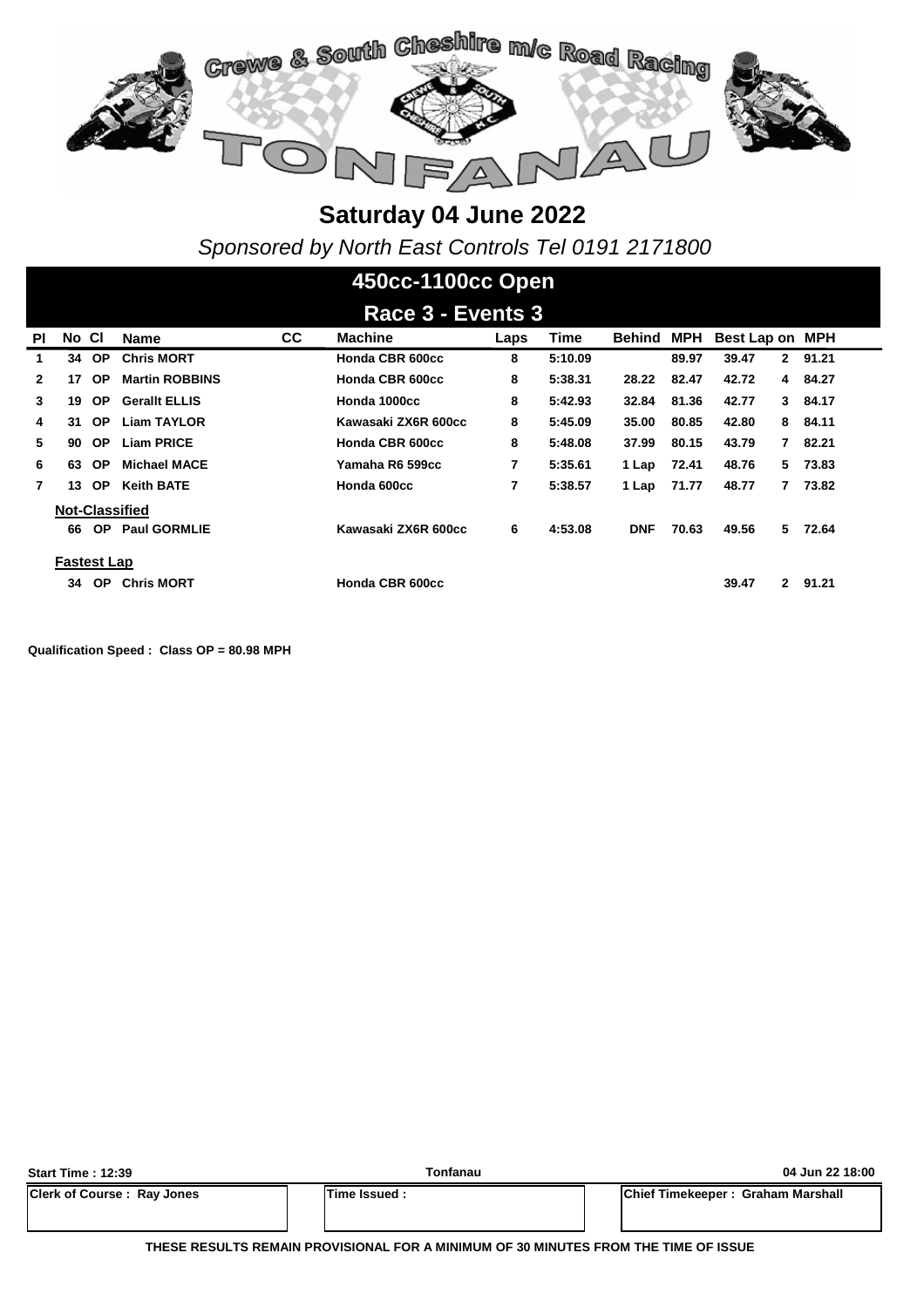Crewe & South Cheshire m/c Road Racing

TONFANAU

# Saturday 04 June 2022

*Sponsored by North East Controls Tel 0191 2171800*

## 450cc-1100cc Open

## Race 3 - Events 3

| Pl | No | Cl | Name | CC | Machine | Laps | Time | Behind | MPH | Best Lap | on | MPH |
|---|---|---|---|---|---|---|---|---|---|---|---|---|
| 1 | 34 | OP | Chris MORT | | Honda CBR 600cc | 8 | 5:10.09 | | 89.97 | 39.47 | 2 | 91.21 |
| 2 | 17 | OP | Martin ROBBINS | | Honda CBR 600cc | 8 | 5:38.31 | 28.22 | 82.47 | 42.72 | 4 | 84.27 |
| 3 | 19 | OP | Gerallt ELLIS | | Honda 1000cc | 8 | 5:42.93 | 32.84 | 81.36 | 42.77 | 3 | 84.17 |
| 4 | 31 | OP | Liam TAYLOR | | Kawasaki ZX6R 600cc | 8 | 5:45.09 | 35.00 | 80.85 | 42.80 | 8 | 84.11 |
| 5 | 90 | OP | Liam PRICE | | Honda CBR 600cc | 8 | 5:48.08 | 37.99 | 80.15 | 43.79 | 7 | 82.21 |
| 6 | 63 | OP | Michael MACE | | Yamaha R6 599cc | 7 | 5:35.61 | 1 Lap | 72.41 | 48.76 | 5 | 73.83 |
| 7 | 13 | OP | Keith BATE | | Honda 600cc | 7 | 5:38.57 | 1 Lap | 71.77 | 48.77 | 7 | 73.82 |
| **Not-Classified** | | | | | | | | | | | | |
| | 66 | OP | Paul GORMLIE | | Kawasaki ZX6R 600cc | 6 | 4:53.08 | DNF | 70.63 | 49.56 | 5 | 72.64 |
| **Fastest Lap** | | | | | | | | | | | | |
| | 34 | OP | Chris MORT | | Honda CBR 600cc | | | | | 39.47 | 2 | 91.21 |

**Qualification Speed : Class OP = 80.98 MPH**

| Start Time : 12:39 | Tonfanau | 04 Jun 22 18:00 |
|---|---|---|
| Clerk of Course : Ray Jones | Time Issued : | Chief Timekeeper : Graham Marshall |

**THESE RESULTS REMAIN PROVISIONAL FOR A MINIMUM OF 30 MINUTES FROM THE TIME OF ISSUE**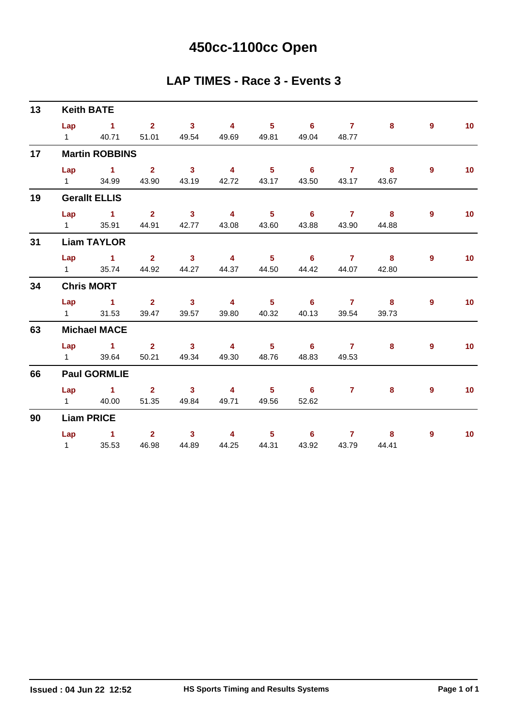# 450cc-1100cc Open

## LAP TIMES - Race 3 - Events 3

### 13 Keith BATE

| Lap | 1 | 2 | 3 | 4 | 5 | 6 | 7 | 8 | 9 | 10 |
|---|---|---|---|---|---|---|---|---|---|---|
| 1 | 40.71 | 51.01 | 49.54 | 49.69 | 49.81 | 49.04 | 48.77 | | | |

### 17 Martin ROBBINS

| Lap | 1 | 2 | 3 | 4 | 5 | 6 | 7 | 8 | 9 | 10 |
|---|---|---|---|---|---|---|---|---|---|---|
| 1 | 34.99 | 43.90 | 43.19 | 42.72 | 43.17 | 43.50 | 43.17 | 43.67 | | |

### 19 Gerallt ELLIS

| Lap | 1 | 2 | 3 | 4 | 5 | 6 | 7 | 8 | 9 | 10 |
|---|---|---|---|---|---|---|---|---|---|---|
| 1 | 35.91 | 44.91 | 42.77 | 43.08 | 43.60 | 43.88 | 43.90 | 44.88 | | |

### 31 Liam TAYLOR

| Lap | 1 | 2 | 3 | 4 | 5 | 6 | 7 | 8 | 9 | 10 |
|---|---|---|---|---|---|---|---|---|---|---|
| 1 | 35.74 | 44.92 | 44.27 | 44.37 | 44.50 | 44.42 | 44.07 | 42.80 | | |

### 34 Chris MORT

| Lap | 1 | 2 | 3 | 4 | 5 | 6 | 7 | 8 | 9 | 10 |
|---|---|---|---|---|---|---|---|---|---|---|
| 1 | 31.53 | 39.47 | 39.57 | 39.80 | 40.32 | 40.13 | 39.54 | 39.73 | | |

### 63 Michael MACE

| Lap | 1 | 2 | 3 | 4 | 5 | 6 | 7 | 8 | 9 | 10 |
|---|---|---|---|---|---|---|---|---|---|---|
| 1 | 39.64 | 50.21 | 49.34 | 49.30 | 48.76 | 48.83 | 49.53 | | | |

### 66 Paul GORMLIE

| Lap | 1 | 2 | 3 | 4 | 5 | 6 | 7 | 8 | 9 | 10 |
|---|---|---|---|---|---|---|---|---|---|---|
| 1 | 40.00 | 51.35 | 49.84 | 49.71 | 49.56 | 52.62 | | | | |

### 90 Liam PRICE

| Lap | 1 | 2 | 3 | 4 | 5 | 6 | 7 | 8 | 9 | 10 |
|---|---|---|---|---|---|---|---|---|---|---|
| 1 | 35.53 | 46.98 | 44.89 | 44.25 | 44.31 | 43.92 | 43.79 | 44.41 | | |

**Issued : 04 Jun 22 12:52** **HS Sports Timing and Results Systems**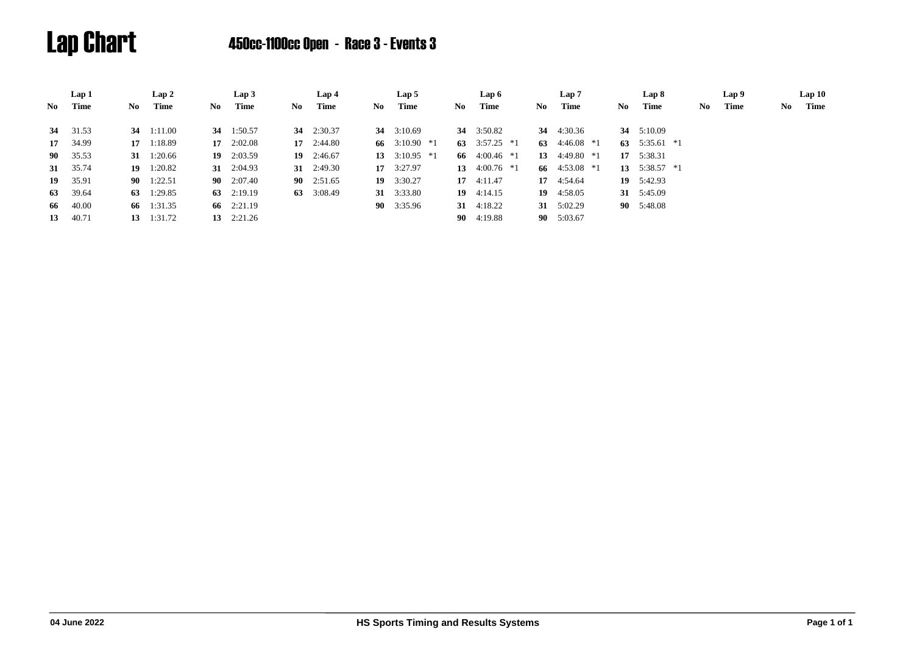# Lap Chart

## 450cc-1100cc Open - Race 3 - Events 3

| Lap 1 | | Lap 2 | | Lap 3 | | Lap 4 | | Lap 5 | | Lap 6 | | Lap 7 | | Lap 8 | | Lap 9 | | Lap 10 | |
|---|---|---|---|---|---|---|---|---|---|---|---|---|---|---|---|---|---|---|---|
| No | Time | No | Time | No | Time | No | Time | No | Time | No | Time | No | Time | No | Time | No | Time | No | Time |
| **34** | 31.53 | **34** | 1:11.00 | **34** | 1:50.57 | **34** | 2:30.37 | **34** | 3:10.69 | **34** | 3:50.82 | **34** | 4:30.36 | **34** | 5:10.09 | | | | |
| **17** | 34.99 | **17** | 1:18.89 | **17** | 2:02.08 | **17** | 2:44.80 | **66** | 3:10.90 *1 | **63** | 3:57.25 *1 | **63** | 4:46.08 *1 | **63** | 5:35.61 *1 | | | | |
| **90** | 35.53 | **31** | 1:20.66 | **19** | 2:03.59 | **19** | 2:46.67 | **13** | 3:10.95 *1 | **66** | 4:00.46 *1 | **13** | 4:49.80 *1 | **17** | 5:38.31 | | | | |
| **31** | 35.74 | **19** | 1:20.82 | **31** | 2:04.93 | **31** | 2:49.30 | **17** | 3:27.97 | **13** | 4:00.76 *1 | **66** | 4:53.08 *1 | **13** | 5:38.57 *1 | | | | |
| **19** | 35.91 | **90** | 1:22.51 | **90** | 2:07.40 | **90** | 2:51.65 | **19** | 3:30.27 | **17** | 4:11.47 | **17** | 4:54.64 | **19** | 5:42.93 | | | | |
| **63** | 39.64 | **63** | 1:29.85 | **63** | 2:19.19 | **63** | 3:08.49 | **31** | 3:33.80 | **19** | 4:14.15 | **19** | 4:58.05 | **31** | 5:45.09 | | | | |
| **66** | 40.00 | **66** | 1:31.35 | **66** | 2:21.19 | | | **90** | 3:35.96 | **31** | 4:18.22 | **31** | 5:02.29 | **90** | 5:48.08 | | | | |
| **13** | 40.71 | **13** | 1:31.72 | **13** | 2:21.26 | | | | | **90** | 4:19.88 | **90** | 5:03.67 | | | | | | |

04 June 2022 HS Sports Timing and Results Systems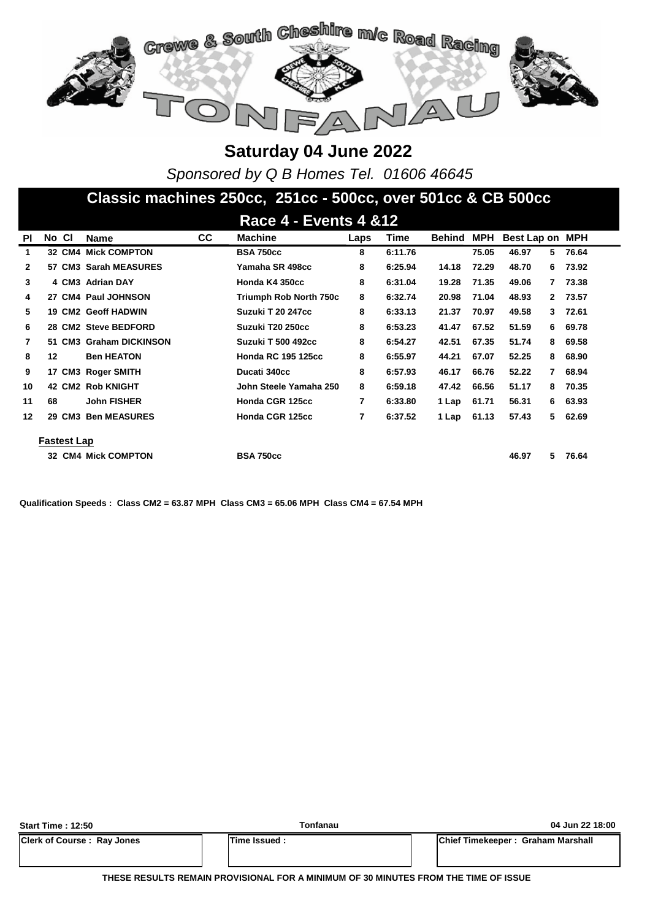# Saturday 04 June 2022

*Sponsored by Q B Homes Tel. 01606 46645*

## Classic machines 250cc, 251cc - 500cc, over 501cc & CB 500cc

### Race 4 - Events 4 &12

| Pl | No | Cl | Name | CC | Machine | Laps | Time | Behind | MPH | Best Lap | on | MPH |
|---|---|---|---|---|---|---|---|---|---|---|---|---|
| 1 | 32 | CM4 | Mick COMPTON | | BSA 750cc | 8 | 6:11.76 | | 75.05 | 46.97 | 5 | 76.64 |
| 2 | 57 | CM3 | Sarah MEASURES | | Yamaha SR 498cc | 8 | 6:25.94 | 14.18 | 72.29 | 48.70 | 6 | 73.92 |
| 3 | 4 | CM3 | Adrian DAY | | Honda K4 350cc | 8 | 6:31.04 | 19.28 | 71.35 | 49.06 | 7 | 73.38 |
| 4 | 27 | CM4 | Paul JOHNSON | | Triumph Rob North 750c | 8 | 6:32.74 | 20.98 | 71.04 | 48.93 | 2 | 73.57 |
| 5 | 19 | CM2 | Geoff HADWIN | | Suzuki T 20 247cc | 8 | 6:33.13 | 21.37 | 70.97 | 49.58 | 3 | 72.61 |
| 6 | 28 | CM2 | Steve BEDFORD | | Suzuki T20 250cc | 8 | 6:53.23 | 41.47 | 67.52 | 51.59 | 6 | 69.78 |
| 7 | 51 | CM3 | Graham DICKINSON | | Suzuki T 500 492cc | 8 | 6:54.27 | 42.51 | 67.35 | 51.74 | 8 | 69.58 |
| 8 | 12 | | Ben HEATON | | Honda RC 195 125cc | 8 | 6:55.97 | 44.21 | 67.07 | 52.25 | 8 | 68.90 |
| 9 | 17 | CM3 | Roger SMITH | | Ducati 340cc | 8 | 6:57.93 | 46.17 | 66.76 | 52.22 | 7 | 68.94 |
| 10 | 42 | CM2 | Rob KNIGHT | | John Steele Yamaha 250 | 8 | 6:59.18 | 47.42 | 66.56 | 51.17 | 8 | 70.35 |
| 11 | 68 | | John FISHER | | Honda CGR 125cc | 7 | 6:33.80 | 1 Lap | 61.71 | 56.31 | 6 | 63.93 |
| 12 | 29 | CM3 | Ben MEASURES | | Honda CGR 125cc | 7 | 6:37.52 | 1 Lap | 61.13 | 57.43 | 5 | 62.69 |

**Fastest Lap**

| No | Cl | Name | Machine | Best Lap | on | MPH |
|---|---|---|---|---|---|---|
| 32 | CM4 | Mick COMPTON | BSA 750cc | 46.97 | 5 | 76.64 |

**Qualification Speeds : Class CM2 = 63.87 MPH Class CM3 = 65.06 MPH Class CM4 = 67.54 MPH**

| Start Time : 12:50 | Tonfanau | 04 Jun 22 18:00 |
|---|---|---|
| Clerk of Course : Ray Jones | Time Issued : | Chief Timekeeper : Graham Marshall |

**THESE RESULTS REMAIN PROVISIONAL FOR A MINIMUM OF 30 MINUTES FROM THE TIME OF ISSUE**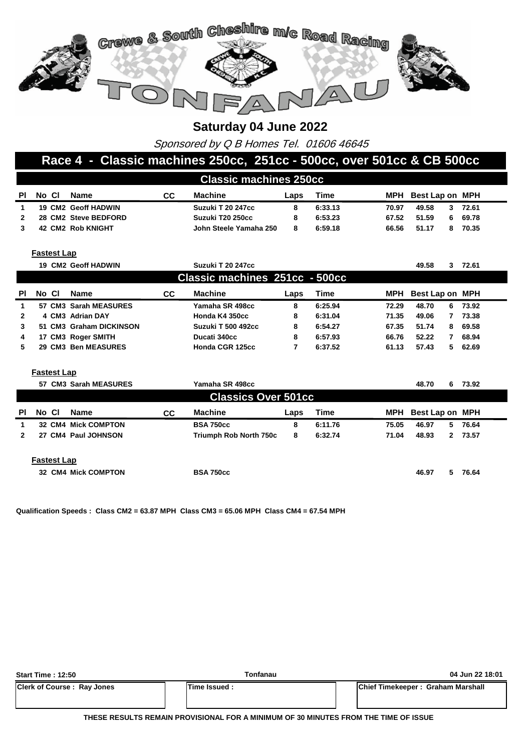# Crewe & South Cheshire m/c Road Racing

# TONFANAU

## Saturday 04 June 2022

*Sponsored by Q B Homes Tel. 01606 46645*

## Race 4 - Classic machines 250cc, 251cc - 500cc, over 501cc & CB 500cc

### Classic machines 250cc

| Pl | No | Cl | Name | CC | Machine | Laps | Time | MPH | Best Lap | on | MPH |
|---|---|---|---|---|---|---|---|---|---|---|---|
| 1 | 19 | CM2 | Geoff HADWIN | | Suzuki T 20 247cc | 8 | 6:33.13 | 70.97 | 49.58 | 3 | 72.61 |
| 2 | 28 | CM2 | Steve BEDFORD | | Suzuki T20 250cc | 8 | 6:53.23 | 67.52 | 51.59 | 6 | 69.78 |
| 3 | 42 | CM2 | Rob KNIGHT | | John Steele Yamaha 250 | 8 | 6:59.18 | 66.56 | 51.17 | 8 | 70.35 |

**Fastest Lap**

| No | Cl | Name | Machine | Best Lap | on | MPH |
|---|---|---|---|---|---|---|
| 19 | CM2 | Geoff HADWIN | Suzuki T 20 247cc | 49.58 | 3 | 72.61 |

### Classic machines 251cc - 500cc

| Pl | No | Cl | Name | CC | Machine | Laps | Time | MPH | Best Lap | on | MPH |
|---|---|---|---|---|---|---|---|---|---|---|---|
| 1 | 57 | CM3 | Sarah MEASURES | | Yamaha SR 498cc | 8 | 6:25.94 | 72.29 | 48.70 | 6 | 73.92 |
| 2 | 4 | CM3 | Adrian DAY | | Honda K4 350cc | 8 | 6:31.04 | 71.35 | 49.06 | 7 | 73.38 |
| 3 | 51 | CM3 | Graham DICKINSON | | Suzuki T 500 492cc | 8 | 6:54.27 | 67.35 | 51.74 | 8 | 69.58 |
| 4 | 17 | CM3 | Roger SMITH | | Ducati 340cc | 8 | 6:57.93 | 66.76 | 52.22 | 7 | 68.94 |
| 5 | 29 | CM3 | Ben MEASURES | | Honda CGR 125cc | 7 | 6:37.52 | 61.13 | 57.43 | 5 | 62.69 |

**Fastest Lap**

| No | Cl | Name | Machine | Best Lap | on | MPH |
|---|---|---|---|---|---|---|
| 57 | CM3 | Sarah MEASURES | Yamaha SR 498cc | 48.70 | 6 | 73.92 |

### Classics Over 501cc

| Pl | No | Cl | Name | CC | Machine | Laps | Time | MPH | Best Lap | on | MPH |
|---|---|---|---|---|---|---|---|---|---|---|---|
| 1 | 32 | CM4 | Mick COMPTON | | BSA 750cc | 8 | 6:11.76 | 75.05 | 46.97 | 5 | 76.64 |
| 2 | 27 | CM4 | Paul JOHNSON | | Triumph Rob North 750c | 8 | 6:32.74 | 71.04 | 48.93 | 2 | 73.57 |

**Fastest Lap**

| No | Cl | Name | Machine | Best Lap | on | MPH |
|---|---|---|---|---|---|---|
| 32 | CM4 | Mick COMPTON | BSA 750cc | 46.97 | 5 | 76.64 |

**Qualification Speeds : Class CM2 = 63.87 MPH Class CM3 = 65.06 MPH Class CM4 = 67.54 MPH**

| Start Time : 12:50 | Tonfanau | 04 Jun 22 18:01 |
|---|---|---|
| Clerk of Course : Ray Jones | Time Issued : | Chief Timekeeper : Graham Marshall |

**THESE RESULTS REMAIN PROVISIONAL FOR A MINIMUM OF 30 MINUTES FROM THE TIME OF ISSUE**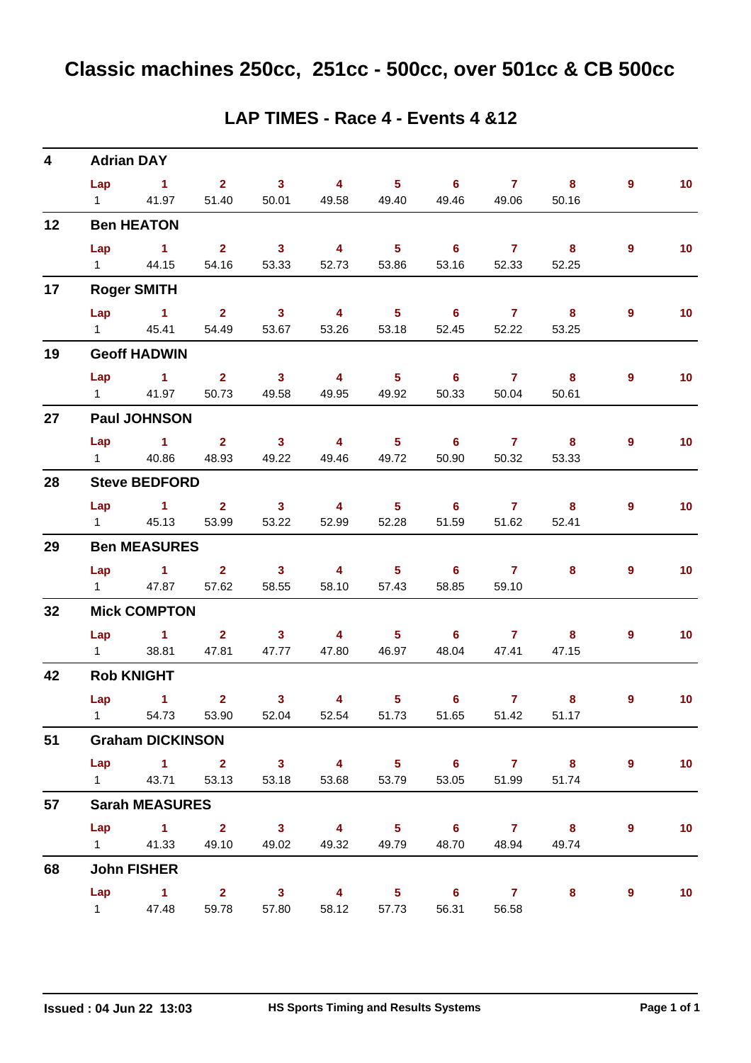# Classic machines 250cc, 251cc - 500cc, over 501cc & CB 500cc

## LAP TIMES - Race 4 - Events 4 &12

**4 Adrian DAY**

| Lap | 1 | 2 | 3 | 4 | 5 | 6 | 7 | 8 | 9 | 10 |
|---|---|---|---|---|---|---|---|---|---|---|
| 1 | 41.97 | 51.40 | 50.01 | 49.58 | 49.40 | 49.46 | 49.06 | 50.16 | | |

**12 Ben HEATON**

| Lap | 1 | 2 | 3 | 4 | 5 | 6 | 7 | 8 | 9 | 10 |
|---|---|---|---|---|---|---|---|---|---|---|
| 1 | 44.15 | 54.16 | 53.33 | 52.73 | 53.86 | 53.16 | 52.33 | 52.25 | | |

**17 Roger SMITH**

| Lap | 1 | 2 | 3 | 4 | 5 | 6 | 7 | 8 | 9 | 10 |
|---|---|---|---|---|---|---|---|---|---|---|
| 1 | 45.41 | 54.49 | 53.67 | 53.26 | 53.18 | 52.45 | 52.22 | 53.25 | | |

**19 Geoff HADWIN**

| Lap | 1 | 2 | 3 | 4 | 5 | 6 | 7 | 8 | 9 | 10 |
|---|---|---|---|---|---|---|---|---|---|---|
| 1 | 41.97 | 50.73 | 49.58 | 49.95 | 49.92 | 50.33 | 50.04 | 50.61 | | |

**27 Paul JOHNSON**

| Lap | 1 | 2 | 3 | 4 | 5 | 6 | 7 | 8 | 9 | 10 |
|---|---|---|---|---|---|---|---|---|---|---|
| 1 | 40.86 | 48.93 | 49.22 | 49.46 | 49.72 | 50.90 | 50.32 | 53.33 | | |

**28 Steve BEDFORD**

| Lap | 1 | 2 | 3 | 4 | 5 | 6 | 7 | 8 | 9 | 10 |
|---|---|---|---|---|---|---|---|---|---|---|
| 1 | 45.13 | 53.99 | 53.22 | 52.99 | 52.28 | 51.59 | 51.62 | 52.41 | | |

**29 Ben MEASURES**

| Lap | 1 | 2 | 3 | 4 | 5 | 6 | 7 | 8 | 9 | 10 |
|---|---|---|---|---|---|---|---|---|---|---|
| 1 | 47.87 | 57.62 | 58.55 | 58.10 | 57.43 | 58.85 | 59.10 | | | |

**32 Mick COMPTON**

| Lap | 1 | 2 | 3 | 4 | 5 | 6 | 7 | 8 | 9 | 10 |
|---|---|---|---|---|---|---|---|---|---|---|
| 1 | 38.81 | 47.81 | 47.77 | 47.80 | 46.97 | 48.04 | 47.41 | 47.15 | | |

**42 Rob KNIGHT**

| Lap | 1 | 2 | 3 | 4 | 5 | 6 | 7 | 8 | 9 | 10 |
|---|---|---|---|---|---|---|---|---|---|---|
| 1 | 54.73 | 53.90 | 52.04 | 52.54 | 51.73 | 51.65 | 51.42 | 51.17 | | |

**51 Graham DICKINSON**

| Lap | 1 | 2 | 3 | 4 | 5 | 6 | 7 | 8 | 9 | 10 |
|---|---|---|---|---|---|---|---|---|---|---|
| 1 | 43.71 | 53.13 | 53.18 | 53.68 | 53.79 | 53.05 | 51.99 | 51.74 | | |

**57 Sarah MEASURES**

| Lap | 1 | 2 | 3 | 4 | 5 | 6 | 7 | 8 | 9 | 10 |
|---|---|---|---|---|---|---|---|---|---|---|
| 1 | 41.33 | 49.10 | 49.02 | 49.32 | 49.79 | 48.70 | 48.94 | 49.74 | | |

**68 John FISHER**

| Lap | 1 | 2 | 3 | 4 | 5 | 6 | 7 | 8 | 9 | 10 |
|---|---|---|---|---|---|---|---|---|---|---|
| 1 | 47.48 | 59.78 | 57.80 | 58.12 | 57.73 | 56.31 | 56.58 | | | |

Issued : 04 Jun 22 13:03 HS Sports Timing and Results Systems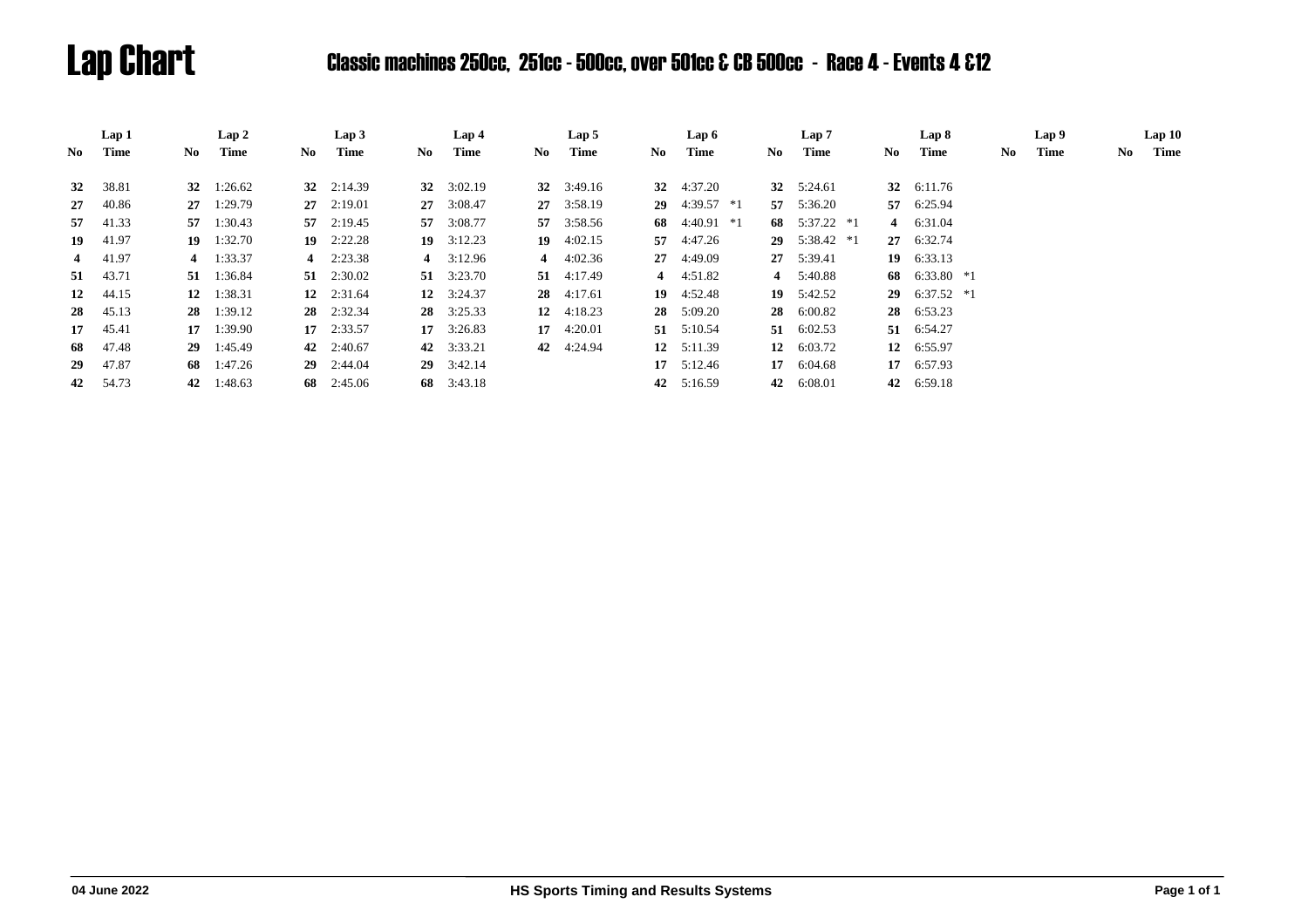# Lap Chart

## Classic machines 250cc, 251cc - 500cc, over 501cc & CB 500cc - Race 4 - Events 4 &12

| Lap 1 | | Lap 2 | | Lap 3 | | Lap 4 | | Lap 5 | | Lap 6 | | Lap 7 | | Lap 8 | | Lap 9 | | Lap 10 | |
|---|---|---|---|---|---|---|---|---|---|---|---|---|---|---|---|---|---|---|---|
| **No** | **Time** | **No** | **Time** | **No** | **Time** | **No** | **Time** | **No** | **Time** | **No** | **Time** | **No** | **Time** | **No** | **Time** | **No** | **Time** | **No** | **Time** |
| **32** | 38.81 | **32** | 1:26.62 | **32** | 2:14.39 | **32** | 3:02.19 | **32** | 3:49.16 | **32** | 4:37.20 | **32** | 5:24.61 | **32** | 6:11.76 | | | | |
| **27** | 40.86 | **27** | 1:29.79 | **27** | 2:19.01 | **27** | 3:08.47 | **27** | 3:58.19 | **29** | 4:39.57 *1 | **57** | 5:36.20 | **57** | 6:25.94 | | | | |
| **57** | 41.33 | **57** | 1:30.43 | **57** | 2:19.45 | **57** | 3:08.77 | **57** | 3:58.56 | **68** | 4:40.91 *1 | **68** | 5:37.22 *1 | **4** | 6:31.04 | | | | |
| **19** | 41.97 | **19** | 1:32.70 | **19** | 2:22.28 | **19** | 3:12.23 | **19** | 4:02.15 | **57** | 4:47.26 | **29** | 5:38.42 *1 | **27** | 6:32.74 | | | | |
| **4** | 41.97 | **4** | 1:33.37 | **4** | 2:23.38 | **4** | 3:12.96 | **4** | 4:02.36 | **27** | 4:49.09 | **27** | 5:39.41 | **19** | 6:33.13 | | | | |
| **51** | 43.71 | **51** | 1:36.84 | **51** | 2:30.02 | **51** | 3:23.70 | **51** | 4:17.49 | **4** | 4:51.82 | **4** | 5:40.88 | **68** | 6:33.80 *1 | | | | |
| **12** | 44.15 | **12** | 1:38.31 | **12** | 2:31.64 | **12** | 3:24.37 | **28** | 4:17.61 | **19** | 4:52.48 | **19** | 5:42.52 | **29** | 6:37.52 *1 | | | | |
| **28** | 45.13 | **28** | 1:39.12 | **28** | 2:32.34 | **28** | 3:25.33 | **12** | 4:18.23 | **28** | 5:09.20 | **28** | 6:00.82 | **28** | 6:53.23 | | | | |
| **17** | 45.41 | **17** | 1:39.90 | **17** | 2:33.57 | **17** | 3:26.83 | **17** | 4:20.01 | **51** | 5:10.54 | **51** | 6:02.53 | **51** | 6:54.27 | | | | |
| **68** | 47.48 | **29** | 1:45.49 | **42** | 2:40.67 | **42** | 3:33.21 | **42** | 4:24.94 | **12** | 5:11.39 | **12** | 6:03.72 | **12** | 6:55.97 | | | | |
| **29** | 47.87 | **68** | 1:47.26 | **29** | 2:44.04 | **29** | 3:42.14 | | | **17** | 5:12.46 | **17** | 6:04.68 | **17** | 6:57.93 | | | | |
| **42** | 54.73 | **42** | 1:48.63 | **68** | 2:45.06 | **68** | 3:43.18 | | | **42** | 5:16.59 | **42** | 6:08.01 | **42** | 6:59.18 | | | | |

04 June 2022

HS Sports Timing and Results Systems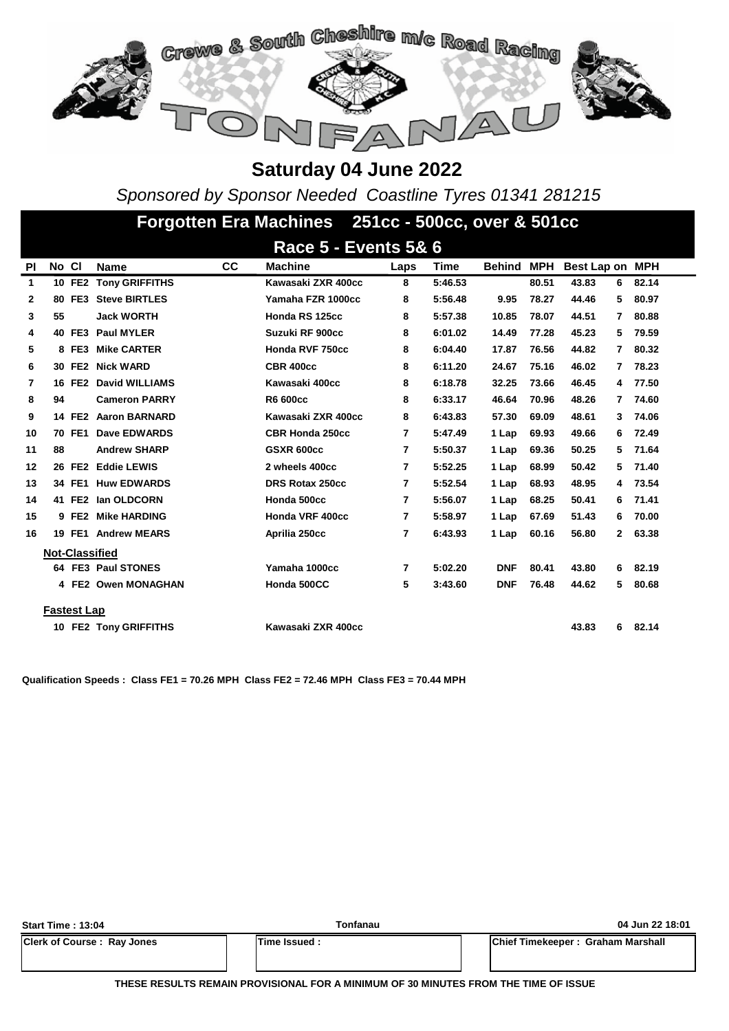# Crewe & South Cheshire m/c Road Racing

# TONFANAU

## Saturday 04 June 2022

*Sponsored by Sponsor Needed Coastline Tyres 01341 281215*

## Forgotten Era Machines 251cc - 500cc, over & 501cc

### Race 5 - Events 5& 6

| Pl | No | Cl | Name | CC | Machine | Laps | Time | Behind | MPH | Best Lap | on | MPH |
|---|---|---|---|---|---|---|---|---|---|---|---|---|
| 1 | 10 | FE2 | Tony GRIFFITHS | | Kawasaki ZXR 400cc | 8 | 5:46.53 | | 80.51 | 43.83 | 6 | 82.14 |
| 2 | 80 | FE3 | Steve BIRTLES | | Yamaha FZR 1000cc | 8 | 5:56.48 | 9.95 | 78.27 | 44.46 | 5 | 80.97 |
| 3 | 55 | | Jack WORTH | | Honda RS 125cc | 8 | 5:57.38 | 10.85 | 78.07 | 44.51 | 7 | 80.88 |
| 4 | 40 | FE3 | Paul MYLER | | Suzuki RF 900cc | 8 | 6:01.02 | 14.49 | 77.28 | 45.23 | 5 | 79.59 |
| 5 | 8 | FE3 | Mike CARTER | | Honda RVF 750cc | 8 | 6:04.40 | 17.87 | 76.56 | 44.82 | 7 | 80.32 |
| 6 | 30 | FE2 | Nick WARD | | CBR 400cc | 8 | 6:11.20 | 24.67 | 75.16 | 46.02 | 7 | 78.23 |
| 7 | 16 | FE2 | David WILLIAMS | | Kawasaki 400cc | 8 | 6:18.78 | 32.25 | 73.66 | 46.45 | 4 | 77.50 |
| 8 | 94 | | Cameron PARRY | | R6 600cc | 8 | 6:33.17 | 46.64 | 70.96 | 48.26 | 7 | 74.60 |
| 9 | 14 | FE2 | Aaron BARNARD | | Kawasaki ZXR 400cc | 8 | 6:43.83 | 57.30 | 69.09 | 48.61 | 3 | 74.06 |
| 10 | 70 | FE1 | Dave EDWARDS | | CBR Honda 250cc | 7 | 5:47.49 | 1 Lap | 69.93 | 49.66 | 6 | 72.49 |
| 11 | 88 | | Andrew SHARP | | GSXR 600cc | 7 | 5:50.37 | 1 Lap | 69.36 | 50.25 | 5 | 71.64 |
| 12 | 26 | FE2 | Eddie LEWIS | | 2 wheels 400cc | 7 | 5:52.25 | 1 Lap | 68.99 | 50.42 | 5 | 71.40 |
| 13 | 34 | FE1 | Huw EDWARDS | | DRS Rotax 250cc | 7 | 5:52.54 | 1 Lap | 68.93 | 48.95 | 4 | 73.54 |
| 14 | 41 | FE2 | Ian OLDCORN | | Honda 500cc | 7 | 5:56.07 | 1 Lap | 68.25 | 50.41 | 6 | 71.41 |
| 15 | 9 | FE2 | Mike HARDING | | Honda VRF 400cc | 7 | 5:58.97 | 1 Lap | 67.69 | 51.43 | 6 | 70.00 |
| 16 | 19 | FE1 | Andrew MEARS | | Aprilia 250cc | 7 | 6:43.93 | 1 Lap | 60.16 | 56.80 | 2 | 63.38 |
| **Not-Classified** | | | | | | | | | | | | |
| | 64 | FE3 | Paul STONES | | Yamaha 1000cc | 7 | 5:02.20 | DNF | 80.41 | 43.80 | 6 | 82.19 |
| | 4 | FE2 | Owen MONAGHAN | | Honda 500CC | 5 | 3:43.60 | DNF | 76.48 | 44.62 | 5 | 80.68 |
| **Fastest Lap** | | | | | | | | | | | | |
| | 10 | FE2 | Tony GRIFFITHS | | Kawasaki ZXR 400cc | | | | | 43.83 | 6 | 82.14 |

**Qualification Speeds : Class FE1 = 70.26 MPH Class FE2 = 72.46 MPH Class FE3 = 70.44 MPH**

| Start Time : 13:04 | Tonfanau | 04 Jun 22 18:01 |
|---|---|---|
| Clerk of Course : Ray Jones | Time Issued : | Chief Timekeeper : Graham Marshall |

**THESE RESULTS REMAIN PROVISIONAL FOR A MINIMUM OF 30 MINUTES FROM THE TIME OF ISSUE**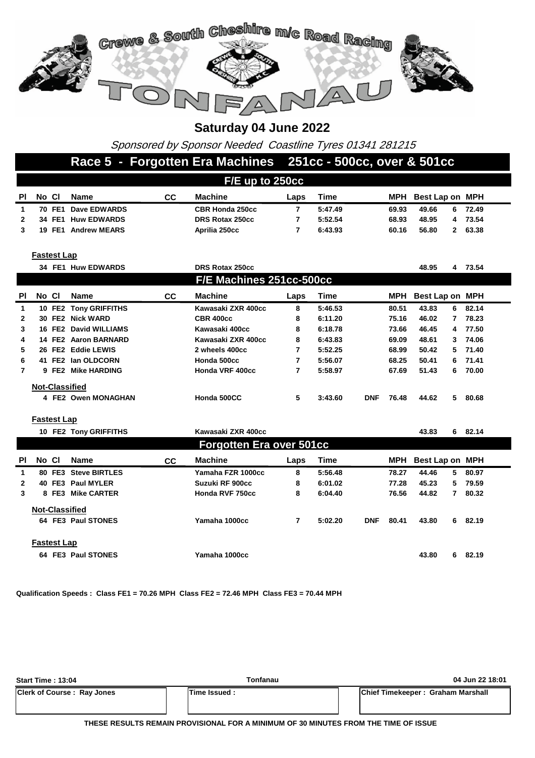Crewe & South Cheshire m/c Road Racing

TONFANAU

## Saturday 04 June 2022

*Sponsored by Sponsor Needed Coastline Tyres 01341 281215*

# Race 5 - Forgotten Era Machines 251cc - 500cc, over & 501cc

### F/E up to 250cc

| Pl | No | Cl | Name | CC | Machine | Laps | Time | | MPH | Best Lap | on | MPH |
|---|---|---|---|---|---|---|---|---|---|---|---|---|
| 1 | 70 | FE1 | Dave EDWARDS | | CBR Honda 250cc | 7 | 5:47.49 | | 69.93 | 49.66 | 6 | 72.49 |
| 2 | 34 | FE1 | Huw EDWARDS | | DRS Rotax 250cc | 7 | 5:52.54 | | 68.93 | 48.95 | 4 | 73.54 |
| 3 | 19 | FE1 | Andrew MEARS | | Aprilia 250cc | 7 | 6:43.93 | | 60.16 | 56.80 | 2 | 63.38 |

**Fastest Lap**

| No | Cl | Name | Machine | Best Lap | on | MPH |
|---|---|---|---|---|---|---|
| 34 | FE1 | Huw EDWARDS | DRS Rotax 250cc | 48.95 | 4 | 73.54 |

### F/E Machines 251cc-500cc

| Pl | No | Cl | Name | CC | Machine | Laps | Time | | MPH | Best Lap | on | MPH |
|---|---|---|---|---|---|---|---|---|---|---|---|---|
| 1 | 10 | FE2 | Tony GRIFFITHS | | Kawasaki ZXR 400cc | 8 | 5:46.53 | | 80.51 | 43.83 | 6 | 82.14 |
| 2 | 30 | FE2 | Nick WARD | | CBR 400cc | 8 | 6:11.20 | | 75.16 | 46.02 | 7 | 78.23 |
| 3 | 16 | FE2 | David WILLIAMS | | Kawasaki 400cc | 8 | 6:18.78 | | 73.66 | 46.45 | 4 | 77.50 |
| 4 | 14 | FE2 | Aaron BARNARD | | Kawasaki ZXR 400cc | 8 | 6:43.83 | | 69.09 | 48.61 | 3 | 74.06 |
| 5 | 26 | FE2 | Eddie LEWIS | | 2 wheels 400cc | 7 | 5:52.25 | | 68.99 | 50.42 | 5 | 71.40 |
| 6 | 41 | FE2 | Ian OLDCORN | | Honda 500cc | 7 | 5:56.07 | | 68.25 | 50.41 | 6 | 71.41 |
| 7 | 9 | FE2 | Mike HARDING | | Honda VRF 400cc | 7 | 5:58.97 | | 67.69 | 51.43 | 6 | 70.00 |
| **Not-Classified** | | | | | | | | | | | | |
| | 4 | FE2 | Owen MONAGHAN | | Honda 500CC | 5 | 3:43.60 | DNF | 76.48 | 44.62 | 5 | 80.68 |

**Fastest Lap**

| No | Cl | Name | Machine | Best Lap | on | MPH |
|---|---|---|---|---|---|---|
| 10 | FE2 | Tony GRIFFITHS | Kawasaki ZXR 400cc | 43.83 | 6 | 82.14 |

### Forgotten Era over 501cc

| Pl | No | Cl | Name | CC | Machine | Laps | Time | | MPH | Best Lap | on | MPH |
|---|---|---|---|---|---|---|---|---|---|---|---|---|
| 1 | 80 | FE3 | Steve BIRTLES | | Yamaha FZR 1000cc | 8 | 5:56.48 | | 78.27 | 44.46 | 5 | 80.97 |
| 2 | 40 | FE3 | Paul MYLER | | Suzuki RF 900cc | 8 | 6:01.02 | | 77.28 | 45.23 | 5 | 79.59 |
| 3 | 8 | FE3 | Mike CARTER | | Honda RVF 750cc | 8 | 6:04.40 | | 76.56 | 44.82 | 7 | 80.32 |
| **Not-Classified** | | | | | | | | | | | | |
| | 64 | FE3 | Paul STONES | | Yamaha 1000cc | 7 | 5:02.20 | DNF | 80.41 | 43.80 | 6 | 82.19 |

**Fastest Lap**

| No | Cl | Name | Machine | Best Lap | on | MPH |
|---|---|---|---|---|---|---|
| 64 | FE3 | Paul STONES | Yamaha 1000cc | 43.80 | 6 | 82.19 |

**Qualification Speeds : Class FE1 = 70.26 MPH Class FE2 = 72.46 MPH Class FE3 = 70.44 MPH**

| Start Time : 13:04 | Tonfanau | 04 Jun 22 18:01 |
|---|---|---|
| Clerk of Course : Ray Jones | Time Issued : | Chief Timekeeper : Graham Marshall |

**THESE RESULTS REMAIN PROVISIONAL FOR A MINIMUM OF 30 MINUTES FROM THE TIME OF ISSUE**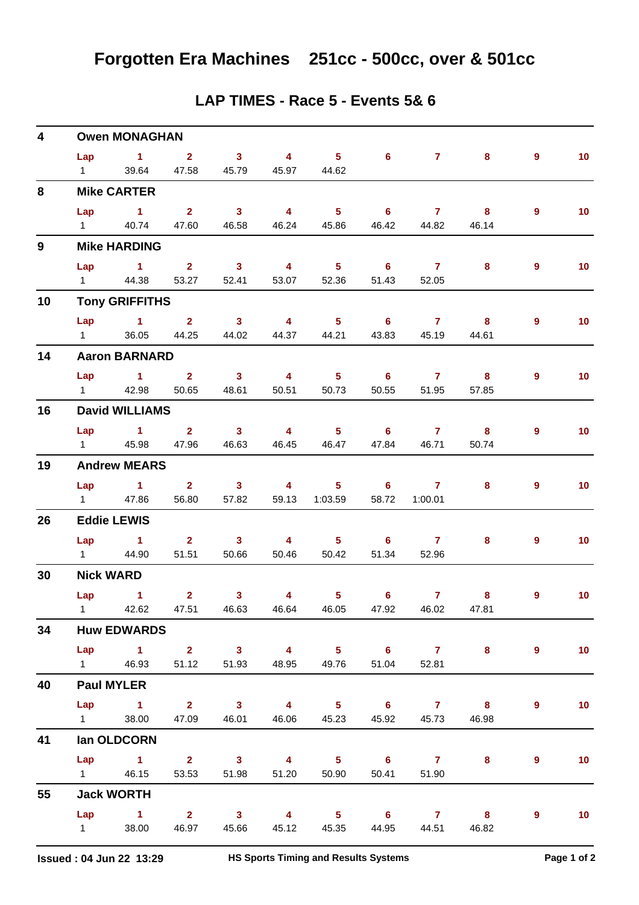# Forgotten Era Machines 251cc - 500cc, over & 501cc

## LAP TIMES - Race 5 - Events 5& 6

**4 Owen MONAGHAN**

| Lap | 1 | 2 | 3 | 4 | 5 | 6 | 7 | 8 | 9 | 10 |
|---|---|---|---|---|---|---|---|---|---|---|
| 1 | 39.64 | 47.58 | 45.79 | 45.97 | 44.62 | | | | | |

**8 Mike CARTER**

| Lap | 1 | 2 | 3 | 4 | 5 | 6 | 7 | 8 | 9 | 10 |
|---|---|---|---|---|---|---|---|---|---|---|
| 1 | 40.74 | 47.60 | 46.58 | 46.24 | 45.86 | 46.42 | 44.82 | 46.14 | | |

**9 Mike HARDING**

| Lap | 1 | 2 | 3 | 4 | 5 | 6 | 7 | 8 | 9 | 10 |
|---|---|---|---|---|---|---|---|---|---|---|
| 1 | 44.38 | 53.27 | 52.41 | 53.07 | 52.36 | 51.43 | 52.05 | | | |

**10 Tony GRIFFITHS**

| Lap | 1 | 2 | 3 | 4 | 5 | 6 | 7 | 8 | 9 | 10 |
|---|---|---|---|---|---|---|---|---|---|---|
| 1 | 36.05 | 44.25 | 44.02 | 44.37 | 44.21 | 43.83 | 45.19 | 44.61 | | |

**14 Aaron BARNARD**

| Lap | 1 | 2 | 3 | 4 | 5 | 6 | 7 | 8 | 9 | 10 |
|---|---|---|---|---|---|---|---|---|---|---|
| 1 | 42.98 | 50.65 | 48.61 | 50.51 | 50.73 | 50.55 | 51.95 | 57.85 | | |

**16 David WILLIAMS**

| Lap | 1 | 2 | 3 | 4 | 5 | 6 | 7 | 8 | 9 | 10 |
|---|---|---|---|---|---|---|---|---|---|---|
| 1 | 45.98 | 47.96 | 46.63 | 46.45 | 46.47 | 47.84 | 46.71 | 50.74 | | |

**19 Andrew MEARS**

| Lap | 1 | 2 | 3 | 4 | 5 | 6 | 7 | 8 | 9 | 10 |
|---|---|---|---|---|---|---|---|---|---|---|
| 1 | 47.86 | 56.80 | 57.82 | 59.13 | 1:03.59 | 58.72 | 1:00.01 | | | |

**26 Eddie LEWIS**

| Lap | 1 | 2 | 3 | 4 | 5 | 6 | 7 | 8 | 9 | 10 |
|---|---|---|---|---|---|---|---|---|---|---|
| 1 | 44.90 | 51.51 | 50.66 | 50.46 | 50.42 | 51.34 | 52.96 | | | |

**30 Nick WARD**

| Lap | 1 | 2 | 3 | 4 | 5 | 6 | 7 | 8 | 9 | 10 |
|---|---|---|---|---|---|---|---|---|---|---|
| 1 | 42.62 | 47.51 | 46.63 | 46.64 | 46.05 | 47.92 | 46.02 | 47.81 | | |

**34 Huw EDWARDS**

| Lap | 1 | 2 | 3 | 4 | 5 | 6 | 7 | 8 | 9 | 10 |
|---|---|---|---|---|---|---|---|---|---|---|
| 1 | 46.93 | 51.12 | 51.93 | 48.95 | 49.76 | 51.04 | 52.81 | | | |

**40 Paul MYLER**

| Lap | 1 | 2 | 3 | 4 | 5 | 6 | 7 | 8 | 9 | 10 |
|---|---|---|---|---|---|---|---|---|---|---|
| 1 | 38.00 | 47.09 | 46.01 | 46.06 | 45.23 | 45.92 | 45.73 | 46.98 | | |

**41 Ian OLDCORN**

| Lap | 1 | 2 | 3 | 4 | 5 | 6 | 7 | 8 | 9 | 10 |
|---|---|---|---|---|---|---|---|---|---|---|
| 1 | 46.15 | 53.53 | 51.98 | 51.20 | 50.90 | 50.41 | 51.90 | | | |

**55 Jack WORTH**

| Lap | 1 | 2 | 3 | 4 | 5 | 6 | 7 | 8 | 9 | 10 |
|---|---|---|---|---|---|---|---|---|---|---|
| 1 | 38.00 | 46.97 | 45.66 | 45.12 | 45.35 | 44.95 | 44.51 | 46.82 | | |

Issued : 04 Jun 22 13:29 HS Sports Timing and Results Systems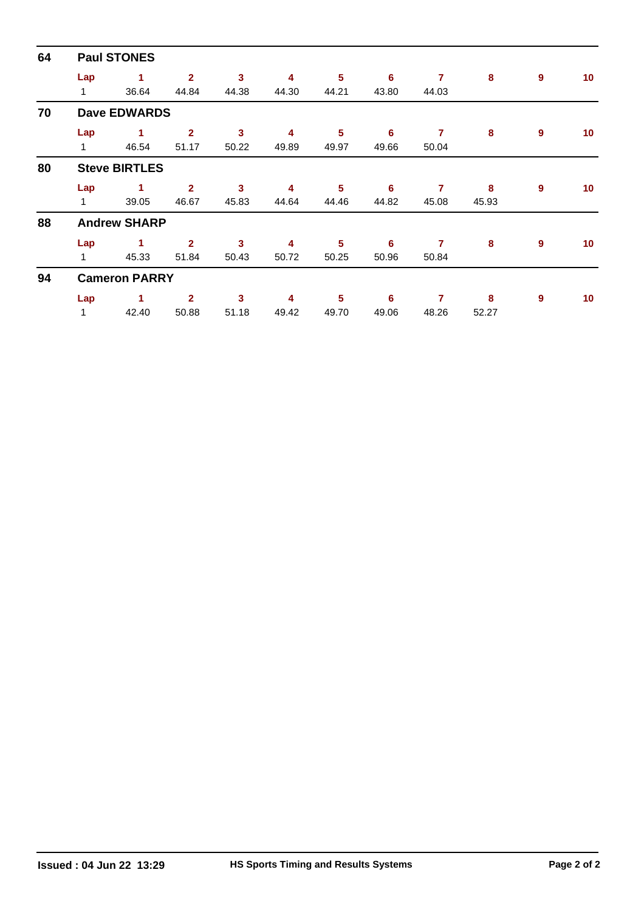## 64 Paul STONES

| Lap | 1 | 2 | 3 | 4 | 5 | 6 | 7 | 8 | 9 | 10 |
|---|---|---|---|---|---|---|---|---|---|---|
| 1 | 36.64 | 44.84 | 44.38 | 44.30 | 44.21 | 43.80 | 44.03 | | | |

## 70 Dave EDWARDS

| Lap | 1 | 2 | 3 | 4 | 5 | 6 | 7 | 8 | 9 | 10 |
|---|---|---|---|---|---|---|---|---|---|---|
| 1 | 46.54 | 51.17 | 50.22 | 49.89 | 49.97 | 49.66 | 50.04 | | | |

## 80 Steve BIRTLES

| Lap | 1 | 2 | 3 | 4 | 5 | 6 | 7 | 8 | 9 | 10 |
|---|---|---|---|---|---|---|---|---|---|---|
| 1 | 39.05 | 46.67 | 45.83 | 44.64 | 44.46 | 44.82 | 45.08 | 45.93 | | |

## 88 Andrew SHARP

| Lap | 1 | 2 | 3 | 4 | 5 | 6 | 7 | 8 | 9 | 10 |
|---|---|---|---|---|---|---|---|---|---|---|
| 1 | 45.33 | 51.84 | 50.43 | 50.72 | 50.25 | 50.96 | 50.84 | | | |

## 94 Cameron PARRY

| Lap | 1 | 2 | 3 | 4 | 5 | 6 | 7 | 8 | 9 | 10 |
|---|---|---|---|---|---|---|---|---|---|---|
| 1 | 42.40 | 50.88 | 51.18 | 49.42 | 49.70 | 49.06 | 48.26 | 52.27 | | |

**Issued : 04 Jun 22 13:29** **HS Sports Timing and Results Systems**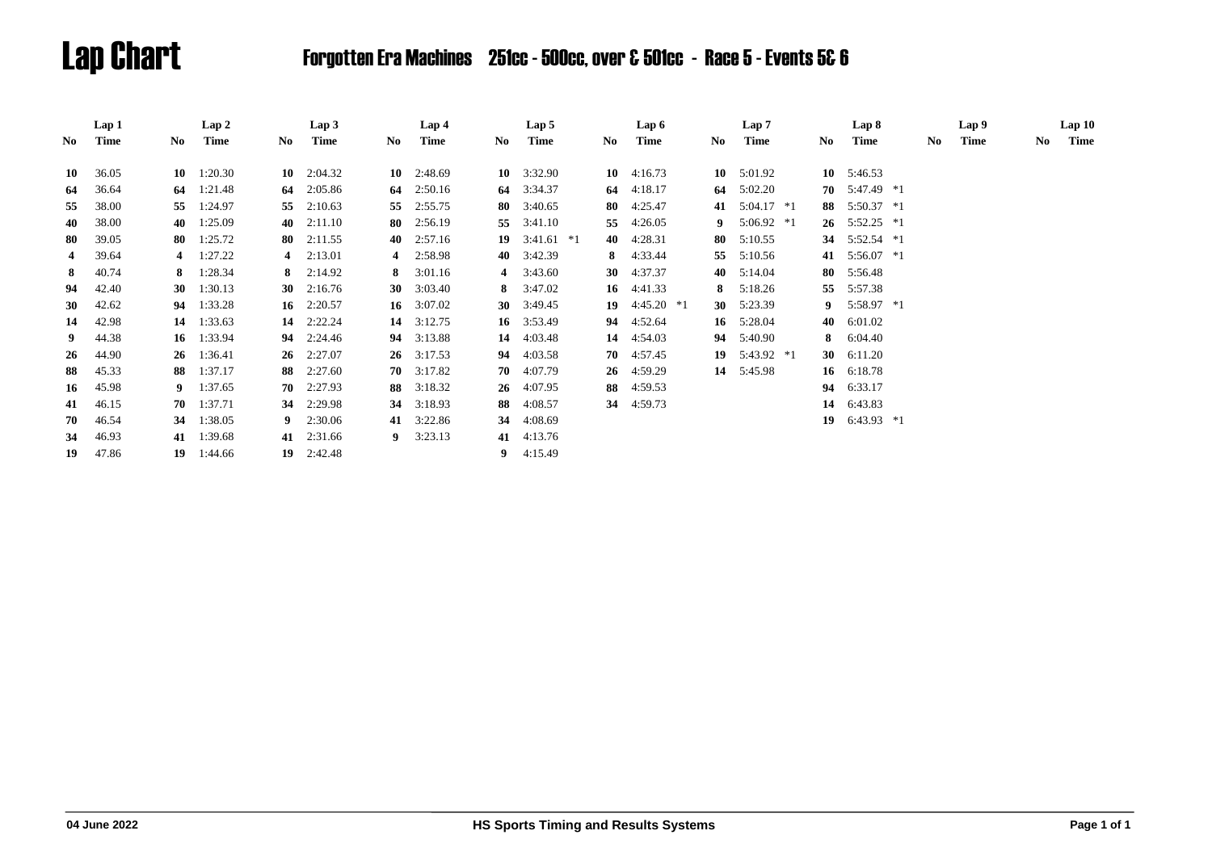# Lap Chart

## Forgotten Era Machines 251cc - 500cc, over & 501cc - Race 5 - Events 5& 6

| Lap 1 | | Lap 2 | | Lap 3 | | Lap 4 | | Lap 5 | | Lap 6 | | Lap 7 | | Lap 8 | | Lap 9 | | Lap 10 | |
|---|---|---|---|---|---|---|---|---|---|---|---|---|---|---|---|---|---|---|---|
| No | Time | No | Time | No | Time | No | Time | No | Time | No | Time | No | Time | No | Time | No | Time | No | Time |
| **10** | 36.05 | **10** | 1:20.30 | **10** | 2:04.32 | **10** | 2:48.69 | **10** | 3:32.90 | **10** | 4:16.73 | **10** | 5:01.92 | **10** | 5:46.53 | | | | |
| **64** | 36.64 | **64** | 1:21.48 | **64** | 2:05.86 | **64** | 2:50.16 | **64** | 3:34.37 | **64** | 4:18.17 | **64** | 5:02.20 | **70** | 5:47.49 *1 | | | | |
| **55** | 38.00 | **55** | 1:24.97 | **55** | 2:10.63 | **55** | 2:55.75 | **80** | 3:40.65 | **80** | 4:25.47 | **41** | 5:04.17 *1 | **88** | 5:50.37 *1 | | | | |
| **40** | 38.00 | **40** | 1:25.09 | **40** | 2:11.10 | **80** | 2:56.19 | **55** | 3:41.10 | **55** | 4:26.05 | **9** | 5:06.92 *1 | **26** | 5:52.25 *1 | | | | |
| **80** | 39.05 | **80** | 1:25.72 | **80** | 2:11.55 | **40** | 2:57.16 | **19** | 3:41.61 *1 | **40** | 4:28.31 | **80** | 5:10.55 | **34** | 5:52.54 *1 | | | | |
| **4** | 39.64 | **4** | 1:27.22 | **4** | 2:13.01 | **4** | 2:58.98 | **40** | 3:42.39 | **8** | 4:33.44 | **55** | 5:10.56 | **41** | 5:56.07 *1 | | | | |
| **8** | 40.74 | **8** | 1:28.34 | **8** | 2:14.92 | **8** | 3:01.16 | **4** | 3:43.60 | **30** | 4:37.37 | **40** | 5:14.04 | **80** | 5:56.48 | | | | |
| **94** | 42.40 | **30** | 1:30.13 | **30** | 2:16.76 | **30** | 3:03.40 | **8** | 3:47.02 | **16** | 4:41.33 | **8** | 5:18.26 | **55** | 5:57.38 | | | | |
| **30** | 42.62 | **94** | 1:33.28 | **16** | 2:20.57 | **16** | 3:07.02 | **30** | 3:49.45 | **19** | 4:45.20 *1 | **30** | 5:23.39 | **9** | 5:58.97 *1 | | | | |
| **14** | 42.98 | **14** | 1:33.63 | **14** | 2:22.24 | **14** | 3:12.75 | **16** | 3:53.49 | **94** | 4:52.64 | **16** | 5:28.04 | **40** | 6:01.02 | | | | |
| **9** | 44.38 | **16** | 1:33.94 | **94** | 2:24.46 | **94** | 3:13.88 | **14** | 4:03.48 | **14** | 4:54.03 | **94** | 5:40.90 | **8** | 6:04.40 | | | | |
| **26** | 44.90 | **26** | 1:36.41 | **26** | 2:27.07 | **26** | 3:17.53 | **94** | 4:03.58 | **70** | 4:57.45 | **19** | 5:43.92 *1 | **30** | 6:11.20 | | | | |
| **88** | 45.33 | **88** | 1:37.17 | **88** | 2:27.60 | **70** | 3:17.82 | **70** | 4:07.79 | **26** | 4:59.29 | **14** | 5:45.98 | **16** | 6:18.78 | | | | |
| **16** | 45.98 | **9** | 1:37.65 | **70** | 2:27.93 | **88** | 3:18.32 | **26** | 4:07.95 | **88** | 4:59.53 | | | **94** | 6:33.17 | | | | |
| **41** | 46.15 | **70** | 1:37.71 | **34** | 2:29.98 | **34** | 3:18.93 | **88** | 4:08.57 | **34** | 4:59.73 | | | **14** | 6:43.83 | | | | |
| **70** | 46.54 | **34** | 1:38.05 | **9** | 2:30.06 | **41** | 3:22.86 | **34** | 4:08.69 | | | | | **19** | 6:43.93 *1 | | | | |
| **34** | 46.93 | **41** | 1:39.68 | **41** | 2:31.66 | **9** | 3:23.13 | **41** | 4:13.76 | | | | | | | | | | |
| **19** | 47.86 | **19** | 1:44.66 | **19** | 2:42.48 | | | **9** | 4:15.49 | | | | | | | | | | |

04 June 2022 — HS Sports Timing and Results Systems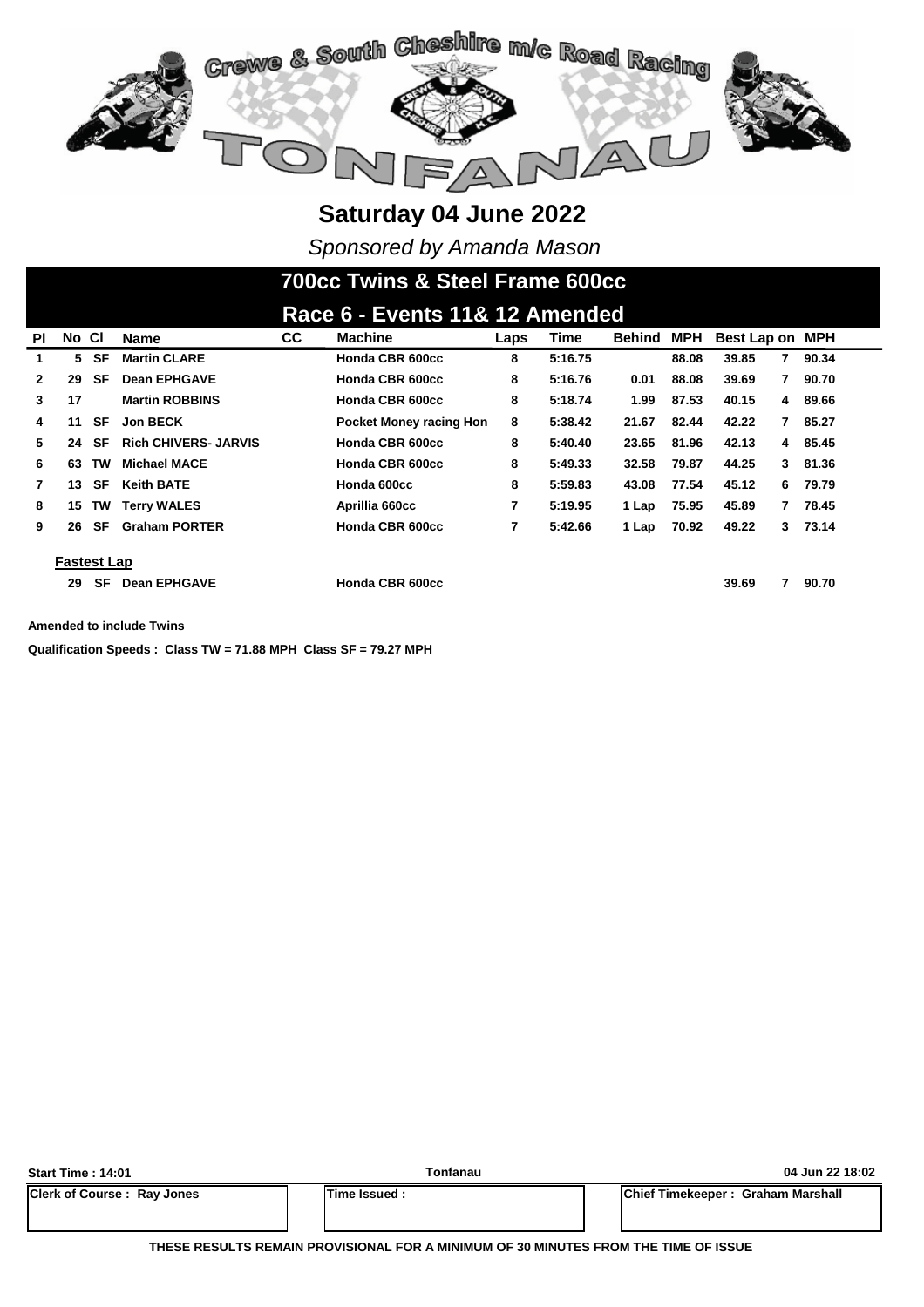Crewe & South Cheshire m/c Road Racing

TONFANAU

## Saturday 04 June 2022

*Sponsored by Amanda Mason*

# 700cc Twins & Steel Frame 600cc

## Race 6 - Events 11& 12 Amended

| Pl | No | Cl | Name | CC | Machine | Laps | Time | Behind | MPH | Best Lap | on | MPH |
|---|---|---|---|---|---|---|---|---|---|---|---|---|
| 1 | 5 | SF | Martin CLARE | | Honda CBR 600cc | 8 | 5:16.75 | | 88.08 | 39.85 | 7 | 90.34 |
| 2 | 29 | SF | Dean EPHGAVE | | Honda CBR 600cc | 8 | 5:16.76 | 0.01 | 88.08 | 39.69 | 7 | 90.70 |
| 3 | 17 | | Martin ROBBINS | | Honda CBR 600cc | 8 | 5:18.74 | 1.99 | 87.53 | 40.15 | 4 | 89.66 |
| 4 | 11 | SF | Jon BECK | | Pocket Money racing Hon | 8 | 5:38.42 | 21.67 | 82.44 | 42.22 | 7 | 85.27 |
| 5 | 24 | SF | Rich CHIVERS- JARVIS | | Honda CBR 600cc | 8 | 5:40.40 | 23.65 | 81.96 | 42.13 | 4 | 85.45 |
| 6 | 63 | TW | Michael MACE | | Honda CBR 600cc | 8 | 5:49.33 | 32.58 | 79.87 | 44.25 | 3 | 81.36 |
| 7 | 13 | SF | Keith BATE | | Honda 600cc | 8 | 5:59.83 | 43.08 | 77.54 | 45.12 | 6 | 79.79 |
| 8 | 15 | TW | Terry WALES | | Aprillia 660cc | 7 | 5:19.95 | 1 Lap | 75.95 | 45.89 | 7 | 78.45 |
| 9 | 26 | SF | Graham PORTER | | Honda CBR 600cc | 7 | 5:42.66 | 1 Lap | 70.92 | 49.22 | 3 | 73.14 |

**Fastest Lap**

| No | Cl | Name | Machine | Best Lap | on | MPH |
|---|---|---|---|---|---|---|
| 29 | SF | Dean EPHGAVE | Honda CBR 600cc | 39.69 | 7 | 90.70 |

**Amended to include Twins**

**Qualification Speeds : Class TW = 71.88 MPH Class SF = 79.27 MPH**

| Start Time : 14:01 | Tonfanau | 04 Jun 22 18:02 |
|---|---|---|
| Clerk of Course : Ray Jones | Time Issued : | Chief Timekeeper : Graham Marshall |

**THESE RESULTS REMAIN PROVISIONAL FOR A MINIMUM OF 30 MINUTES FROM THE TIME OF ISSUE**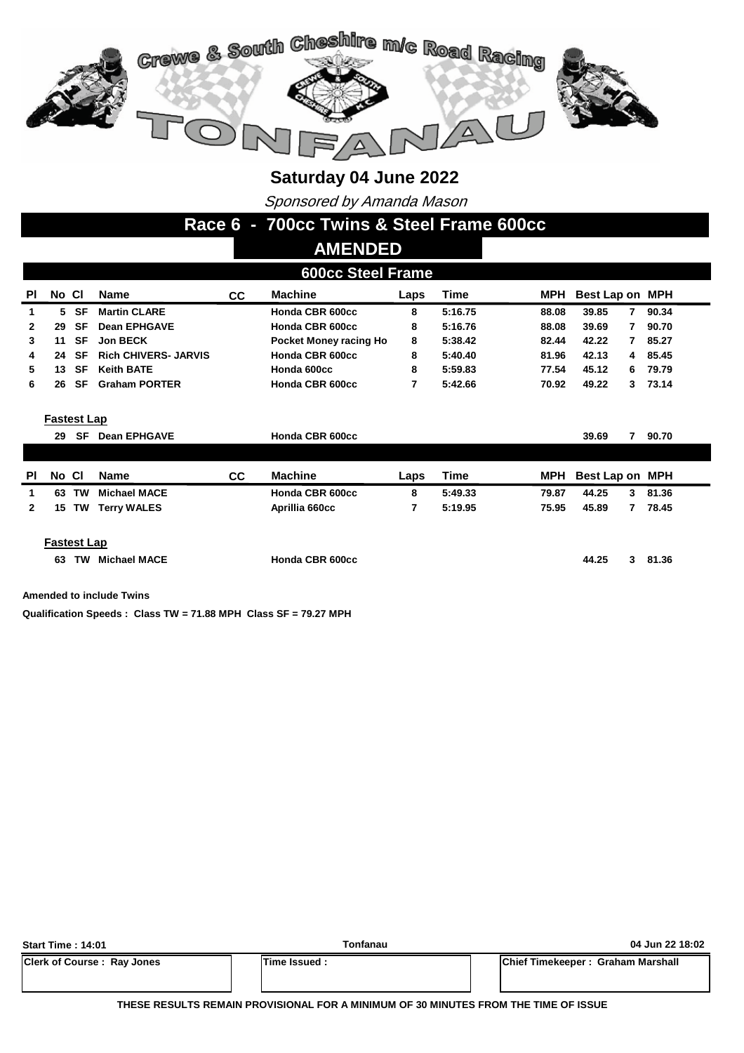# Crewe & South Cheshire m/c Road Racing

# TONFANAU

## Saturday 04 June 2022

*Sponsored by Amanda Mason*

## Race 6 - 700cc Twins & Steel Frame 600cc

### AMENDED

### 600cc Steel Frame

| Pl | No | Cl | Name | CC | Machine | Laps | Time | MPH | Best Lap | on | MPH |
|---|---|---|---|---|---|---|---|---|---|---|---|
| 1 | 5 | SF | Martin CLARE | | Honda CBR 600cc | 8 | 5:16.75 | 88.08 | 39.85 | 7 | 90.34 |
| 2 | 29 | SF | Dean EPHGAVE | | Honda CBR 600cc | 8 | 5:16.76 | 88.08 | 39.69 | 7 | 90.70 |
| 3 | 11 | SF | Jon BECK | | Pocket Money racing Ho | 8 | 5:38.42 | 82.44 | 42.22 | 7 | 85.27 |
| 4 | 24 | SF | Rich CHIVERS- JARVIS | | Honda CBR 600cc | 8 | 5:40.40 | 81.96 | 42.13 | 4 | 85.45 |
| 5 | 13 | SF | Keith BATE | | Honda 600cc | 8 | 5:59.83 | 77.54 | 45.12 | 6 | 79.79 |
| 6 | 26 | SF | Graham PORTER | | Honda CBR 600cc | 7 | 5:42.66 | 70.92 | 49.22 | 3 | 73.14 |

**Fastest Lap**

| No | Cl | Name | Machine | Best Lap | on | MPH |
|---|---|---|---|---|---|---|
| 29 | SF | Dean EPHGAVE | Honda CBR 600cc | 39.69 | 7 | 90.70 |

| Pl | No | Cl | Name | CC | Machine | Laps | Time | MPH | Best Lap | on | MPH |
|---|---|---|---|---|---|---|---|---|---|---|---|
| 1 | 63 | TW | Michael MACE | | Honda CBR 600cc | 8 | 5:49.33 | 79.87 | 44.25 | 3 | 81.36 |
| 2 | 15 | TW | Terry WALES | | Aprillia 660cc | 7 | 5:19.95 | 75.95 | 45.89 | 7 | 78.45 |

**Fastest Lap**

| No | Cl | Name | Machine | Best Lap | on | MPH |
|---|---|---|---|---|---|---|
| 63 | TW | Michael MACE | Honda CBR 600cc | 44.25 | 3 | 81.36 |

**Amended to include Twins**

**Qualification Speeds : Class TW = 71.88 MPH Class SF = 79.27 MPH**

| Start Time : 14:01 | Tonfanau | 04 Jun 22 18:02 |
|---|---|---|
| Clerk of Course : Ray Jones | Time Issued : | Chief Timekeeper : Graham Marshall |

**THESE RESULTS REMAIN PROVISIONAL FOR A MINIMUM OF 30 MINUTES FROM THE TIME OF ISSUE**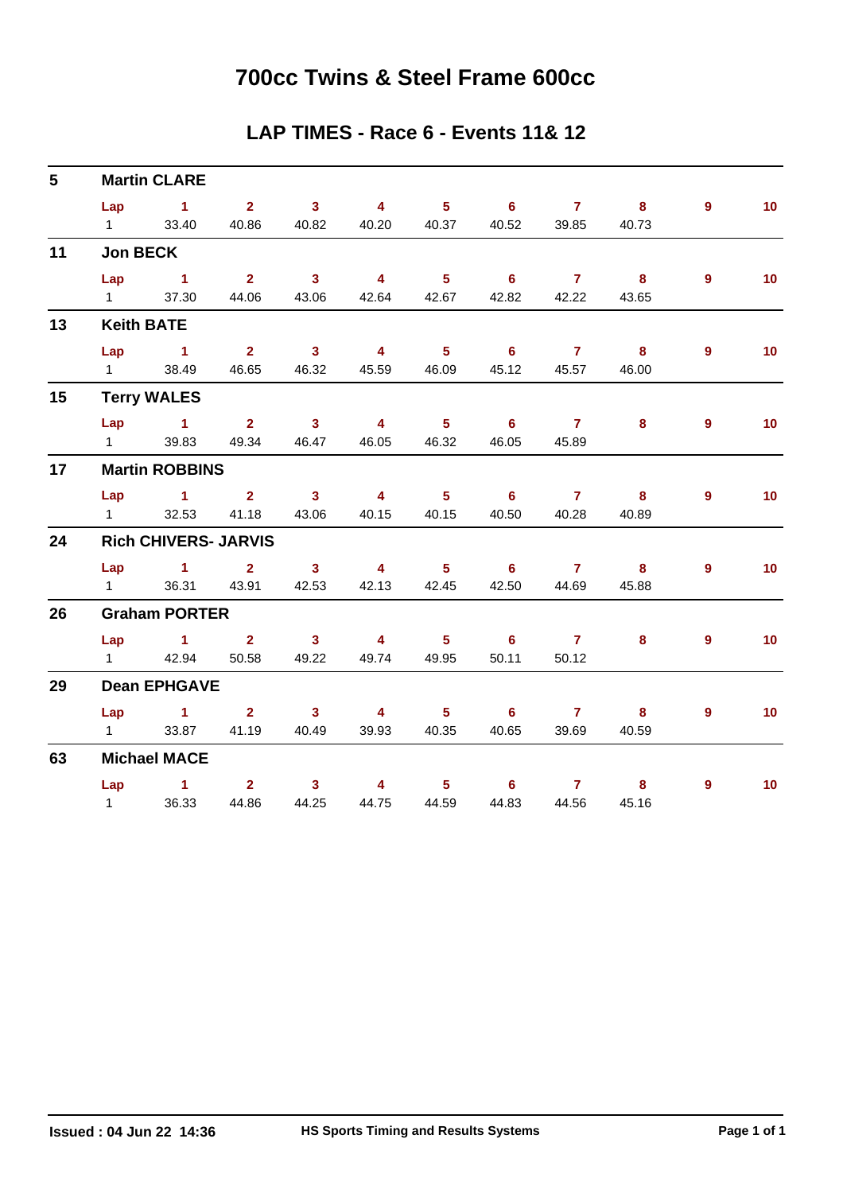# 700cc Twins & Steel Frame 600cc

## LAP TIMES - Race 6 - Events 11& 12

### 5 Martin CLARE

| Lap | 1 | 2 | 3 | 4 | 5 | 6 | 7 | 8 | 9 | 10 |
|---|---|---|---|---|---|---|---|---|---|---|
| 1 | 33.40 | 40.86 | 40.82 | 40.20 | 40.37 | 40.52 | 39.85 | 40.73 | | |

### 11 Jon BECK

| Lap | 1 | 2 | 3 | 4 | 5 | 6 | 7 | 8 | 9 | 10 |
|---|---|---|---|---|---|---|---|---|---|---|
| 1 | 37.30 | 44.06 | 43.06 | 42.64 | 42.67 | 42.82 | 42.22 | 43.65 | | |

### 13 Keith BATE

| Lap | 1 | 2 | 3 | 4 | 5 | 6 | 7 | 8 | 9 | 10 |
|---|---|---|---|---|---|---|---|---|---|---|
| 1 | 38.49 | 46.65 | 46.32 | 45.59 | 46.09 | 45.12 | 45.57 | 46.00 | | |

### 15 Terry WALES

| Lap | 1 | 2 | 3 | 4 | 5 | 6 | 7 | 8 | 9 | 10 |
|---|---|---|---|---|---|---|---|---|---|---|
| 1 | 39.83 | 49.34 | 46.47 | 46.05 | 46.32 | 46.05 | 45.89 | | | |

### 17 Martin ROBBINS

| Lap | 1 | 2 | 3 | 4 | 5 | 6 | 7 | 8 | 9 | 10 |
|---|---|---|---|---|---|---|---|---|---|---|
| 1 | 32.53 | 41.18 | 43.06 | 40.15 | 40.15 | 40.50 | 40.28 | 40.89 | | |

### 24 Rich CHIVERS- JARVIS

| Lap | 1 | 2 | 3 | 4 | 5 | 6 | 7 | 8 | 9 | 10 |
|---|---|---|---|---|---|---|---|---|---|---|
| 1 | 36.31 | 43.91 | 42.53 | 42.13 | 42.45 | 42.50 | 44.69 | 45.88 | | |

### 26 Graham PORTER

| Lap | 1 | 2 | 3 | 4 | 5 | 6 | 7 | 8 | 9 | 10 |
|---|---|---|---|---|---|---|---|---|---|---|
| 1 | 42.94 | 50.58 | 49.22 | 49.74 | 49.95 | 50.11 | 50.12 | | | |

### 29 Dean EPHGAVE

| Lap | 1 | 2 | 3 | 4 | 5 | 6 | 7 | 8 | 9 | 10 |
|---|---|---|---|---|---|---|---|---|---|---|
| 1 | 33.87 | 41.19 | 40.49 | 39.93 | 40.35 | 40.65 | 39.69 | 40.59 | | |

### 63 Michael MACE

| Lap | 1 | 2 | 3 | 4 | 5 | 6 | 7 | 8 | 9 | 10 |
|---|---|---|---|---|---|---|---|---|---|---|
| 1 | 36.33 | 44.86 | 44.25 | 44.75 | 44.59 | 44.83 | 44.56 | 45.16 | | |

**Issued : 04 Jun 22 14:36** **HS Sports Timing and Results Systems**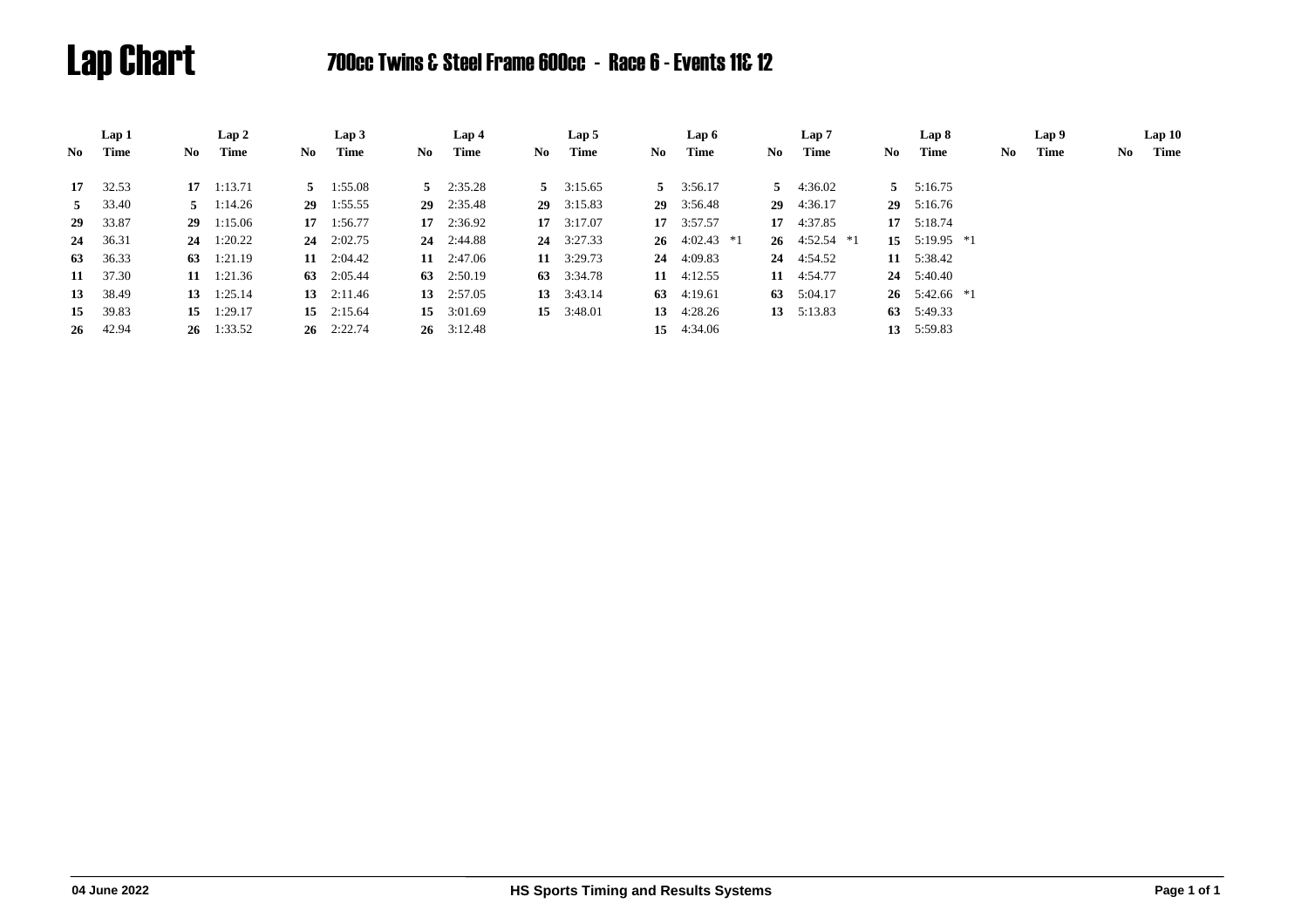# Lap Chart

## 700cc Twins & Steel Frame 600cc - Race 6 - Events 11& 12

| Lap 1 | | Lap 2 | | Lap 3 | | Lap 4 | | Lap 5 | | Lap 6 | | Lap 7 | | Lap 8 | | Lap 9 | | Lap 10 | |
|---|---|---|---|---|---|---|---|---|---|---|---|---|---|---|---|---|---|---|---|
| **No** | **Time** | **No** | **Time** | **No** | **Time** | **No** | **Time** | **No** | **Time** | **No** | **Time** | **No** | **Time** | **No** | **Time** | **No** | **Time** | **No** | **Time** |
| **17** | 32.53 | **17** | 1:13.71 | **5** | 1:55.08 | **5** | 2:35.28 | **5** | 3:15.65 | **5** | 3:56.17 | **5** | 4:36.02 | **5** | 5:16.75 | | | | |
| **5** | 33.40 | **5** | 1:14.26 | **29** | 1:55.55 | **29** | 2:35.48 | **29** | 3:15.83 | **29** | 3:56.48 | **29** | 4:36.17 | **29** | 5:16.76 | | | | |
| **29** | 33.87 | **29** | 1:15.06 | **17** | 1:56.77 | **17** | 2:36.92 | **17** | 3:17.07 | **17** | 3:57.57 | **17** | 4:37.85 | **17** | 5:18.74 | | | | |
| **24** | 36.31 | **24** | 1:20.22 | **24** | 2:02.75 | **24** | 2:44.88 | **24** | 3:27.33 | **26** | 4:02.43 *1 | **26** | 4:52.54 *1 | **15** | 5:19.95 *1 | | | | |
| **63** | 36.33 | **63** | 1:21.19 | **11** | 2:04.42 | **11** | 2:47.06 | **11** | 3:29.73 | **24** | 4:09.83 | **24** | 4:54.52 | **11** | 5:38.42 | | | | |
| **11** | 37.30 | **11** | 1:21.36 | **63** | 2:05.44 | **63** | 2:50.19 | **63** | 3:34.78 | **11** | 4:12.55 | **11** | 4:54.77 | **24** | 5:40.40 | | | | |
| **13** | 38.49 | **13** | 1:25.14 | **13** | 2:11.46 | **13** | 2:57.05 | **13** | 3:43.14 | **63** | 4:19.61 | **63** | 5:04.17 | **26** | 5:42.66 *1 | | | | |
| **15** | 39.83 | **15** | 1:29.17 | **15** | 2:15.64 | **15** | 3:01.69 | **15** | 3:48.01 | **13** | 4:28.26 | **13** | 5:13.83 | **63** | 5:49.33 | | | | |
| **26** | 42.94 | **26** | 1:33.52 | **26** | 2:22.74 | **26** | 3:12.48 | | | **15** | 4:34.06 | | | **13** | 5:59.83 | | | | |

04 June 2022 HS Sports Timing and Results Systems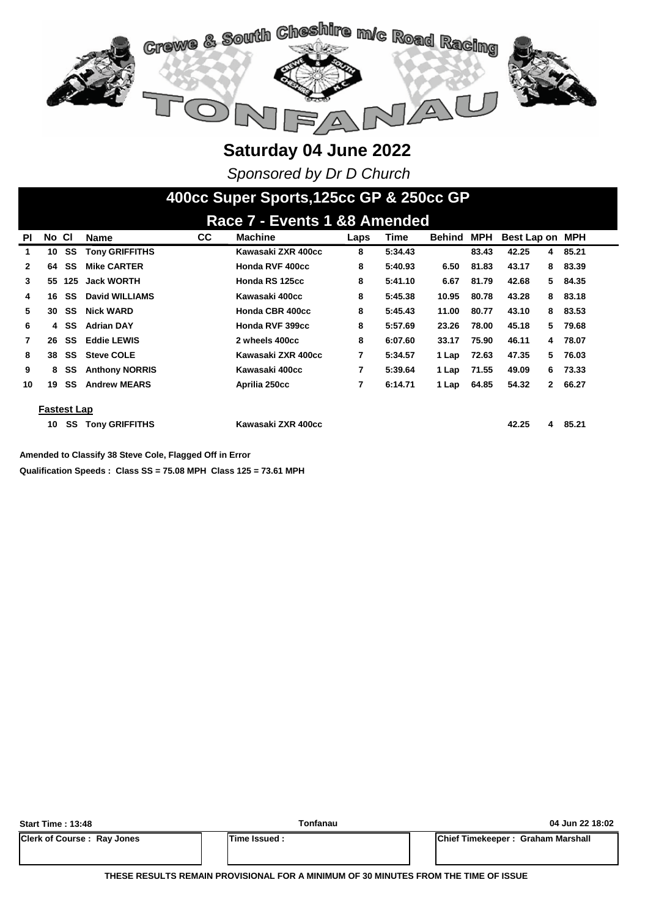# Crewe & South Cheshire m/c Road Racing

# TONFANAU

## Saturday 04 June 2022

*Sponsored by Dr D Church*

## 400cc Super Sports,125cc GP & 250cc GP

### Race 7 - Events 1 &8 Amended

| Pl | No | Cl | Name | CC | Machine | Laps | Time | Behind | MPH | Best Lap | on | MPH |
|---|---|---|---|---|---|---|---|---|---|---|---|---|
| 1 | 10 | SS | Tony GRIFFITHS | | Kawasaki ZXR 400cc | 8 | 5:34.43 | | 83.43 | 42.25 | 4 | 85.21 |
| 2 | 64 | SS | Mike CARTER | | Honda RVF 400cc | 8 | 5:40.93 | 6.50 | 81.83 | 43.17 | 8 | 83.39 |
| 3 | 55 | 125 | Jack WORTH | | Honda RS 125cc | 8 | 5:41.10 | 6.67 | 81.79 | 42.68 | 5 | 84.35 |
| 4 | 16 | SS | David WILLIAMS | | Kawasaki 400cc | 8 | 5:45.38 | 10.95 | 80.78 | 43.28 | 8 | 83.18 |
| 5 | 30 | SS | Nick WARD | | Honda CBR 400cc | 8 | 5:45.43 | 11.00 | 80.77 | 43.10 | 8 | 83.53 |
| 6 | 4 | SS | Adrian DAY | | Honda RVF 399cc | 8 | 5:57.69 | 23.26 | 78.00 | 45.18 | 5 | 79.68 |
| 7 | 26 | SS | Eddie LEWIS | | 2 wheels 400cc | 8 | 6:07.60 | 33.17 | 75.90 | 46.11 | 4 | 78.07 |
| 8 | 38 | SS | Steve COLE | | Kawasaki ZXR 400cc | 7 | 5:34.57 | 1 Lap | 72.63 | 47.35 | 5 | 76.03 |
| 9 | 8 | SS | Anthony NORRIS | | Kawasaki 400cc | 7 | 5:39.64 | 1 Lap | 71.55 | 49.09 | 6 | 73.33 |
| 10 | 19 | SS | Andrew MEARS | | Aprilia 250cc | 7 | 6:14.71 | 1 Lap | 64.85 | 54.32 | 2 | 66.27 |

**Fastest Lap**

| No | Cl | Name | Machine | Best Lap | on | MPH |
|---|---|---|---|---|---|---|
| 10 | SS | Tony GRIFFITHS | Kawasaki ZXR 400cc | 42.25 | 4 | 85.21 |

**Amended to Classify 38 Steve Cole, Flagged Off in Error**

**Qualification Speeds : Class SS = 75.08 MPH Class 125 = 73.61 MPH**

| Start Time : 13:48 | Tonfanau | 04 Jun 22 18:02 |
|---|---|---|
| Clerk of Course : Ray Jones | Time Issued : | Chief Timekeeper : Graham Marshall |

**THESE RESULTS REMAIN PROVISIONAL FOR A MINIMUM OF 30 MINUTES FROM THE TIME OF ISSUE**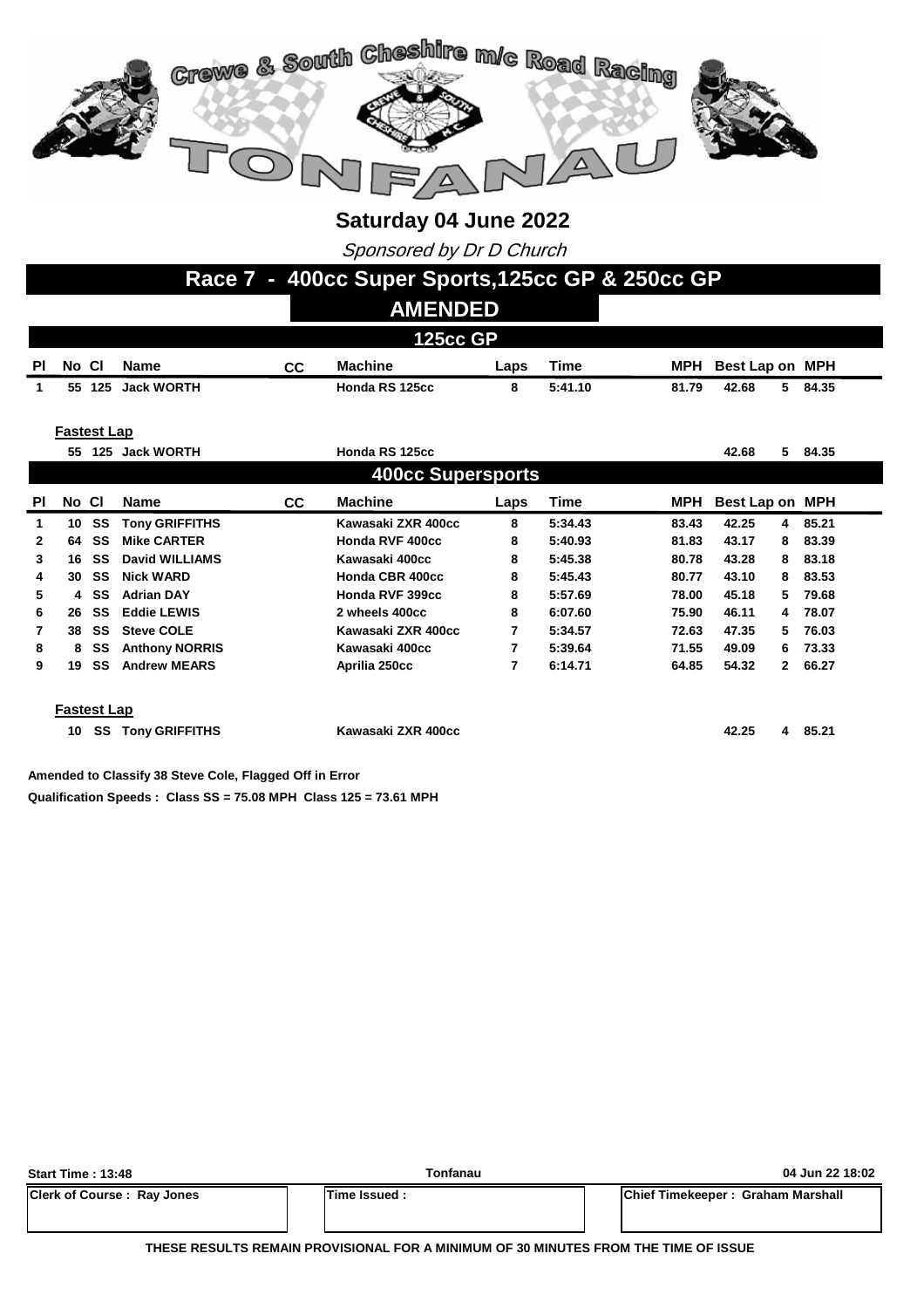# Crewe & South Cheshire m/c Road Racing

# TONFANAU

## Saturday 04 June 2022

*Sponsored by Dr D Church*

## Race 7 - 400cc Super Sports,125cc GP & 250cc GP

### AMENDED

### 125cc GP

| Pl | No | Cl | Name | CC | Machine | Laps | Time | MPH | Best Lap | on | MPH |
|---|---|---|---|---|---|---|---|---|---|---|---|
| 1 | 55 | 125 | Jack WORTH | | Honda RS 125cc | 8 | 5:41.10 | 81.79 | 42.68 | 5 | 84.35 |

**Fastest Lap**

| No | Cl | Name | Machine | Best Lap | on | MPH |
|---|---|---|---|---|---|---|
| 55 | 125 | Jack WORTH | Honda RS 125cc | 42.68 | 5 | 84.35 |

### 400cc Supersports

| Pl | No | Cl | Name | CC | Machine | Laps | Time | MPH | Best Lap | on | MPH |
|---|---|---|---|---|---|---|---|---|---|---|---|
| 1 | 10 | SS | Tony GRIFFITHS | | Kawasaki ZXR 400cc | 8 | 5:34.43 | 83.43 | 42.25 | 4 | 85.21 |
| 2 | 64 | SS | Mike CARTER | | Honda RVF 400cc | 8 | 5:40.93 | 81.83 | 43.17 | 8 | 83.39 |
| 3 | 16 | SS | David WILLIAMS | | Kawasaki 400cc | 8 | 5:45.38 | 80.78 | 43.28 | 8 | 83.18 |
| 4 | 30 | SS | Nick WARD | | Honda CBR 400cc | 8 | 5:45.43 | 80.77 | 43.10 | 8 | 83.53 |
| 5 | 4 | SS | Adrian DAY | | Honda RVF 399cc | 8 | 5:57.69 | 78.00 | 45.18 | 5 | 79.68 |
| 6 | 26 | SS | Eddie LEWIS | | 2 wheels 400cc | 8 | 6:07.60 | 75.90 | 46.11 | 4 | 78.07 |
| 7 | 38 | SS | Steve COLE | | Kawasaki ZXR 400cc | 7 | 5:34.57 | 72.63 | 47.35 | 5 | 76.03 |
| 8 | 8 | SS | Anthony NORRIS | | Kawasaki 400cc | 7 | 5:39.64 | 71.55 | 49.09 | 6 | 73.33 |
| 9 | 19 | SS | Andrew MEARS | | Aprilia 250cc | 7 | 6:14.71 | 64.85 | 54.32 | 2 | 66.27 |

**Fastest Lap**

| No | Cl | Name | Machine | Best Lap | on | MPH |
|---|---|---|---|---|---|---|
| 10 | SS | Tony GRIFFITHS | Kawasaki ZXR 400cc | 42.25 | 4 | 85.21 |

**Amended to Classify 38 Steve Cole, Flagged Off in Error**

**Qualification Speeds : Class SS = 75.08 MPH Class 125 = 73.61 MPH**

**Start Time : 13:48** | **Tonfanau** | **04 Jun 22 18:02**

| Clerk of Course : Ray Jones | Time Issued : | Chief Timekeeper : Graham Marshall |
|---|---|---|

**THESE RESULTS REMAIN PROVISIONAL FOR A MINIMUM OF 30 MINUTES FROM THE TIME OF ISSUE**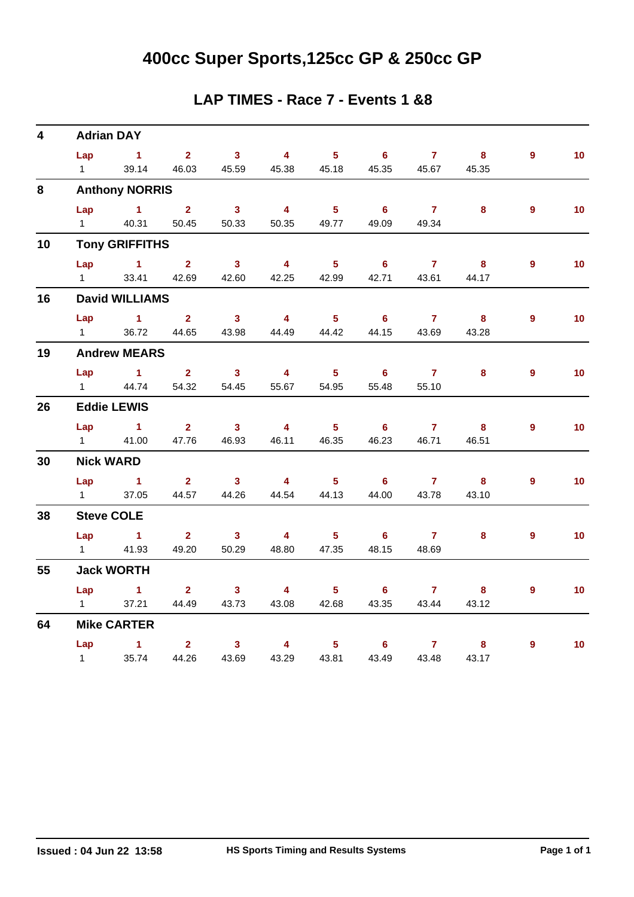# 400cc Super Sports,125cc GP & 250cc GP

## LAP TIMES - Race 7 - Events 1 &8

**4 Adrian DAY**

| Lap | 1 | 2 | 3 | 4 | 5 | 6 | 7 | 8 | 9 | 10 |
|---|---|---|---|---|---|---|---|---|---|---|
| 1 | 39.14 | 46.03 | 45.59 | 45.38 | 45.18 | 45.35 | 45.67 | 45.35 | | |

**8 Anthony NORRIS**

| Lap | 1 | 2 | 3 | 4 | 5 | 6 | 7 | 8 | 9 | 10 |
|---|---|---|---|---|---|---|---|---|---|---|
| 1 | 40.31 | 50.45 | 50.33 | 50.35 | 49.77 | 49.09 | 49.34 | | | |

**10 Tony GRIFFITHS**

| Lap | 1 | 2 | 3 | 4 | 5 | 6 | 7 | 8 | 9 | 10 |
|---|---|---|---|---|---|---|---|---|---|---|
| 1 | 33.41 | 42.69 | 42.60 | 42.25 | 42.99 | 42.71 | 43.61 | 44.17 | | |

**16 David WILLIAMS**

| Lap | 1 | 2 | 3 | 4 | 5 | 6 | 7 | 8 | 9 | 10 |
|---|---|---|---|---|---|---|---|---|---|---|
| 1 | 36.72 | 44.65 | 43.98 | 44.49 | 44.42 | 44.15 | 43.69 | 43.28 | | |

**19 Andrew MEARS**

| Lap | 1 | 2 | 3 | 4 | 5 | 6 | 7 | 8 | 9 | 10 |
|---|---|---|---|---|---|---|---|---|---|---|
| 1 | 44.74 | 54.32 | 54.45 | 55.67 | 54.95 | 55.48 | 55.10 | | | |

**26 Eddie LEWIS**

| Lap | 1 | 2 | 3 | 4 | 5 | 6 | 7 | 8 | 9 | 10 |
|---|---|---|---|---|---|---|---|---|---|---|
| 1 | 41.00 | 47.76 | 46.93 | 46.11 | 46.35 | 46.23 | 46.71 | 46.51 | | |

**30 Nick WARD**

| Lap | 1 | 2 | 3 | 4 | 5 | 6 | 7 | 8 | 9 | 10 |
|---|---|---|---|---|---|---|---|---|---|---|
| 1 | 37.05 | 44.57 | 44.26 | 44.54 | 44.13 | 44.00 | 43.78 | 43.10 | | |

**38 Steve COLE**

| Lap | 1 | 2 | 3 | 4 | 5 | 6 | 7 | 8 | 9 | 10 |
|---|---|---|---|---|---|---|---|---|---|---|
| 1 | 41.93 | 49.20 | 50.29 | 48.80 | 47.35 | 48.15 | 48.69 | | | |

**55 Jack WORTH**

| Lap | 1 | 2 | 3 | 4 | 5 | 6 | 7 | 8 | 9 | 10 |
|---|---|---|---|---|---|---|---|---|---|---|
| 1 | 37.21 | 44.49 | 43.73 | 43.08 | 42.68 | 43.35 | 43.44 | 43.12 | | |

**64 Mike CARTER**

| Lap | 1 | 2 | 3 | 4 | 5 | 6 | 7 | 8 | 9 | 10 |
|---|---|---|---|---|---|---|---|---|---|---|
| 1 | 35.74 | 44.26 | 43.69 | 43.29 | 43.81 | 43.49 | 43.48 | 43.17 | | |

Issued : 04 Jun 22 13:58 HS Sports Timing and Results Systems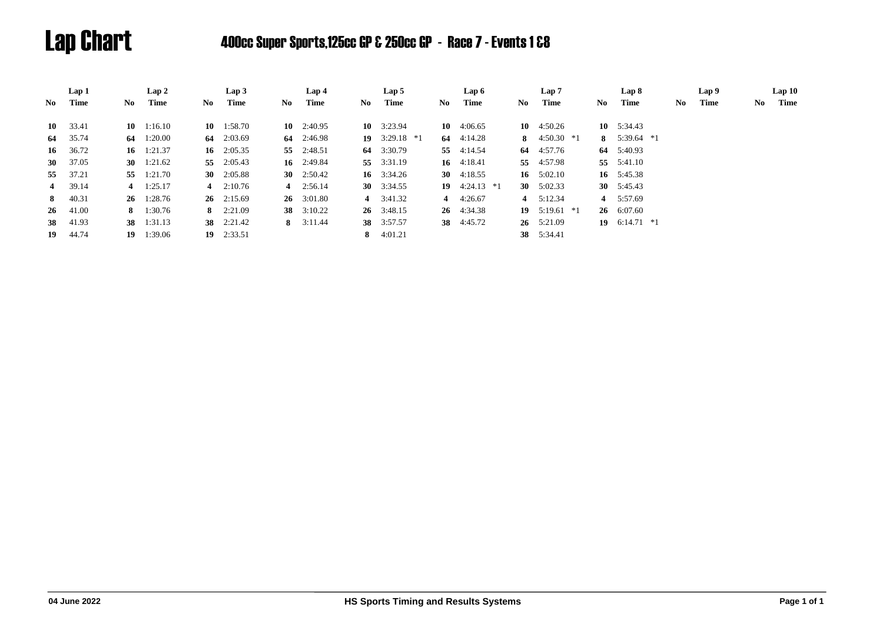# Lap Chart

## 400cc Super Sports,125cc GP & 250cc GP - Race 7 - Events 1 &8

| Lap 1 | | Lap 2 | | Lap 3 | | Lap 4 | | Lap 5 | | Lap 6 | | Lap 7 | | Lap 8 | | Lap 9 | | Lap 10 | |
|---|---|---|---|---|---|---|---|---|---|---|---|---|---|---|---|---|---|---|---|
| No | Time | No | Time | No | Time | No | Time | No | Time | No | Time | No | Time | No | Time | No | Time | No | Time |
| **10** | 33.41 | **10** | 1:16.10 | **10** | 1:58.70 | **10** | 2:40.95 | **10** | 3:23.94 | **10** | 4:06.65 | **10** | 4:50.26 | **10** | 5:34.43 | | | | |
| **64** | 35.74 | **64** | 1:20.00 | **64** | 2:03.69 | **64** | 2:46.98 | **19** | 3:29.18 *1 | **64** | 4:14.28 | **8** | 4:50.30 *1 | **8** | 5:39.64 *1 | | | | |
| **16** | 36.72 | **16** | 1:21.37 | **16** | 2:05.35 | **55** | 2:48.51 | **64** | 3:30.79 | **55** | 4:14.54 | **64** | 4:57.76 | **64** | 5:40.93 | | | | |
| **30** | 37.05 | **30** | 1:21.62 | **55** | 2:05.43 | **16** | 2:49.84 | **55** | 3:31.19 | **16** | 4:18.41 | **55** | 4:57.98 | **55** | 5:41.10 | | | | |
| **55** | 37.21 | **55** | 1:21.70 | **30** | 2:05.88 | **30** | 2:50.42 | **16** | 3:34.26 | **30** | 4:18.55 | **16** | 5:02.10 | **16** | 5:45.38 | | | | |
| **4** | 39.14 | **4** | 1:25.17 | **4** | 2:10.76 | **4** | 2:56.14 | **30** | 3:34.55 | **19** | 4:24.13 *1 | **30** | 5:02.33 | **30** | 5:45.43 | | | | |
| **8** | 40.31 | **26** | 1:28.76 | **26** | 2:15.69 | **26** | 3:01.80 | **4** | 3:41.32 | **4** | 4:26.67 | **4** | 5:12.34 | **4** | 5:57.69 | | | | |
| **26** | 41.00 | **8** | 1:30.76 | **8** | 2:21.09 | **38** | 3:10.22 | **26** | 3:48.15 | **26** | 4:34.38 | **19** | 5:19.61 *1 | **26** | 6:07.60 | | | | |
| **38** | 41.93 | **38** | 1:31.13 | **38** | 2:21.42 | **8** | 3:11.44 | **38** | 3:57.57 | **38** | 4:45.72 | **26** | 5:21.09 | **19** | 6:14.71 *1 | | | | |
| **19** | 44.74 | **19** | 1:39.06 | **19** | 2:33.51 | | | **8** | 4:01.21 | | | **38** | 5:34.41 | | | | | | |

04 June 2022 HS Sports Timing and Results Systems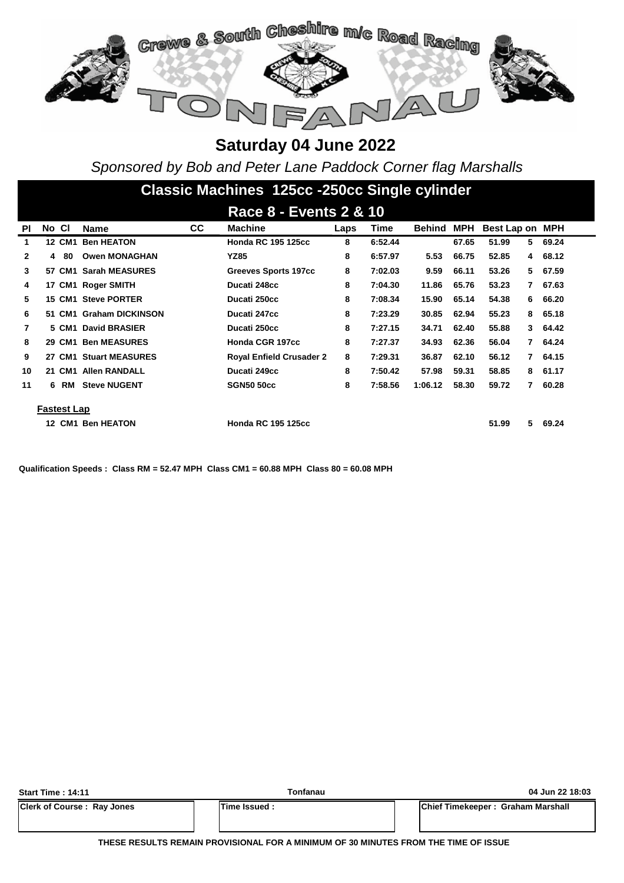# Crewe & South Cheshire m/c Road Racing

# TONFANAU

## Saturday 04 June 2022

*Sponsored by Bob and Peter Lane Paddock Corner flag Marshalls*

## Classic Machines 125cc -250cc Single cylinder

### Race 8 - Events 2 & 10

| Pl | No | Cl | Name | CC | Machine | Laps | Time | Behind | MPH | Best Lap | on | MPH |
|---|---|---|---|---|---|---|---|---|---|---|---|---|
| 1 | 12 | CM1 | Ben HEATON | | Honda RC 195 125cc | 8 | 6:52.44 | | 67.65 | 51.99 | 5 | 69.24 |
| 2 | 4 | 80 | Owen MONAGHAN | | YZ85 | 8 | 6:57.97 | 5.53 | 66.75 | 52.85 | 4 | 68.12 |
| 3 | 57 | CM1 | Sarah MEASURES | | Greeves Sports 197cc | 8 | 7:02.03 | 9.59 | 66.11 | 53.26 | 5 | 67.59 |
| 4 | 17 | CM1 | Roger SMITH | | Ducati 248cc | 8 | 7:04.30 | 11.86 | 65.76 | 53.23 | 7 | 67.63 |
| 5 | 15 | CM1 | Steve PORTER | | Ducati 250cc | 8 | 7:08.34 | 15.90 | 65.14 | 54.38 | 6 | 66.20 |
| 6 | 51 | CM1 | Graham DICKINSON | | Ducati 247cc | 8 | 7:23.29 | 30.85 | 62.94 | 55.23 | 8 | 65.18 |
| 7 | 5 | CM1 | David BRASIER | | Ducati 250cc | 8 | 7:27.15 | 34.71 | 62.40 | 55.88 | 3 | 64.42 |
| 8 | 29 | CM1 | Ben MEASURES | | Honda CGR 197cc | 8 | 7:27.37 | 34.93 | 62.36 | 56.04 | 7 | 64.24 |
| 9 | 27 | CM1 | Stuart MEASURES | | Royal Enfield Crusader 2 | 8 | 7:29.31 | 36.87 | 62.10 | 56.12 | 7 | 64.15 |
| 10 | 21 | CM1 | Allen RANDALL | | Ducati 249cc | 8 | 7:50.42 | 57.98 | 59.31 | 58.85 | 8 | 61.17 |
| 11 | 6 | RM | Steve NUGENT | | SGN50 50cc | 8 | 7:58.56 | 1:06.12 | 58.30 | 59.72 | 7 | 60.28 |

**Fastest Lap**

| No | Cl | Name | Machine | Best Lap | on | MPH |
|---|---|---|---|---|---|---|
| 12 | CM1 | Ben HEATON | Honda RC 195 125cc | 51.99 | 5 | 69.24 |

**Qualification Speeds : Class RM = 52.47 MPH Class CM1 = 60.88 MPH Class 80 = 60.08 MPH**

| Start Time : 14:11 | Tonfanau | 04 Jun 22 18:03 |
|---|---|---|
| Clerk of Course : Ray Jones | Time Issued : | Chief Timekeeper : Graham Marshall |

**THESE RESULTS REMAIN PROVISIONAL FOR A MINIMUM OF 30 MINUTES FROM THE TIME OF ISSUE**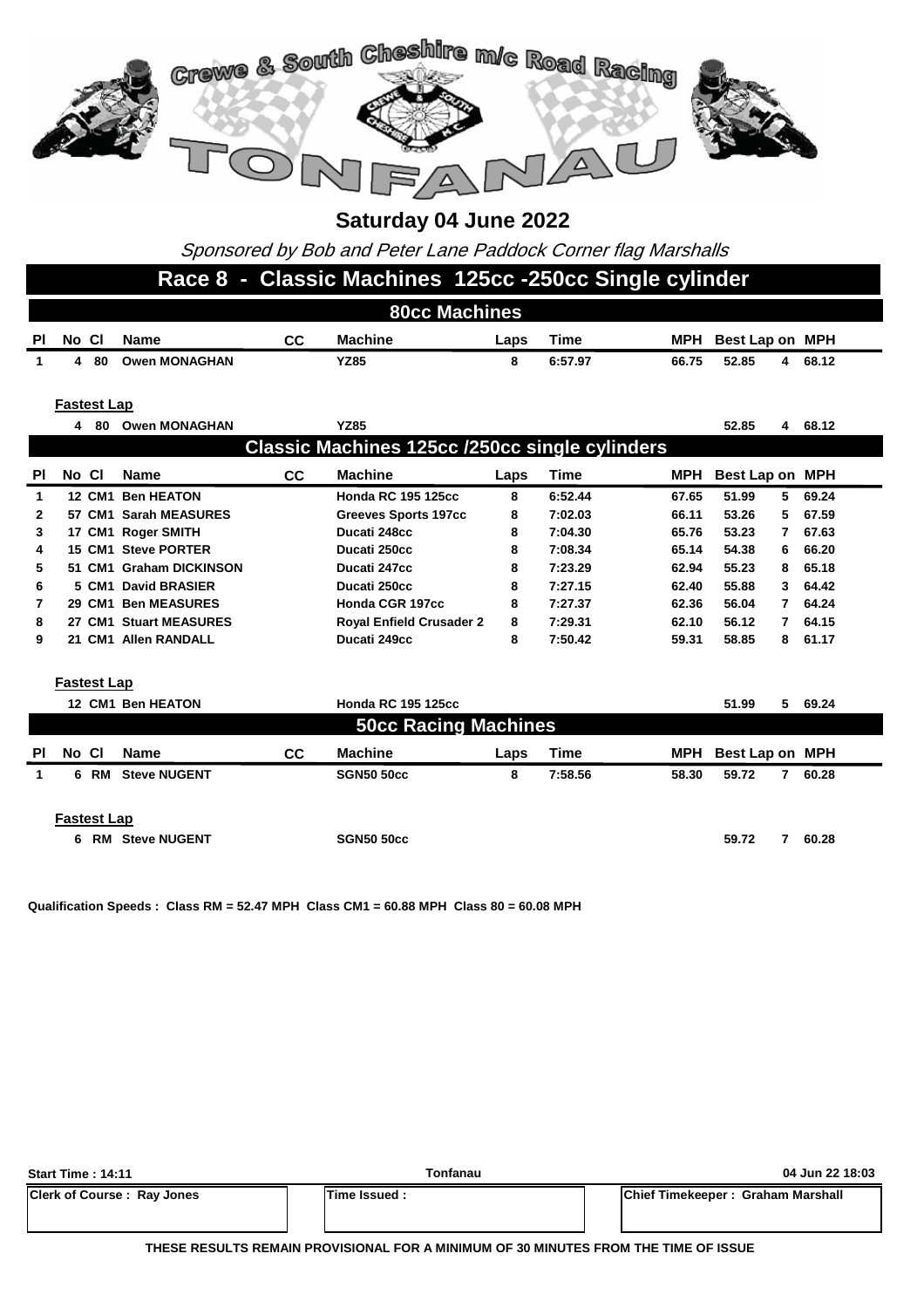# Crewe & South Cheshire m/c Road Racing

# TONFANAU

## Saturday 04 June 2022

*Sponsored by Bob and Peter Lane Paddock Corner flag Marshalls*

## Race 8 - Classic Machines 125cc -250cc Single cylinder

### 80cc Machines

| Pl | No | Cl | Name | CC | Machine | Laps | Time | MPH | Best Lap | on | MPH |
|---|---|---|---|---|---|---|---|---|---|---|---|
| 1 | 4 | 80 | Owen MONAGHAN | | YZ85 | 8 | 6:57.97 | 66.75 | 52.85 | 4 | 68.12 |

**Fastest Lap**

| No | Cl | Name | Machine | Best Lap | on | MPH |
|---|---|---|---|---|---|---|
| 4 | 80 | Owen MONAGHAN | YZ85 | 52.85 | 4 | 68.12 |

### Classic Machines 125cc /250cc single cylinders

| Pl | No | Cl | Name | CC | Machine | Laps | Time | MPH | Best Lap | on | MPH |
|---|---|---|---|---|---|---|---|---|---|---|---|
| 1 | 12 | CM1 | Ben HEATON | | Honda RC 195 125cc | 8 | 6:52.44 | 67.65 | 51.99 | 5 | 69.24 |
| 2 | 57 | CM1 | Sarah MEASURES | | Greeves Sports 197cc | 8 | 7:02.03 | 66.11 | 53.26 | 5 | 67.59 |
| 3 | 17 | CM1 | Roger SMITH | | Ducati 248cc | 8 | 7:04.30 | 65.76 | 53.23 | 7 | 67.63 |
| 4 | 15 | CM1 | Steve PORTER | | Ducati 250cc | 8 | 7:08.34 | 65.14 | 54.38 | 6 | 66.20 |
| 5 | 51 | CM1 | Graham DICKINSON | | Ducati 247cc | 8 | 7:23.29 | 62.94 | 55.23 | 8 | 65.18 |
| 6 | 5 | CM1 | David BRASIER | | Ducati 250cc | 8 | 7:27.15 | 62.40 | 55.88 | 3 | 64.42 |
| 7 | 29 | CM1 | Ben MEASURES | | Honda CGR 197cc | 8 | 7:27.37 | 62.36 | 56.04 | 7 | 64.24 |
| 8 | 27 | CM1 | Stuart MEASURES | | Royal Enfield Crusader 2 | 8 | 7:29.31 | 62.10 | 56.12 | 7 | 64.15 |
| 9 | 21 | CM1 | Allen RANDALL | | Ducati 249cc | 8 | 7:50.42 | 59.31 | 58.85 | 8 | 61.17 |

**Fastest Lap**

| No | Cl | Name | Machine | Best Lap | on | MPH |
|---|---|---|---|---|---|---|
| 12 | CM1 | Ben HEATON | Honda RC 195 125cc | 51.99 | 5 | 69.24 |

### 50cc Racing Machines

| Pl | No | Cl | Name | CC | Machine | Laps | Time | MPH | Best Lap | on | MPH |
|---|---|---|---|---|---|---|---|---|---|---|---|
| 1 | 6 | RM | Steve NUGENT | | SGN50 50cc | 8 | 7:58.56 | 58.30 | 59.72 | 7 | 60.28 |

**Fastest Lap**

| No | Cl | Name | Machine | Best Lap | on | MPH |
|---|---|---|---|---|---|---|
| 6 | RM | Steve NUGENT | SGN50 50cc | 59.72 | 7 | 60.28 |

**Qualification Speeds : Class RM = 52.47 MPH Class CM1 = 60.88 MPH Class 80 = 60.08 MPH**

| Start Time : 14:11 | Tonfanau | 04 Jun 22 18:03 |
|---|---|---|
| Clerk of Course : Ray Jones | Time Issued : | Chief Timekeeper : Graham Marshall |

**THESE RESULTS REMAIN PROVISIONAL FOR A MINIMUM OF 30 MINUTES FROM THE TIME OF ISSUE**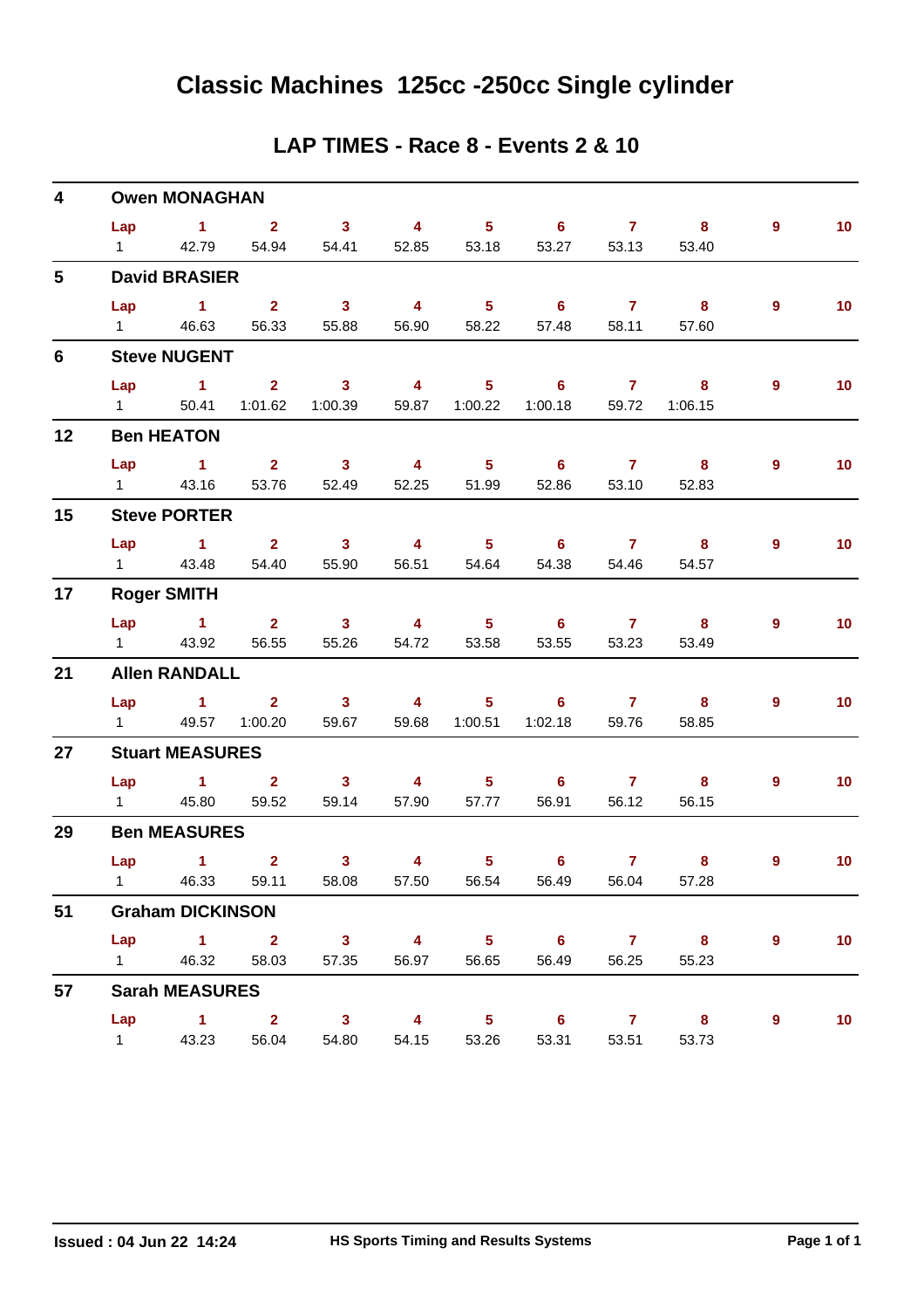# Classic Machines 125cc -250cc Single cylinder

## LAP TIMES - Race 8 - Events 2 & 10

**4 Owen MONAGHAN**

| Lap | 1 | 2 | 3 | 4 | 5 | 6 | 7 | 8 | 9 | 10 |
|---|---|---|---|---|---|---|---|---|---|---|
| 1 | 42.79 | 54.94 | 54.41 | 52.85 | 53.18 | 53.27 | 53.13 | 53.40 | | |

**5 David BRASIER**

| Lap | 1 | 2 | 3 | 4 | 5 | 6 | 7 | 8 | 9 | 10 |
|---|---|---|---|---|---|---|---|---|---|---|
| 1 | 46.63 | 56.33 | 55.88 | 56.90 | 58.22 | 57.48 | 58.11 | 57.60 | | |

**6 Steve NUGENT**

| Lap | 1 | 2 | 3 | 4 | 5 | 6 | 7 | 8 | 9 | 10 |
|---|---|---|---|---|---|---|---|---|---|---|
| 1 | 50.41 | 1:01.62 | 1:00.39 | 59.87 | 1:00.22 | 1:00.18 | 59.72 | 1:06.15 | | |

**12 Ben HEATON**

| Lap | 1 | 2 | 3 | 4 | 5 | 6 | 7 | 8 | 9 | 10 |
|---|---|---|---|---|---|---|---|---|---|---|
| 1 | 43.16 | 53.76 | 52.49 | 52.25 | 51.99 | 52.86 | 53.10 | 52.83 | | |

**15 Steve PORTER**

| Lap | 1 | 2 | 3 | 4 | 5 | 6 | 7 | 8 | 9 | 10 |
|---|---|---|---|---|---|---|---|---|---|---|
| 1 | 43.48 | 54.40 | 55.90 | 56.51 | 54.64 | 54.38 | 54.46 | 54.57 | | |

**17 Roger SMITH**

| Lap | 1 | 2 | 3 | 4 | 5 | 6 | 7 | 8 | 9 | 10 |
|---|---|---|---|---|---|---|---|---|---|---|
| 1 | 43.92 | 56.55 | 55.26 | 54.72 | 53.58 | 53.55 | 53.23 | 53.49 | | |

**21 Allen RANDALL**

| Lap | 1 | 2 | 3 | 4 | 5 | 6 | 7 | 8 | 9 | 10 |
|---|---|---|---|---|---|---|---|---|---|---|
| 1 | 49.57 | 1:00.20 | 59.67 | 59.68 | 1:00.51 | 1:02.18 | 59.76 | 58.85 | | |

**27 Stuart MEASURES**

| Lap | 1 | 2 | 3 | 4 | 5 | 6 | 7 | 8 | 9 | 10 |
|---|---|---|---|---|---|---|---|---|---|---|
| 1 | 45.80 | 59.52 | 59.14 | 57.90 | 57.77 | 56.91 | 56.12 | 56.15 | | |

**29 Ben MEASURES**

| Lap | 1 | 2 | 3 | 4 | 5 | 6 | 7 | 8 | 9 | 10 |
|---|---|---|---|---|---|---|---|---|---|---|
| 1 | 46.33 | 59.11 | 58.08 | 57.50 | 56.54 | 56.49 | 56.04 | 57.28 | | |

**51 Graham DICKINSON**

| Lap | 1 | 2 | 3 | 4 | 5 | 6 | 7 | 8 | 9 | 10 |
|---|---|---|---|---|---|---|---|---|---|---|
| 1 | 46.32 | 58.03 | 57.35 | 56.97 | 56.65 | 56.49 | 56.25 | 55.23 | | |

**57 Sarah MEASURES**

| Lap | 1 | 2 | 3 | 4 | 5 | 6 | 7 | 8 | 9 | 10 |
|---|---|---|---|---|---|---|---|---|---|---|
| 1 | 43.23 | 56.04 | 54.80 | 54.15 | 53.26 | 53.31 | 53.51 | 53.73 | | |

Issued : 04 Jun 22 14:24 HS Sports Timing and Results Systems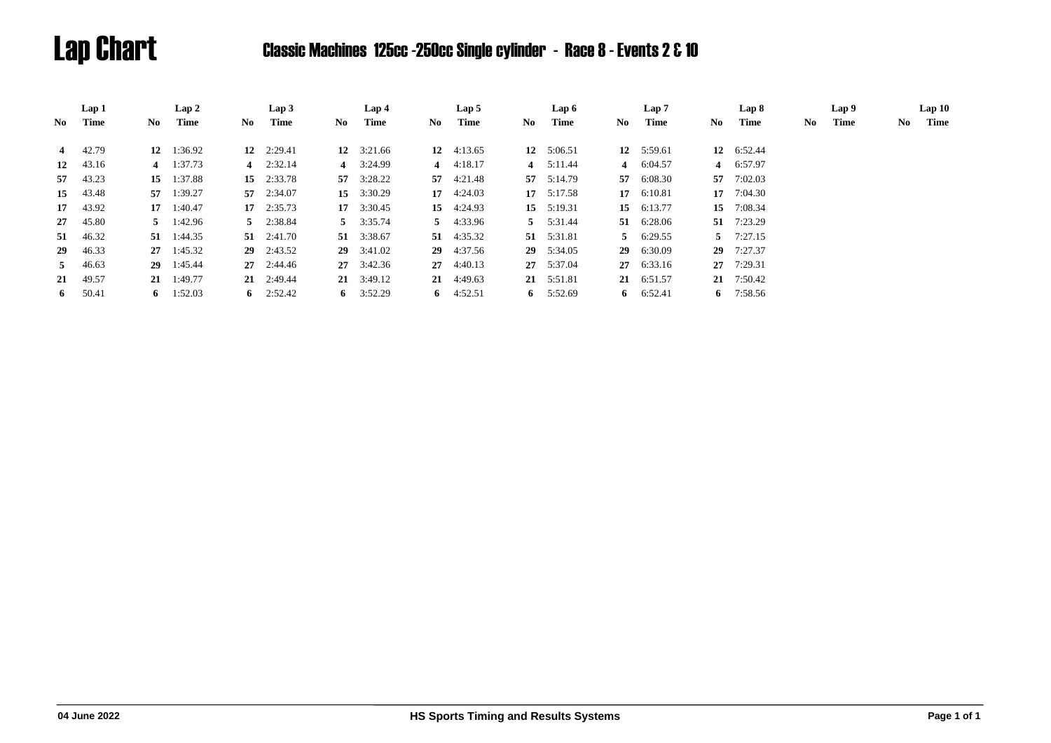# Lap Chart

## Classic Machines 125cc -250cc Single cylinder - Race 8 - Events 2 & 10

| Lap 1 | | Lap 2 | | Lap 3 | | Lap 4 | | Lap 5 | | Lap 6 | | Lap 7 | | Lap 8 | | Lap 9 | | Lap 10 | |
|---|---|---|---|---|---|---|---|---|---|---|---|---|---|---|---|---|---|---|---|
| No | Time | No | Time | No | Time | No | Time | No | Time | No | Time | No | Time | No | Time | No | Time | No | Time |
| **4** | 42.79 | **12** | 1:36.92 | **12** | 2:29.41 | **12** | 3:21.66 | **12** | 4:13.65 | **12** | 5:06.51 | **12** | 5:59.61 | **12** | 6:52.44 | | | | |
| **12** | 43.16 | **4** | 1:37.73 | **4** | 2:32.14 | **4** | 3:24.99 | **4** | 4:18.17 | **4** | 5:11.44 | **4** | 6:04.57 | **4** | 6:57.97 | | | | |
| **57** | 43.23 | **15** | 1:37.88 | **15** | 2:33.78 | **57** | 3:28.22 | **57** | 4:21.48 | **57** | 5:14.79 | **57** | 6:08.30 | **57** | 7:02.03 | | | | |
| **15** | 43.48 | **57** | 1:39.27 | **57** | 2:34.07 | **15** | 3:30.29 | **17** | 4:24.03 | **17** | 5:17.58 | **17** | 6:10.81 | **17** | 7:04.30 | | | | |
| **17** | 43.92 | **17** | 1:40.47 | **17** | 2:35.73 | **17** | 3:30.45 | **15** | 4:24.93 | **15** | 5:19.31 | **15** | 6:13.77 | **15** | 7:08.34 | | | | |
| **27** | 45.80 | **5** | 1:42.96 | **5** | 2:38.84 | **5** | 3:35.74 | **5** | 4:33.96 | **5** | 5:31.44 | **51** | 6:28.06 | **51** | 7:23.29 | | | | |
| **51** | 46.32 | **51** | 1:44.35 | **51** | 2:41.70 | **51** | 3:38.67 | **51** | 4:35.32 | **51** | 5:31.81 | **5** | 6:29.55 | **5** | 7:27.15 | | | | |
| **29** | 46.33 | **27** | 1:45.32 | **29** | 2:43.52 | **29** | 3:41.02 | **29** | 4:37.56 | **29** | 5:34.05 | **29** | 6:30.09 | **29** | 7:27.37 | | | | |
| **5** | 46.63 | **29** | 1:45.44 | **27** | 2:44.46 | **27** | 3:42.36 | **27** | 4:40.13 | **27** | 5:37.04 | **27** | 6:33.16 | **27** | 7:29.31 | | | | |
| **21** | 49.57 | **21** | 1:49.77 | **21** | 2:49.44 | **21** | 3:49.12 | **21** | 4:49.63 | **21** | 5:51.81 | **21** | 6:51.57 | **21** | 7:50.42 | | | | |
| **6** | 50.41 | **6** | 1:52.03 | **6** | 2:52.42 | **6** | 3:52.29 | **6** | 4:52.51 | **6** | 5:52.69 | **6** | 6:52.41 | **6** | 7:58.56 | | | | |

04 June 2022 — HS Sports Timing and Results Systems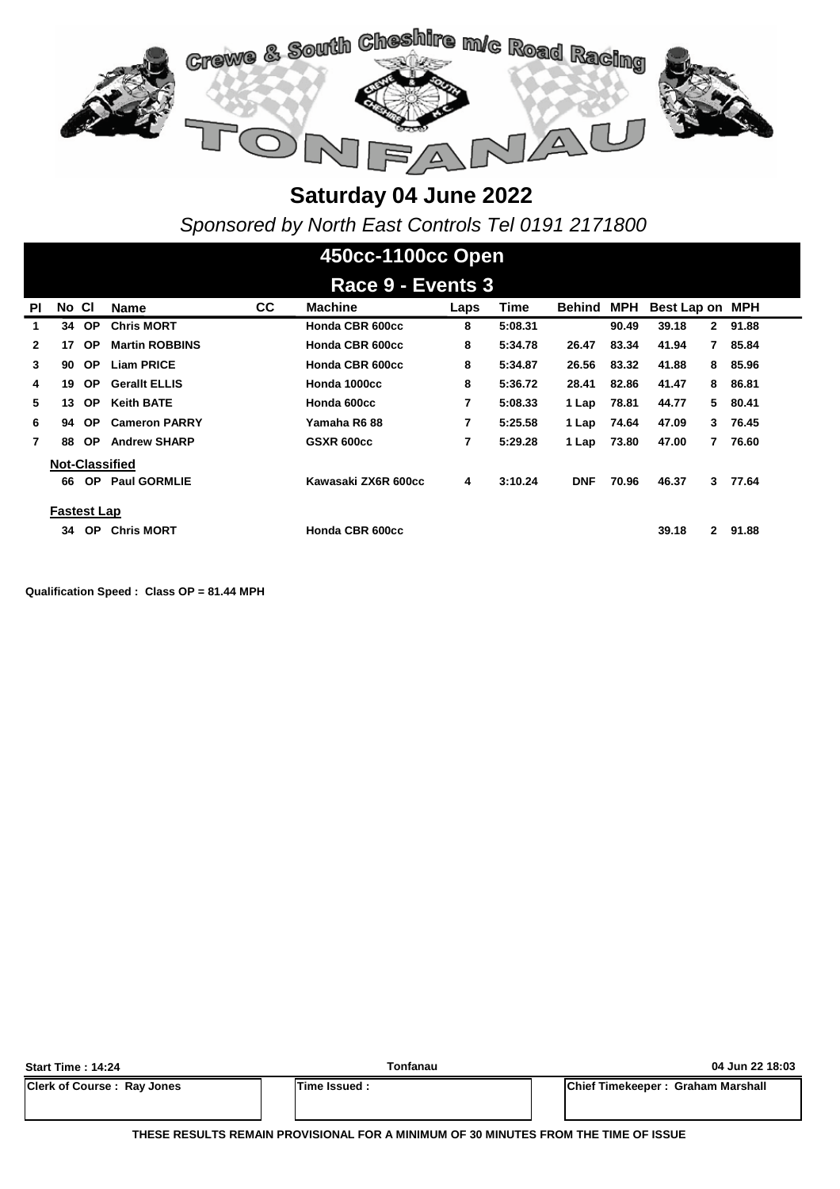# Saturday 04 June 2022

*Sponsored by North East Controls Tel 0191 2171800*

## 450cc-1100cc Open

### Race 9 - Events 3

| Pl | No | Cl | Name | CC | Machine | Laps | Time | Behind | MPH | Best Lap | on | MPH |
|---|---|---|---|---|---|---|---|---|---|---|---|---|
| 1 | 34 | OP | Chris MORT | | Honda CBR 600cc | 8 | 5:08.31 | | 90.49 | 39.18 | 2 | 91.88 |
| 2 | 17 | OP | Martin ROBBINS | | Honda CBR 600cc | 8 | 5:34.78 | 26.47 | 83.34 | 41.94 | 7 | 85.84 |
| 3 | 90 | OP | Liam PRICE | | Honda CBR 600cc | 8 | 5:34.87 | 26.56 | 83.32 | 41.88 | 8 | 85.96 |
| 4 | 19 | OP | Gerallt ELLIS | | Honda 1000cc | 8 | 5:36.72 | 28.41 | 82.86 | 41.47 | 8 | 86.81 |
| 5 | 13 | OP | Keith BATE | | Honda 600cc | 7 | 5:08.33 | 1 Lap | 78.81 | 44.77 | 5 | 80.41 |
| 6 | 94 | OP | Cameron PARRY | | Yamaha R6 88 | 7 | 5:25.58 | 1 Lap | 74.64 | 47.09 | 3 | 76.45 |
| 7 | 88 | OP | Andrew SHARP | | GSXR 600cc | 7 | 5:29.28 | 1 Lap | 73.80 | 47.00 | 7 | 76.60 |
| **Not-Classified** | | | | | | | | | | | | |
| | 66 | OP | Paul GORMLIE | | Kawasaki ZX6R 600cc | 4 | 3:10.24 | DNF | 70.96 | 46.37 | 3 | 77.64 |
| **Fastest Lap** | | | | | | | | | | | | |
| | 34 | OP | Chris MORT | | Honda CBR 600cc | | | | | 39.18 | 2 | 91.88 |

**Qualification Speed : Class OP = 81.44 MPH**

| Start Time : 14:24 | Tonfanau | 04 Jun 22 18:03 |
|---|---|---|
| Clerk of Course : Ray Jones | Time Issued : | Chief Timekeeper : Graham Marshall |

**THESE RESULTS REMAIN PROVISIONAL FOR A MINIMUM OF 30 MINUTES FROM THE TIME OF ISSUE**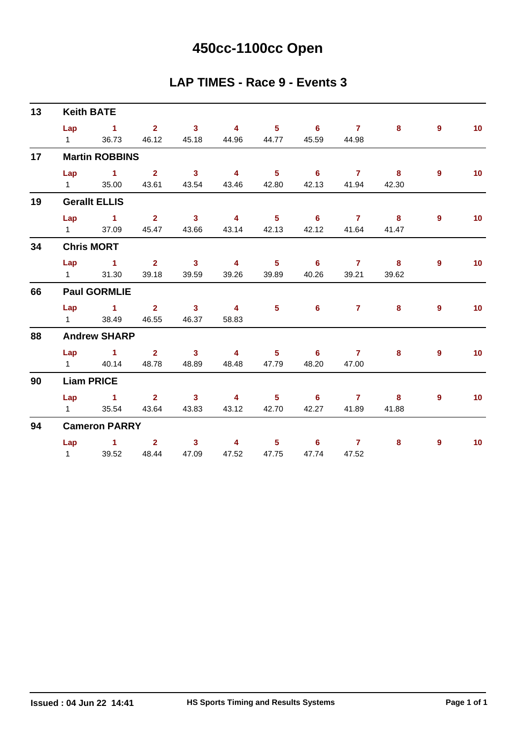# 450cc-1100cc Open

## LAP TIMES - Race 9 - Events 3

**13 Keith BATE**

| Lap | 1 | 2 | 3 | 4 | 5 | 6 | 7 | 8 | 9 | 10 |
|---|---|---|---|---|---|---|---|---|---|---|
| 1 | 36.73 | 46.12 | 45.18 | 44.96 | 44.77 | 45.59 | 44.98 | | | |

**17 Martin ROBBINS**

| Lap | 1 | 2 | 3 | 4 | 5 | 6 | 7 | 8 | 9 | 10 |
|---|---|---|---|---|---|---|---|---|---|---|
| 1 | 35.00 | 43.61 | 43.54 | 43.46 | 42.80 | 42.13 | 41.94 | 42.30 | | |

**19 Gerallt ELLIS**

| Lap | 1 | 2 | 3 | 4 | 5 | 6 | 7 | 8 | 9 | 10 |
|---|---|---|---|---|---|---|---|---|---|---|
| 1 | 37.09 | 45.47 | 43.66 | 43.14 | 42.13 | 42.12 | 41.64 | 41.47 | | |

**34 Chris MORT**

| Lap | 1 | 2 | 3 | 4 | 5 | 6 | 7 | 8 | 9 | 10 |
|---|---|---|---|---|---|---|---|---|---|---|
| 1 | 31.30 | 39.18 | 39.59 | 39.26 | 39.89 | 40.26 | 39.21 | 39.62 | | |

**66 Paul GORMLIE**

| Lap | 1 | 2 | 3 | 4 | 5 | 6 | 7 | 8 | 9 | 10 |
|---|---|---|---|---|---|---|---|---|---|---|
| 1 | 38.49 | 46.55 | 46.37 | 58.83 | | | | | | |

**88 Andrew SHARP**

| Lap | 1 | 2 | 3 | 4 | 5 | 6 | 7 | 8 | 9 | 10 |
|---|---|---|---|---|---|---|---|---|---|---|
| 1 | 40.14 | 48.78 | 48.89 | 48.48 | 47.79 | 48.20 | 47.00 | | | |

**90 Liam PRICE**

| Lap | 1 | 2 | 3 | 4 | 5 | 6 | 7 | 8 | 9 | 10 |
|---|---|---|---|---|---|---|---|---|---|---|
| 1 | 35.54 | 43.64 | 43.83 | 43.12 | 42.70 | 42.27 | 41.89 | 41.88 | | |

**94 Cameron PARRY**

| Lap | 1 | 2 | 3 | 4 | 5 | 6 | 7 | 8 | 9 | 10 |
|---|---|---|---|---|---|---|---|---|---|---|
| 1 | 39.52 | 48.44 | 47.09 | 47.52 | 47.75 | 47.74 | 47.52 | | | |

**Issued : 04 Jun 22 14:41** | **HS Sports Timing and Results Systems**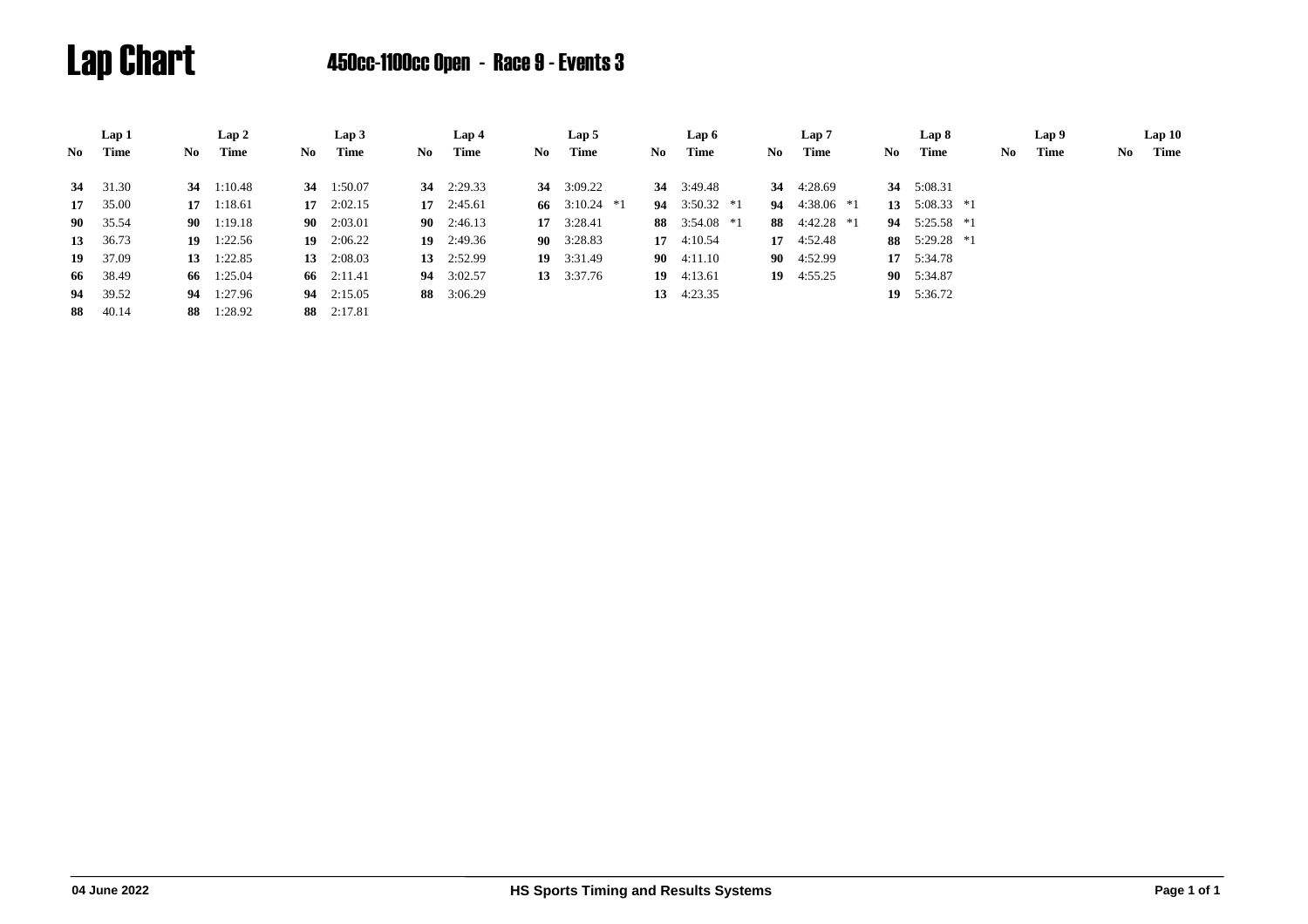# Lap Chart

## 450cc-1100cc Open - Race 9 - Events 3

| Lap 1 | | Lap 2 | | Lap 3 | | Lap 4 | | Lap 5 | | Lap 6 | | Lap 7 | | Lap 8 | | Lap 9 | | Lap 10 | |
|---|---|---|---|---|---|---|---|---|---|---|---|---|---|---|---|---|---|---|---|
| **No** | **Time** | **No** | **Time** | **No** | **Time** | **No** | **Time** | **No** | **Time** | **No** | **Time** | **No** | **Time** | **No** | **Time** | **No** | **Time** | **No** | **Time** |
| **34** | 31.30 | **34** | 1:10.48 | **34** | 1:50.07 | **34** | 2:29.33 | **34** | 3:09.22 | **34** | 3:49.48 | **34** | 4:28.69 | **34** | 5:08.31 | | | | |
| **17** | 35.00 | **17** | 1:18.61 | **17** | 2:02.15 | **17** | 2:45.61 | **66** | 3:10.24 *1 | **94** | 3:50.32 *1 | **94** | 4:38.06 *1 | **13** | 5:08.33 *1 | | | | |
| **90** | 35.54 | **90** | 1:19.18 | **90** | 2:03.01 | **90** | 2:46.13 | **17** | 3:28.41 | **88** | 3:54.08 *1 | **88** | 4:42.28 *1 | **94** | 5:25.58 *1 | | | | |
| **13** | 36.73 | **19** | 1:22.56 | **19** | 2:06.22 | **19** | 2:49.36 | **90** | 3:28.83 | **17** | 4:10.54 | **17** | 4:52.48 | **88** | 5:29.28 *1 | | | | |
| **19** | 37.09 | **13** | 1:22.85 | **13** | 2:08.03 | **13** | 2:52.99 | **19** | 3:31.49 | **90** | 4:11.10 | **90** | 4:52.99 | **17** | 5:34.78 | | | | |
| **66** | 38.49 | **66** | 1:25.04 | **66** | 2:11.41 | **94** | 3:02.57 | **13** | 3:37.76 | **19** | 4:13.61 | **19** | 4:55.25 | **90** | 5:34.87 | | | | |
| **94** | 39.52 | **94** | 1:27.96 | **94** | 2:15.05 | **88** | 3:06.29 | | | **13** | 4:23.35 | | | **19** | 5:36.72 | | | | |
| **88** | 40.14 | **88** | 1:28.92 | **88** | 2:17.81 | | | | | | | | | | | | | | |

04 June 2022 HS Sports Timing and Results Systems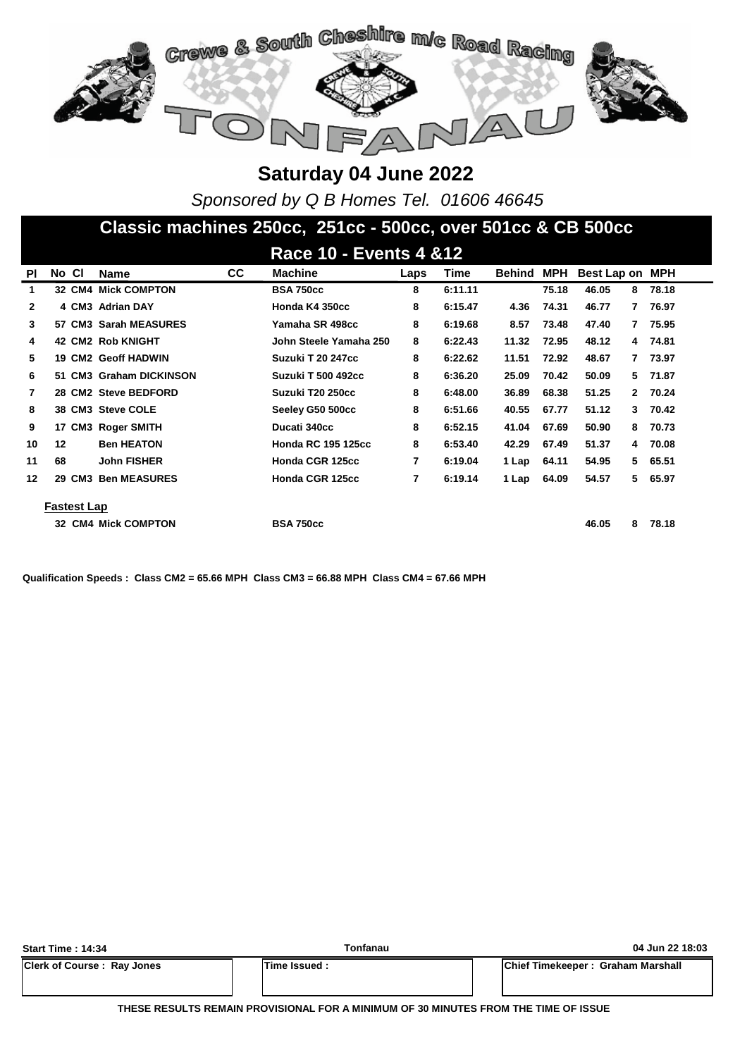Crewe & South Cheshire m/c Road Racing

TONFANAU

# Saturday 04 June 2022

*Sponsored by Q B Homes Tel. 01606 46645*

## Classic machines 250cc, 251cc - 500cc, over 501cc & CB 500cc

### Race 10 - Events 4 &12

| Pl | No | Cl | Name | CC | Machine | Laps | Time | Behind | MPH | Best Lap | on | MPH |
|---|---|---|---|---|---|---|---|---|---|---|---|---|
| 1 | 32 | CM4 | Mick COMPTON | | BSA 750cc | 8 | 6:11.11 | | 75.18 | 46.05 | 8 | 78.18 |
| 2 | 4 | CM3 | Adrian DAY | | Honda K4 350cc | 8 | 6:15.47 | 4.36 | 74.31 | 46.77 | 7 | 76.97 |
| 3 | 57 | CM3 | Sarah MEASURES | | Yamaha SR 498cc | 8 | 6:19.68 | 8.57 | 73.48 | 47.40 | 7 | 75.95 |
| 4 | 42 | CM2 | Rob KNIGHT | | John Steele Yamaha 250 | 8 | 6:22.43 | 11.32 | 72.95 | 48.12 | 4 | 74.81 |
| 5 | 19 | CM2 | Geoff HADWIN | | Suzuki T 20 247cc | 8 | 6:22.62 | 11.51 | 72.92 | 48.67 | 7 | 73.97 |
| 6 | 51 | CM3 | Graham DICKINSON | | Suzuki T 500 492cc | 8 | 6:36.20 | 25.09 | 70.42 | 50.09 | 5 | 71.87 |
| 7 | 28 | CM2 | Steve BEDFORD | | Suzuki T20 250cc | 8 | 6:48.00 | 36.89 | 68.38 | 51.25 | 2 | 70.24 |
| 8 | 38 | CM3 | Steve COLE | | Seeley G50 500cc | 8 | 6:51.66 | 40.55 | 67.77 | 51.12 | 3 | 70.42 |
| 9 | 17 | CM3 | Roger SMITH | | Ducati 340cc | 8 | 6:52.15 | 41.04 | 67.69 | 50.90 | 8 | 70.73 |
| 10 | 12 | | Ben HEATON | | Honda RC 195 125cc | 8 | 6:53.40 | 42.29 | 67.49 | 51.37 | 4 | 70.08 |
| 11 | 68 | | John FISHER | | Honda CGR 125cc | 7 | 6:19.04 | 1 Lap | 64.11 | 54.95 | 5 | 65.51 |
| 12 | 29 | CM3 | Ben MEASURES | | Honda CGR 125cc | 7 | 6:19.14 | 1 Lap | 64.09 | 54.57 | 5 | 65.97 |

**Fastest Lap**

| No | Cl | Name | Machine | Best Lap | on | MPH |
|---|---|---|---|---|---|---|
| 32 | CM4 | Mick COMPTON | BSA 750cc | 46.05 | 8 | 78.18 |

**Qualification Speeds : Class CM2 = 65.66 MPH Class CM3 = 66.88 MPH Class CM4 = 67.66 MPH**

| Start Time : 14:34 | Tonfanau | 04 Jun 22 18:03 |
|---|---|---|
| Clerk of Course : Ray Jones | Time Issued : | Chief Timekeeper : Graham Marshall |

**THESE RESULTS REMAIN PROVISIONAL FOR A MINIMUM OF 30 MINUTES FROM THE TIME OF ISSUE**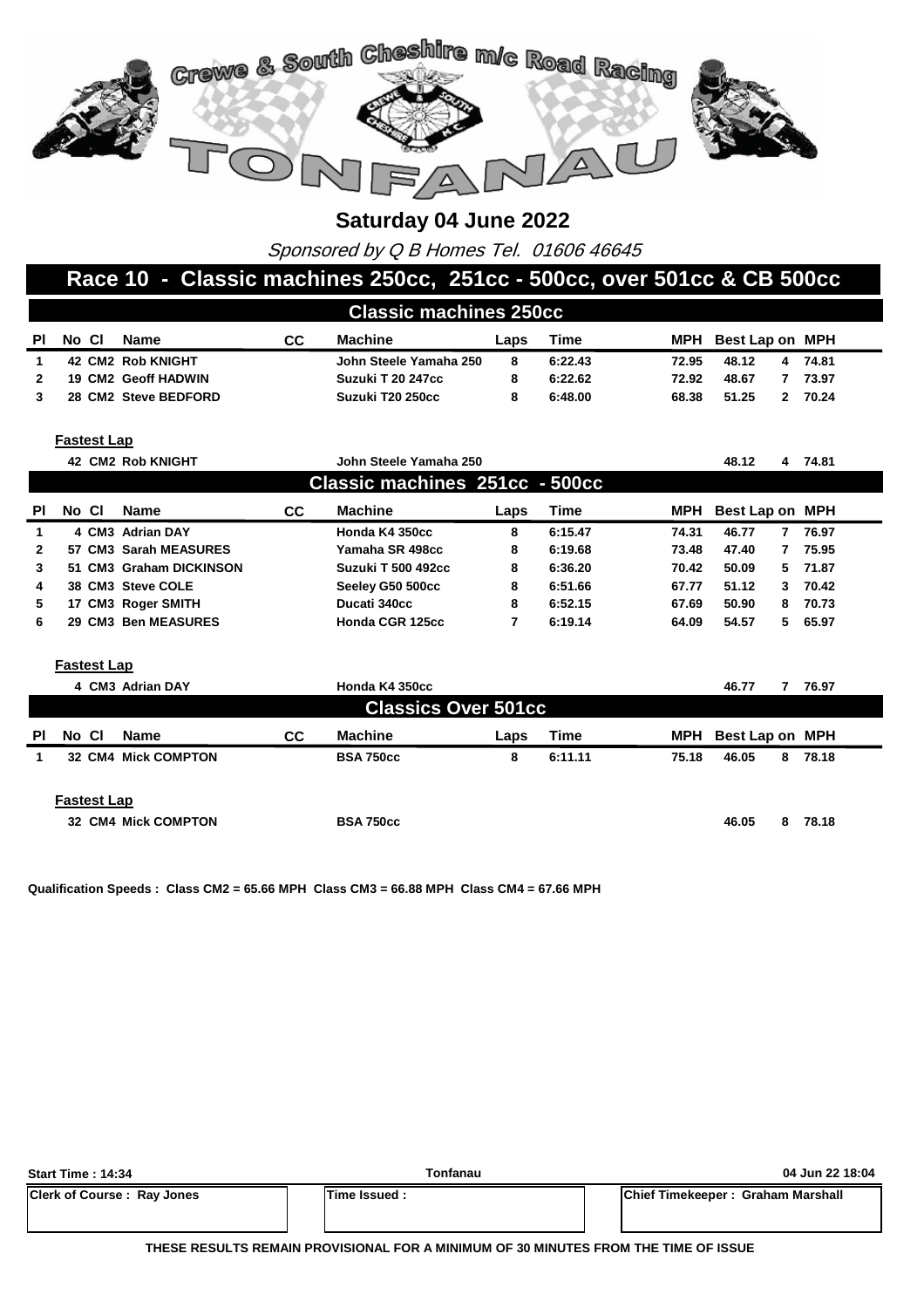# Crewe & South Cheshire m/c Road Racing

# TONFANAU

## Saturday 04 June 2022

*Sponsored by Q B Homes Tel. 01606 46645*

## Race 10 - Classic machines 250cc, 251cc - 500cc, over 501cc & CB 500cc

### Classic machines 250cc

| Pl | No | Cl | Name | CC | Machine | Laps | Time | MPH | Best Lap | on | MPH |
|---|---|---|---|---|---|---|---|---|---|---|---|
| 1 | 42 | CM2 | Rob KNIGHT | | John Steele Yamaha 250 | 8 | 6:22.43 | 72.95 | 48.12 | 4 | 74.81 |
| 2 | 19 | CM2 | Geoff HADWIN | | Suzuki T 20 247cc | 8 | 6:22.62 | 72.92 | 48.67 | 7 | 73.97 |
| 3 | 28 | CM2 | Steve BEDFORD | | Suzuki T20 250cc | 8 | 6:48.00 | 68.38 | 51.25 | 2 | 70.24 |

**Fastest Lap**

| No | Cl | Name | Machine | Best Lap | on | MPH |
|---|---|---|---|---|---|---|
| 42 | CM2 | Rob KNIGHT | John Steele Yamaha 250 | 48.12 | 4 | 74.81 |

### Classic machines 251cc - 500cc

| Pl | No | Cl | Name | CC | Machine | Laps | Time | MPH | Best Lap | on | MPH |
|---|---|---|---|---|---|---|---|---|---|---|---|
| 1 | 4 | CM3 | Adrian DAY | | Honda K4 350cc | 8 | 6:15.47 | 74.31 | 46.77 | 7 | 76.97 |
| 2 | 57 | CM3 | Sarah MEASURES | | Yamaha SR 498cc | 8 | 6:19.68 | 73.48 | 47.40 | 7 | 75.95 |
| 3 | 51 | CM3 | Graham DICKINSON | | Suzuki T 500 492cc | 8 | 6:36.20 | 70.42 | 50.09 | 5 | 71.87 |
| 4 | 38 | CM3 | Steve COLE | | Seeley G50 500cc | 8 | 6:51.66 | 67.77 | 51.12 | 3 | 70.42 |
| 5 | 17 | CM3 | Roger SMITH | | Ducati 340cc | 8 | 6:52.15 | 67.69 | 50.90 | 8 | 70.73 |
| 6 | 29 | CM3 | Ben MEASURES | | Honda CGR 125cc | 7 | 6:19.14 | 64.09 | 54.57 | 5 | 65.97 |

**Fastest Lap**

| No | Cl | Name | Machine | Best Lap | on | MPH |
|---|---|---|---|---|---|---|
| 4 | CM3 | Adrian DAY | Honda K4 350cc | 46.77 | 7 | 76.97 |

### Classics Over 501cc

| Pl | No | Cl | Name | CC | Machine | Laps | Time | MPH | Best Lap | on | MPH |
|---|---|---|---|---|---|---|---|---|---|---|---|
| 1 | 32 | CM4 | Mick COMPTON | | BSA 750cc | 8 | 6:11.11 | 75.18 | 46.05 | 8 | 78.18 |

**Fastest Lap**

| No | Cl | Name | Machine | Best Lap | on | MPH |
|---|---|---|---|---|---|---|
| 32 | CM4 | Mick COMPTON | BSA 750cc | 46.05 | 8 | 78.18 |

**Qualification Speeds : Class CM2 = 65.66 MPH Class CM3 = 66.88 MPH Class CM4 = 67.66 MPH**

| Start Time : 14:34 | Tonfanau | 04 Jun 22 18:04 |
|---|---|---|
| Clerk of Course : Ray Jones | Time Issued : | Chief Timekeeper : Graham Marshall |

**THESE RESULTS REMAIN PROVISIONAL FOR A MINIMUM OF 30 MINUTES FROM THE TIME OF ISSUE**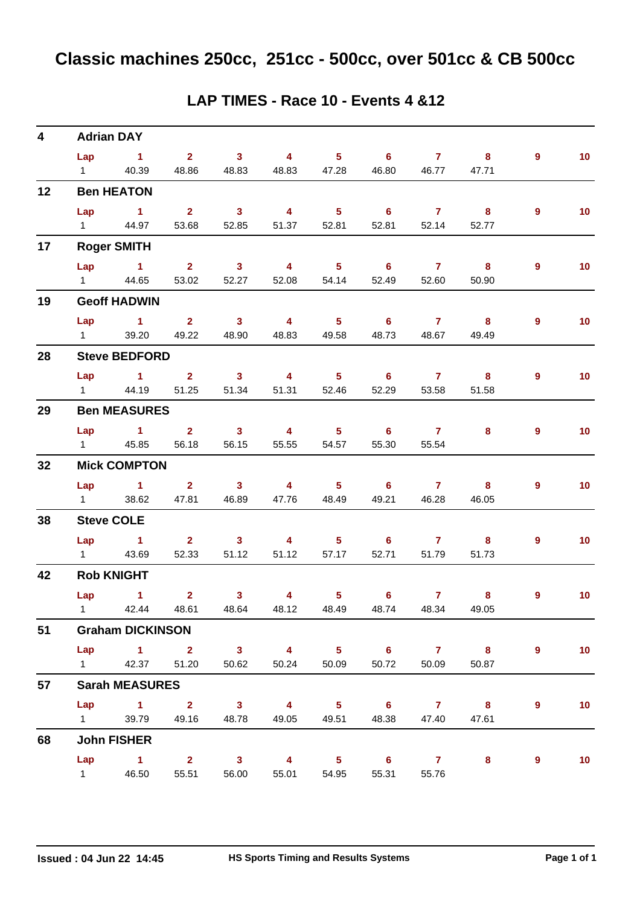# Classic machines 250cc, 251cc - 500cc, over 501cc & CB 500cc

## LAP TIMES - Race 10 - Events 4 &12

### 4 Adrian DAY

| Lap | 1 | 2 | 3 | 4 | 5 | 6 | 7 | 8 | 9 | 10 |
|---|---|---|---|---|---|---|---|---|---|---|
| 1 | 40.39 | 48.86 | 48.83 | 48.83 | 47.28 | 46.80 | 46.77 | 47.71 | | |

### 12 Ben HEATON

| Lap | 1 | 2 | 3 | 4 | 5 | 6 | 7 | 8 | 9 | 10 |
|---|---|---|---|---|---|---|---|---|---|---|
| 1 | 44.97 | 53.68 | 52.85 | 51.37 | 52.81 | 52.81 | 52.14 | 52.77 | | |

### 17 Roger SMITH

| Lap | 1 | 2 | 3 | 4 | 5 | 6 | 7 | 8 | 9 | 10 |
|---|---|---|---|---|---|---|---|---|---|---|
| 1 | 44.65 | 53.02 | 52.27 | 52.08 | 54.14 | 52.49 | 52.60 | 50.90 | | |

### 19 Geoff HADWIN

| Lap | 1 | 2 | 3 | 4 | 5 | 6 | 7 | 8 | 9 | 10 |
|---|---|---|---|---|---|---|---|---|---|---|
| 1 | 39.20 | 49.22 | 48.90 | 48.83 | 49.58 | 48.73 | 48.67 | 49.49 | | |

### 28 Steve BEDFORD

| Lap | 1 | 2 | 3 | 4 | 5 | 6 | 7 | 8 | 9 | 10 |
|---|---|---|---|---|---|---|---|---|---|---|
| 1 | 44.19 | 51.25 | 51.34 | 51.31 | 52.46 | 52.29 | 53.58 | 51.58 | | |

### 29 Ben MEASURES

| Lap | 1 | 2 | 3 | 4 | 5 | 6 | 7 | 8 | 9 | 10 |
|---|---|---|---|---|---|---|---|---|---|---|
| 1 | 45.85 | 56.18 | 56.15 | 55.55 | 54.57 | 55.30 | 55.54 | | | |

### 32 Mick COMPTON

| Lap | 1 | 2 | 3 | 4 | 5 | 6 | 7 | 8 | 9 | 10 |
|---|---|---|---|---|---|---|---|---|---|---|
| 1 | 38.62 | 47.81 | 46.89 | 47.76 | 48.49 | 49.21 | 46.28 | 46.05 | | |

### 38 Steve COLE

| Lap | 1 | 2 | 3 | 4 | 5 | 6 | 7 | 8 | 9 | 10 |
|---|---|---|---|---|---|---|---|---|---|---|
| 1 | 43.69 | 52.33 | 51.12 | 51.12 | 57.17 | 52.71 | 51.79 | 51.73 | | |

### 42 Rob KNIGHT

| Lap | 1 | 2 | 3 | 4 | 5 | 6 | 7 | 8 | 9 | 10 |
|---|---|---|---|---|---|---|---|---|---|---|
| 1 | 42.44 | 48.61 | 48.64 | 48.12 | 48.49 | 48.74 | 48.34 | 49.05 | | |

### 51 Graham DICKINSON

| Lap | 1 | 2 | 3 | 4 | 5 | 6 | 7 | 8 | 9 | 10 |
|---|---|---|---|---|---|---|---|---|---|---|
| 1 | 42.37 | 51.20 | 50.62 | 50.24 | 50.09 | 50.72 | 50.09 | 50.87 | | |

### 57 Sarah MEASURES

| Lap | 1 | 2 | 3 | 4 | 5 | 6 | 7 | 8 | 9 | 10 |
|---|---|---|---|---|---|---|---|---|---|---|
| 1 | 39.79 | 49.16 | 48.78 | 49.05 | 49.51 | 48.38 | 47.40 | 47.61 | | |

### 68 John FISHER

| Lap | 1 | 2 | 3 | 4 | 5 | 6 | 7 | 8 | 9 | 10 |
|---|---|---|---|---|---|---|---|---|---|---|
| 1 | 46.50 | 55.51 | 56.00 | 55.01 | 54.95 | 55.31 | 55.76 | | | |

Issued : 04 Jun 22 14:45    HS Sports Timing and Results Systems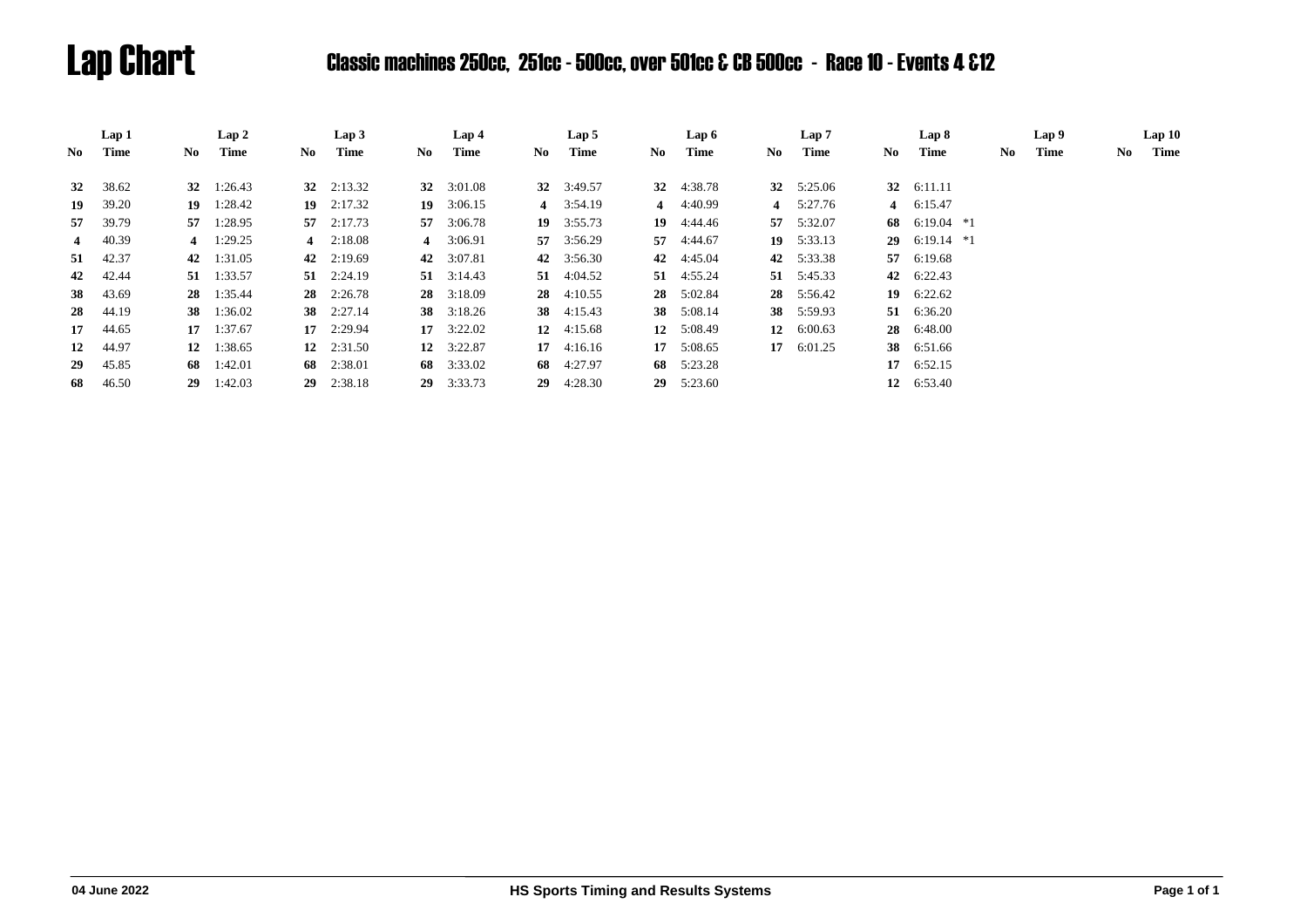# Lap Chart

## Classic machines 250cc, 251cc - 500cc, over 501cc & CB 500cc - Race 10 - Events 4 &12

| Lap 1 | | Lap 2 | | Lap 3 | | Lap 4 | | Lap 5 | | Lap 6 | | Lap 7 | | Lap 8 | | Lap 9 | | Lap 10 | |
|---|---|---|---|---|---|---|---|---|---|---|---|---|---|---|---|---|---|---|---|
| No | Time | No | Time | No | Time | No | Time | No | Time | No | Time | No | Time | No | Time | No | Time | No | Time |
| **32** | 38.62 | **32** | 1:26.43 | **32** | 2:13.32 | **32** | 3:01.08 | **32** | 3:49.57 | **32** | 4:38.78 | **32** | 5:25.06 | **32** | 6:11.11 | | | | |
| **19** | 39.20 | **19** | 1:28.42 | **19** | 2:17.32 | **19** | 3:06.15 | **4** | 3:54.19 | **4** | 4:40.99 | **4** | 5:27.76 | **4** | 6:15.47 | | | | |
| **57** | 39.79 | **57** | 1:28.95 | **57** | 2:17.73 | **57** | 3:06.78 | **19** | 3:55.73 | **19** | 4:44.46 | **57** | 5:32.07 | **68** | 6:19.04 *1 | | | | |
| **4** | 40.39 | **4** | 1:29.25 | **4** | 2:18.08 | **4** | 3:06.91 | **57** | 3:56.29 | **57** | 4:44.67 | **19** | 5:33.13 | **29** | 6:19.14 *1 | | | | |
| **51** | 42.37 | **42** | 1:31.05 | **42** | 2:19.69 | **42** | 3:07.81 | **42** | 3:56.30 | **42** | 4:45.04 | **42** | 5:33.38 | **57** | 6:19.68 | | | | |
| **42** | 42.44 | **51** | 1:33.57 | **51** | 2:24.19 | **51** | 3:14.43 | **51** | 4:04.52 | **51** | 4:55.24 | **51** | 5:45.33 | **42** | 6:22.43 | | | | |
| **38** | 43.69 | **28** | 1:35.44 | **28** | 2:26.78 | **28** | 3:18.09 | **28** | 4:10.55 | **28** | 5:02.84 | **28** | 5:56.42 | **19** | 6:22.62 | | | | |
| **28** | 44.19 | **38** | 1:36.02 | **38** | 2:27.14 | **38** | 3:18.26 | **38** | 4:15.43 | **38** | 5:08.14 | **38** | 5:59.93 | **51** | 6:36.20 | | | | |
| **17** | 44.65 | **17** | 1:37.67 | **17** | 2:29.94 | **17** | 3:22.02 | **12** | 4:15.68 | **12** | 5:08.49 | **12** | 6:00.63 | **28** | 6:48.00 | | | | |
| **12** | 44.97 | **12** | 1:38.65 | **12** | 2:31.50 | **12** | 3:22.87 | **17** | 4:16.16 | **17** | 5:08.65 | **17** | 6:01.25 | **38** | 6:51.66 | | | | |
| **29** | 45.85 | **68** | 1:42.01 | **68** | 2:38.01 | **68** | 3:33.02 | **68** | 4:27.97 | **68** | 5:23.28 | | | **17** | 6:52.15 | | | | |
| **68** | 46.50 | **29** | 1:42.03 | **29** | 2:38.18 | **29** | 3:33.73 | **29** | 4:28.30 | **29** | 5:23.60 | | | **12** | 6:53.40 | | | | |

04 June 2022 HS Sports Timing and Results Systems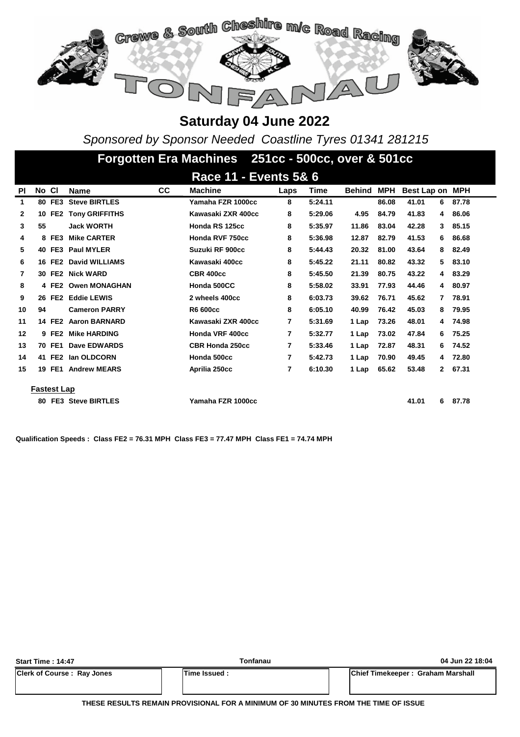Crewe & South Cheshire m/c Road Racing

TONFANAU

# Saturday 04 June 2022

*Sponsored by Sponsor Needed Coastline Tyres 01341 281215*

## Forgotten Era Machines 251cc - 500cc, over & 501cc

## Race 11 - Events 5& 6

| Pl | No | Cl | Name | CC | Machine | Laps | Time | Behind | MPH | Best Lap | on | MPH |
|---|---|---|---|---|---|---|---|---|---|---|---|---|
| 1 | 80 | FE3 | Steve BIRTLES | | Yamaha FZR 1000cc | 8 | 5:24.11 | | 86.08 | 41.01 | 6 | 87.78 |
| 2 | 10 | FE2 | Tony GRIFFITHS | | Kawasaki ZXR 400cc | 8 | 5:29.06 | 4.95 | 84.79 | 41.83 | 4 | 86.06 |
| 3 | 55 | | Jack WORTH | | Honda RS 125cc | 8 | 5:35.97 | 11.86 | 83.04 | 42.28 | 3 | 85.15 |
| 4 | 8 | FE3 | Mike CARTER | | Honda RVF 750cc | 8 | 5:36.98 | 12.87 | 82.79 | 41.53 | 6 | 86.68 |
| 5 | 40 | FE3 | Paul MYLER | | Suzuki RF 900cc | 8 | 5:44.43 | 20.32 | 81.00 | 43.64 | 8 | 82.49 |
| 6 | 16 | FE2 | David WILLIAMS | | Kawasaki 400cc | 8 | 5:45.22 | 21.11 | 80.82 | 43.32 | 5 | 83.10 |
| 7 | 30 | FE2 | Nick WARD | | CBR 400cc | 8 | 5:45.50 | 21.39 | 80.75 | 43.22 | 4 | 83.29 |
| 8 | 4 | FE2 | Owen MONAGHAN | | Honda 500CC | 8 | 5:58.02 | 33.91 | 77.93 | 44.46 | 4 | 80.97 |
| 9 | 26 | FE2 | Eddie LEWIS | | 2 wheels 400cc | 8 | 6:03.73 | 39.62 | 76.71 | 45.62 | 7 | 78.91 |
| 10 | 94 | | Cameron PARRY | | R6 600cc | 8 | 6:05.10 | 40.99 | 76.42 | 45.03 | 8 | 79.95 |
| 11 | 14 | FE2 | Aaron BARNARD | | Kawasaki ZXR 400cc | 7 | 5:31.69 | 1 Lap | 73.26 | 48.01 | 4 | 74.98 |
| 12 | 9 | FE2 | Mike HARDING | | Honda VRF 400cc | 7 | 5:32.77 | 1 Lap | 73.02 | 47.84 | 6 | 75.25 |
| 13 | 70 | FE1 | Dave EDWARDS | | CBR Honda 250cc | 7 | 5:33.46 | 1 Lap | 72.87 | 48.31 | 6 | 74.52 |
| 14 | 41 | FE2 | Ian OLDCORN | | Honda 500cc | 7 | 5:42.73 | 1 Lap | 70.90 | 49.45 | 4 | 72.80 |
| 15 | 19 | FE1 | Andrew MEARS | | Aprilia 250cc | 7 | 6:10.30 | 1 Lap | 65.62 | 53.48 | 2 | 67.31 |

**Fastest Lap**

| No | Cl | Name | Machine | Best Lap | on | MPH |
|---|---|---|---|---|---|---|
| 80 | FE3 | Steve BIRTLES | Yamaha FZR 1000cc | 41.01 | 6 | 87.78 |

**Qualification Speeds : Class FE2 = 76.31 MPH Class FE3 = 77.47 MPH Class FE1 = 74.74 MPH**

| Start Time : 14:47 | Tonfanau | 04 Jun 22 18:04 |
|---|---|---|
| Clerk of Course : Ray Jones | Time Issued : | Chief Timekeeper : Graham Marshall |

**THESE RESULTS REMAIN PROVISIONAL FOR A MINIMUM OF 30 MINUTES FROM THE TIME OF ISSUE**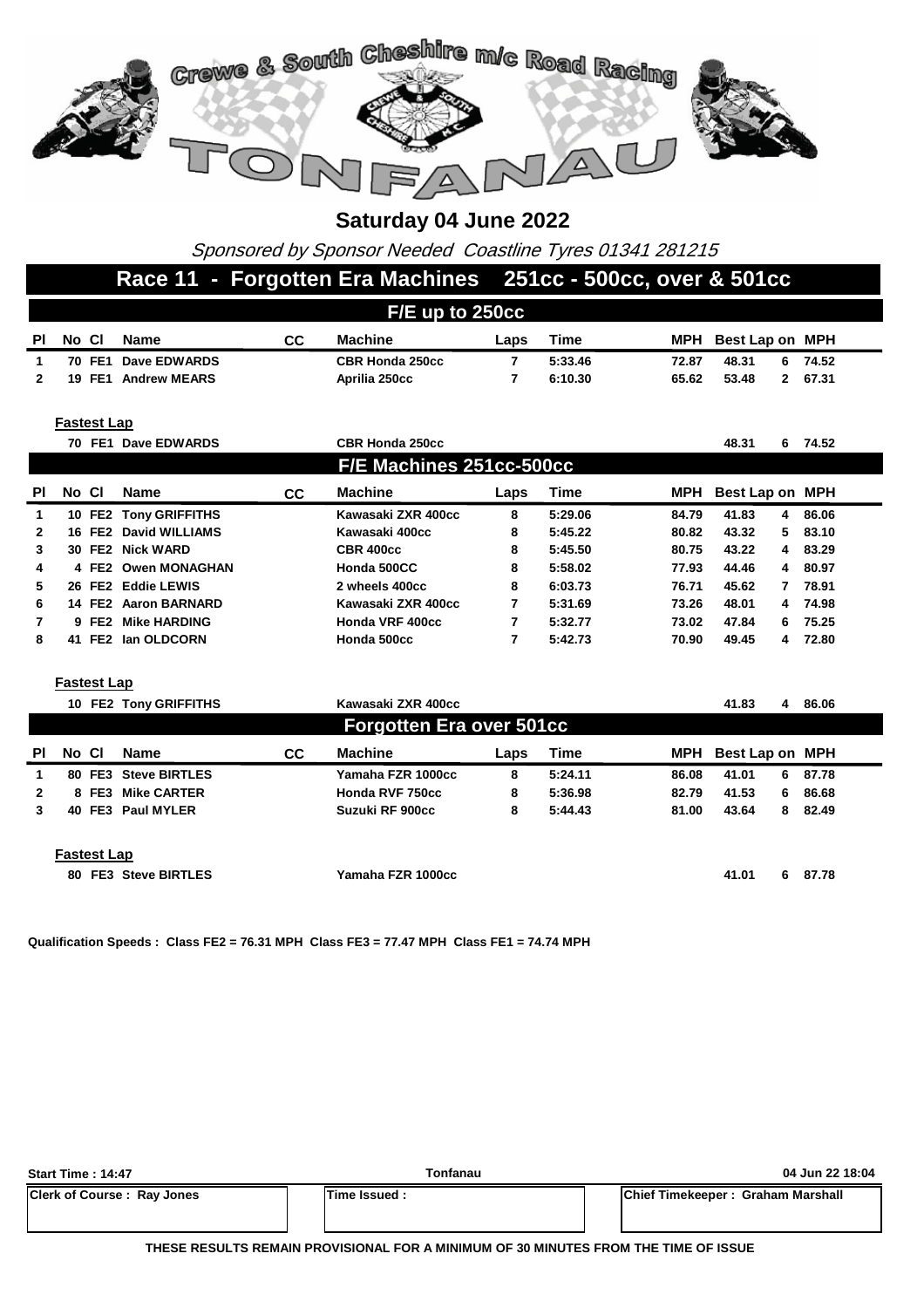Crewe & South Cheshire m/c Road Racing

TONFANAU

# Saturday 04 June 2022

*Sponsored by Sponsor Needed Coastline Tyres 01341 281215*

## Race 11 - Forgotten Era Machines 251cc - 500cc, over & 501cc

### F/E up to 250cc

| Pl | No | Cl | Name | CC | Machine | Laps | Time | MPH | Best Lap | on | MPH |
|---|---|---|---|---|---|---|---|---|---|---|---|
| 1 | 70 | FE1 | Dave EDWARDS | | CBR Honda 250cc | 7 | 5:33.46 | 72.87 | 48.31 | 6 | 74.52 |
| 2 | 19 | FE1 | Andrew MEARS | | Aprilia 250cc | 7 | 6:10.30 | 65.62 | 53.48 | 2 | 67.31 |

**Fastest Lap**

| No | Cl | Name | Machine | Best Lap | on | MPH |
|---|---|---|---|---|---|---|
| 70 | FE1 | Dave EDWARDS | CBR Honda 250cc | 48.31 | 6 | 74.52 |

### F/E Machines 251cc-500cc

| Pl | No | Cl | Name | CC | Machine | Laps | Time | MPH | Best Lap | on | MPH |
|---|---|---|---|---|---|---|---|---|---|---|---|
| 1 | 10 | FE2 | Tony GRIFFITHS | | Kawasaki ZXR 400cc | 8 | 5:29.06 | 84.79 | 41.83 | 4 | 86.06 |
| 2 | 16 | FE2 | David WILLIAMS | | Kawasaki 400cc | 8 | 5:45.22 | 80.82 | 43.32 | 5 | 83.10 |
| 3 | 30 | FE2 | Nick WARD | | CBR 400cc | 8 | 5:45.50 | 80.75 | 43.22 | 4 | 83.29 |
| 4 | 4 | FE2 | Owen MONAGHAN | | Honda 500CC | 8 | 5:58.02 | 77.93 | 44.46 | 4 | 80.97 |
| 5 | 26 | FE2 | Eddie LEWIS | | 2 wheels 400cc | 8 | 6:03.73 | 76.71 | 45.62 | 7 | 78.91 |
| 6 | 14 | FE2 | Aaron BARNARD | | Kawasaki ZXR 400cc | 7 | 5:31.69 | 73.26 | 48.01 | 4 | 74.98 |
| 7 | 9 | FE2 | Mike HARDING | | Honda VRF 400cc | 7 | 5:32.77 | 73.02 | 47.84 | 6 | 75.25 |
| 8 | 41 | FE2 | Ian OLDCORN | | Honda 500cc | 7 | 5:42.73 | 70.90 | 49.45 | 4 | 72.80 |

**Fastest Lap**

| No | Cl | Name | Machine | Best Lap | on | MPH |
|---|---|---|---|---|---|---|
| 10 | FE2 | Tony GRIFFITHS | Kawasaki ZXR 400cc | 41.83 | 4 | 86.06 |

### Forgotten Era over 501cc

| Pl | No | Cl | Name | CC | Machine | Laps | Time | MPH | Best Lap | on | MPH |
|---|---|---|---|---|---|---|---|---|---|---|---|
| 1 | 80 | FE3 | Steve BIRTLES | | Yamaha FZR 1000cc | 8 | 5:24.11 | 86.08 | 41.01 | 6 | 87.78 |
| 2 | 8 | FE3 | Mike CARTER | | Honda RVF 750cc | 8 | 5:36.98 | 82.79 | 41.53 | 6 | 86.68 |
| 3 | 40 | FE3 | Paul MYLER | | Suzuki RF 900cc | 8 | 5:44.43 | 81.00 | 43.64 | 8 | 82.49 |

**Fastest Lap**

| No | Cl | Name | Machine | Best Lap | on | MPH |
|---|---|---|---|---|---|---|
| 80 | FE3 | Steve BIRTLES | Yamaha FZR 1000cc | 41.01 | 6 | 87.78 |

**Qualification Speeds : Class FE2 = 76.31 MPH Class FE3 = 77.47 MPH Class FE1 = 74.74 MPH**

| Start Time : 14:47 | Tonfanau | 04 Jun 22 18:04 |
|---|---|---|
| Clerk of Course : Ray Jones | Time Issued : | Chief Timekeeper : Graham Marshall |

**THESE RESULTS REMAIN PROVISIONAL FOR A MINIMUM OF 30 MINUTES FROM THE TIME OF ISSUE**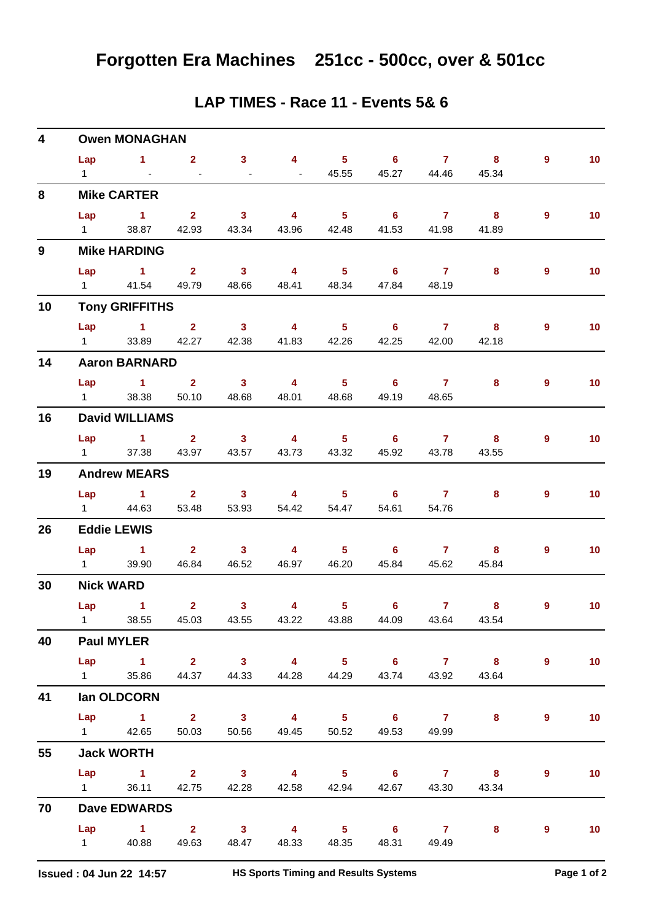# Forgotten Era Machines 251cc - 500cc, over & 501cc

## LAP TIMES - Race 11 - Events 5& 6

| No. | Rider | Lap | 1 | 2 | 3 | 4 | 5 | 6 | 7 | 8 | 9 | 10 |
|---|---|---|---|---|---|---|---|---|---|---|---|---|
| 4 | Owen MONAGHAN | 1 | - | - | - | - | 45.55 | 45.27 | 44.46 | 45.34 | | |
| 8 | Mike CARTER | 1 | 38.87 | 42.93 | 43.34 | 43.96 | 42.48 | 41.53 | 41.98 | 41.89 | | |
| 9 | Mike HARDING | 1 | 41.54 | 49.79 | 48.66 | 48.41 | 48.34 | 47.84 | 48.19 | | | |
| 10 | Tony GRIFFITHS | 1 | 33.89 | 42.27 | 42.38 | 41.83 | 42.26 | 42.25 | 42.00 | 42.18 | | |
| 14 | Aaron BARNARD | 1 | 38.38 | 50.10 | 48.68 | 48.01 | 48.68 | 49.19 | 48.65 | | | |
| 16 | David WILLIAMS | 1 | 37.38 | 43.97 | 43.57 | 43.73 | 43.32 | 45.92 | 43.78 | 43.55 | | |
| 19 | Andrew MEARS | 1 | 44.63 | 53.48 | 53.93 | 54.42 | 54.47 | 54.61 | 54.76 | | | |
| 26 | Eddie LEWIS | 1 | 39.90 | 46.84 | 46.52 | 46.97 | 46.20 | 45.84 | 45.62 | 45.84 | | |
| 30 | Nick WARD | 1 | 38.55 | 45.03 | 43.55 | 43.22 | 43.88 | 44.09 | 43.64 | 43.54 | | |
| 40 | Paul MYLER | 1 | 35.86 | 44.37 | 44.33 | 44.28 | 44.29 | 43.74 | 43.92 | 43.64 | | |
| 41 | Ian OLDCORN | 1 | 42.65 | 50.03 | 50.56 | 49.45 | 50.52 | 49.53 | 49.99 | | | |
| 55 | Jack WORTH | 1 | 36.11 | 42.75 | 42.28 | 42.58 | 42.94 | 42.67 | 43.30 | 43.34 | | |
| 70 | Dave EDWARDS | 1 | 40.88 | 49.63 | 48.47 | 48.33 | 48.35 | 48.31 | 49.49 | | | |

Issued : 04 Jun 22 14:57 HS Sports Timing and Results Systems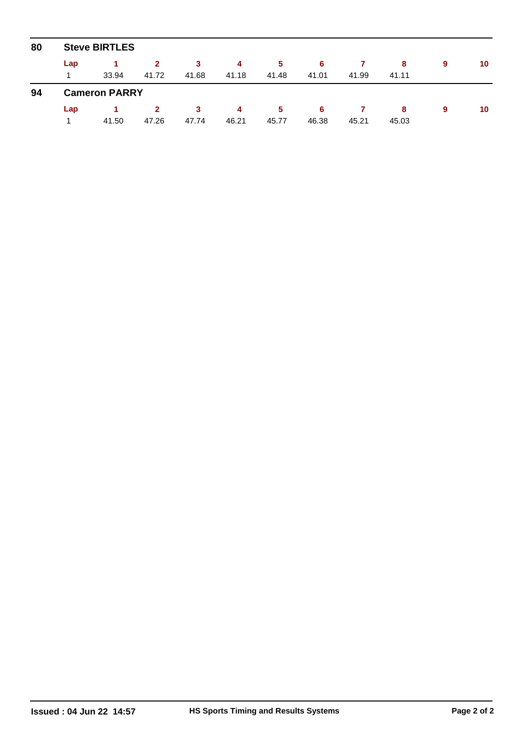**80 Steve BIRTLES**

| Lap | 1 | 2 | 3 | 4 | 5 | 6 | 7 | 8 | 9 | 10 |
|---|---|---|---|---|---|---|---|---|---|---|
| 1 | 33.94 | 41.72 | 41.68 | 41.18 | 41.48 | 41.01 | 41.99 | 41.11 | | |

**94 Cameron PARRY**

| Lap | 1 | 2 | 3 | 4 | 5 | 6 | 7 | 8 | 9 | 10 |
|---|---|---|---|---|---|---|---|---|---|---|
| 1 | 41.50 | 47.26 | 47.74 | 46.21 | 45.77 | 46.38 | 45.21 | 45.03 | | |

**Issued : 04 Jun 22 14:57** **HS Sports Timing and Results Systems**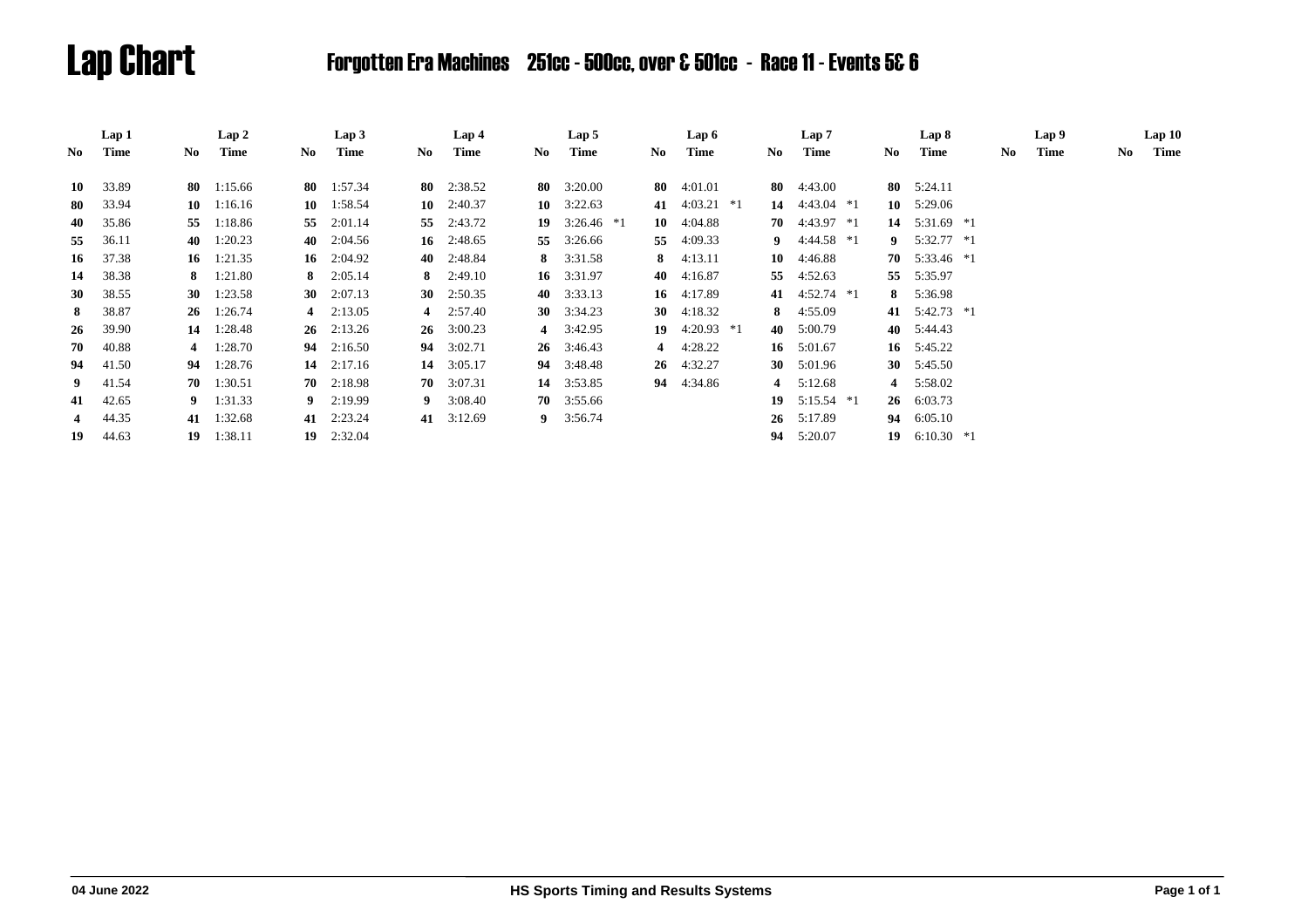# Lap Chart

## Forgotten Era Machines 251cc - 500cc, over & 501cc - Race 11 - Events 5& 6

| Lap 1 | | Lap 2 | | Lap 3 | | Lap 4 | | Lap 5 | | Lap 6 | | Lap 7 | | Lap 8 | | Lap 9 | | Lap 10 | |
|---|---|---|---|---|---|---|---|---|---|---|---|---|---|---|---|---|---|---|---|
| No | Time | No | Time | No | Time | No | Time | No | Time | No | Time | No | Time | No | Time | No | Time | No | Time |
| **10** | 33.89 | **80** | 1:15.66 | **80** | 1:57.34 | **80** | 2:38.52 | **80** | 3:20.00 | **80** | 4:01.01 | **80** | 4:43.00 | **80** | 5:24.11 | | | | |
| **80** | 33.94 | **10** | 1:16.16 | **10** | 1:58.54 | **10** | 2:40.37 | **10** | 3:22.63 | **41** | 4:03.21 *1 | **14** | 4:43.04 *1 | **10** | 5:29.06 | | | | |
| **40** | 35.86 | **55** | 1:18.86 | **55** | 2:01.14 | **55** | 2:43.72 | **19** | 3:26.46 *1 | **10** | 4:04.88 | **70** | 4:43.97 *1 | **14** | 5:31.69 *1 | | | | |
| **55** | 36.11 | **40** | 1:20.23 | **40** | 2:04.56 | **16** | 2:48.65 | **55** | 3:26.66 | **55** | 4:09.33 | **9** | 4:44.58 *1 | **9** | 5:32.77 *1 | | | | |
| **16** | 37.38 | **16** | 1:21.35 | **16** | 2:04.92 | **40** | 2:48.84 | **8** | 3:31.58 | **8** | 4:13.11 | **10** | 4:46.88 | **70** | 5:33.46 *1 | | | | |
| **14** | 38.38 | **8** | 1:21.80 | **8** | 2:05.14 | **8** | 2:49.10 | **16** | 3:31.97 | **40** | 4:16.87 | **55** | 4:52.63 | **55** | 5:35.97 | | | | |
| **30** | 38.55 | **30** | 1:23.58 | **30** | 2:07.13 | **30** | 2:50.35 | **40** | 3:33.13 | **16** | 4:17.89 | **41** | 4:52.74 *1 | **8** | 5:36.98 | | | | |
| **8** | 38.87 | **26** | 1:26.74 | **4** | 2:13.05 | **4** | 2:57.40 | **30** | 3:34.23 | **30** | 4:18.32 | **8** | 4:55.09 | **41** | 5:42.73 *1 | | | | |
| **26** | 39.90 | **14** | 1:28.48 | **26** | 2:13.26 | **26** | 3:00.23 | **4** | 3:42.95 | **19** | 4:20.93 *1 | **40** | 5:00.79 | **40** | 5:44.43 | | | | |
| **70** | 40.88 | **4** | 1:28.70 | **94** | 2:16.50 | **94** | 3:02.71 | **26** | 3:46.43 | **4** | 4:28.22 | **16** | 5:01.67 | **16** | 5:45.22 | | | | |
| **94** | 41.50 | **94** | 1:28.76 | **14** | 2:17.16 | **14** | 3:05.17 | **94** | 3:48.48 | **26** | 4:32.27 | **30** | 5:01.96 | **30** | 5:45.50 | | | | |
| **9** | 41.54 | **70** | 1:30.51 | **70** | 2:18.98 | **70** | 3:07.31 | **14** | 3:53.85 | **94** | 4:34.86 | **4** | 5:12.68 | **4** | 5:58.02 | | | | |
| **41** | 42.65 | **9** | 1:31.33 | **9** | 2:19.99 | **9** | 3:08.40 | **70** | 3:55.66 | | | **19** | 5:15.54 *1 | **26** | 6:03.73 | | | | |
| **4** | 44.35 | **41** | 1:32.68 | **41** | 2:23.24 | **41** | 3:12.69 | **9** | 3:56.74 | | | **26** | 5:17.89 | **94** | 6:05.10 | | | | |
| **19** | 44.63 | **19** | 1:38.11 | **19** | 2:32.04 | | | | | | | **94** | 5:20.07 | **19** | 6:10.30 *1 | | | | |

04 June 2022

HS Sports Timing and Results Systems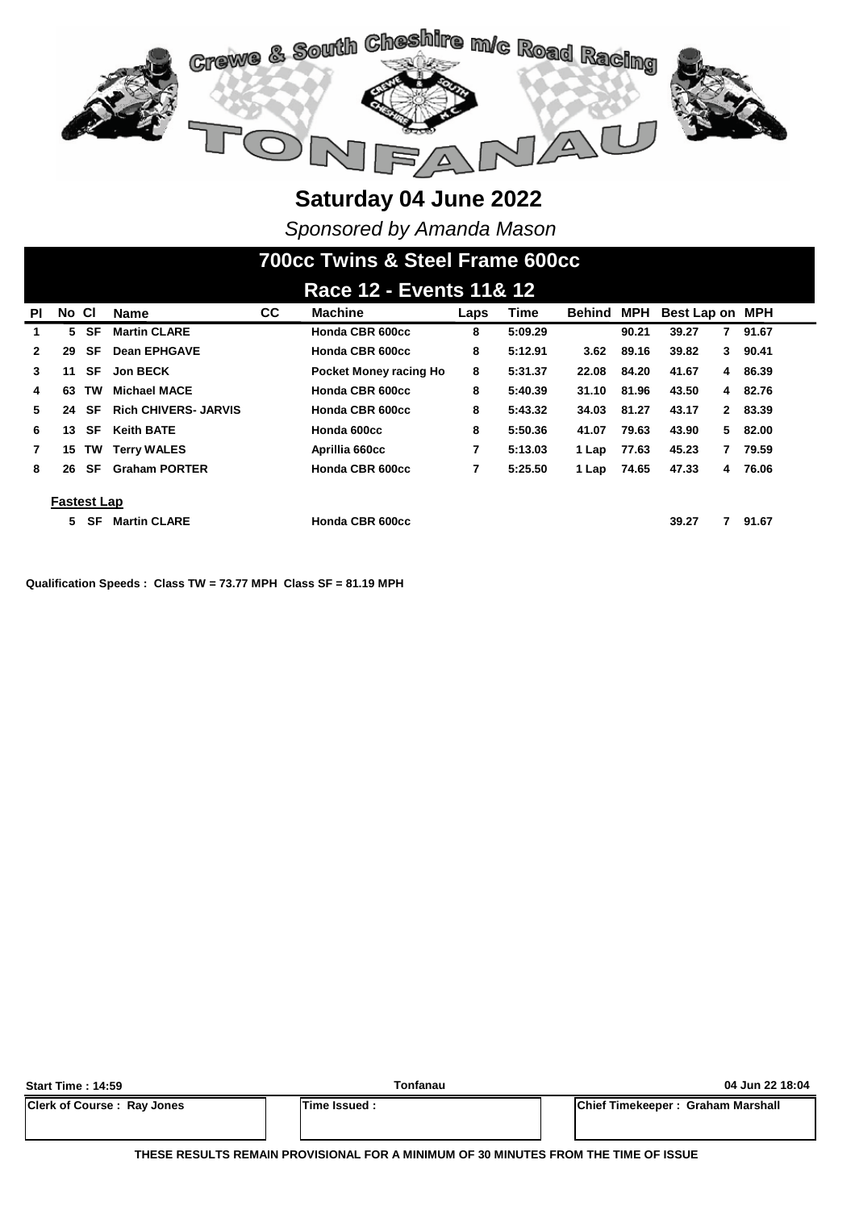# Crewe & South Cheshire m/c Road Racing

# TONFANAU

## Saturday 04 June 2022

*Sponsored by Amanda Mason*

## 700cc Twins & Steel Frame 600cc

### Race 12 - Events 11& 12

| Pl | No | Cl | Name | CC | Machine | Laps | Time | Behind | MPH | Best Lap | on | MPH |
|---|---|---|---|---|---|---|---|---|---|---|---|---|
| 1 | 5 | SF | Martin CLARE | | Honda CBR 600cc | 8 | 5:09.29 | | 90.21 | 39.27 | 7 | 91.67 |
| 2 | 29 | SF | Dean EPHGAVE | | Honda CBR 600cc | 8 | 5:12.91 | 3.62 | 89.16 | 39.82 | 3 | 90.41 |
| 3 | 11 | SF | Jon BECK | | Pocket Money racing Ho | 8 | 5:31.37 | 22.08 | 84.20 | 41.67 | 4 | 86.39 |
| 4 | 63 | TW | Michael MACE | | Honda CBR 600cc | 8 | 5:40.39 | 31.10 | 81.96 | 43.50 | 4 | 82.76 |
| 5 | 24 | SF | Rich CHIVERS- JARVIS | | Honda CBR 600cc | 8 | 5:43.32 | 34.03 | 81.27 | 43.17 | 2 | 83.39 |
| 6 | 13 | SF | Keith BATE | | Honda 600cc | 8 | 5:50.36 | 41.07 | 79.63 | 43.90 | 5 | 82.00 |
| 7 | 15 | TW | Terry WALES | | Aprillia 660cc | 7 | 5:13.03 | 1 Lap | 77.63 | 45.23 | 7 | 79.59 |
| 8 | 26 | SF | Graham PORTER | | Honda CBR 600cc | 7 | 5:25.50 | 1 Lap | 74.65 | 47.33 | 4 | 76.06 |

**Fastest Lap**

| No | Cl | Name | Machine | Best Lap | on | MPH |
|---|---|---|---|---|---|---|
| 5 | SF | Martin CLARE | Honda CBR 600cc | 39.27 | 7 | 91.67 |

**Qualification Speeds : Class TW = 73.77 MPH Class SF = 81.19 MPH**

| Start Time : 14:59 | Tonfanau | 04 Jun 22 18:04 |
|---|---|---|
| Clerk of Course : Ray Jones | Time Issued : | Chief Timekeeper : Graham Marshall |

**THESE RESULTS REMAIN PROVISIONAL FOR A MINIMUM OF 30 MINUTES FROM THE TIME OF ISSUE**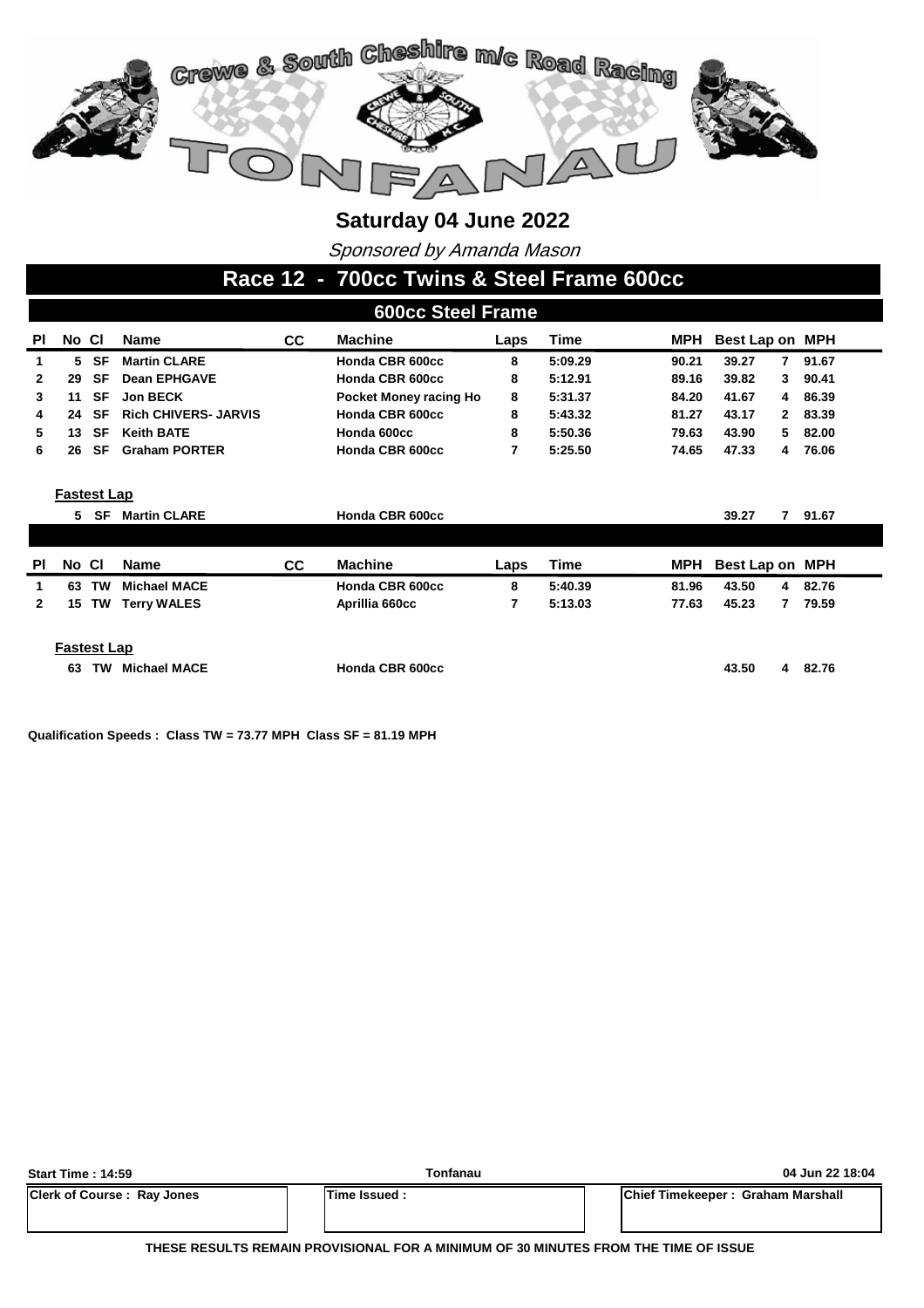# Crewe & South Cheshire m/c Road Racing

# TONFANAU

## Saturday 04 June 2022

*Sponsored by Amanda Mason*

## Race 12 - 700cc Twins & Steel Frame 600cc

### 600cc Steel Frame

| Pl | No | Cl | Name | CC | Machine | Laps | Time | MPH | Best Lap | on | MPH |
|---|---|---|---|---|---|---|---|---|---|---|---|
| 1 | 5 | SF | Martin CLARE | | Honda CBR 600cc | 8 | 5:09.29 | 90.21 | 39.27 | 7 | 91.67 |
| 2 | 29 | SF | Dean EPHGAVE | | Honda CBR 600cc | 8 | 5:12.91 | 89.16 | 39.82 | 3 | 90.41 |
| 3 | 11 | SF | Jon BECK | | Pocket Money racing Ho | 8 | 5:31.37 | 84.20 | 41.67 | 4 | 86.39 |
| 4 | 24 | SF | Rich CHIVERS- JARVIS | | Honda CBR 600cc | 8 | 5:43.32 | 81.27 | 43.17 | 2 | 83.39 |
| 5 | 13 | SF | Keith BATE | | Honda 600cc | 8 | 5:50.36 | 79.63 | 43.90 | 5 | 82.00 |
| 6 | 26 | SF | Graham PORTER | | Honda CBR 600cc | 7 | 5:25.50 | 74.65 | 47.33 | 4 | 76.06 |

**Fastest Lap**

| No | Cl | Name | Machine | Best Lap | on | MPH |
|---|---|---|---|---|---|---|
| 5 | SF | Martin CLARE | Honda CBR 600cc | 39.27 | 7 | 91.67 |

| Pl | No | Cl | Name | CC | Machine | Laps | Time | MPH | Best Lap | on | MPH |
|---|---|---|---|---|---|---|---|---|---|---|---|
| 1 | 63 | TW | Michael MACE | | Honda CBR 600cc | 8 | 5:40.39 | 81.96 | 43.50 | 4 | 82.76 |
| 2 | 15 | TW | Terry WALES | | Aprillia 660cc | 7 | 5:13.03 | 77.63 | 45.23 | 7 | 79.59 |

**Fastest Lap**

| No | Cl | Name | Machine | Best Lap | on | MPH |
|---|---|---|---|---|---|---|
| 63 | TW | Michael MACE | Honda CBR 600cc | 43.50 | 4 | 82.76 |

**Qualification Speeds : Class TW = 73.77 MPH Class SF = 81.19 MPH**

| Start Time : 14:59 | Tonfanau | 04 Jun 22 18:04 |
|---|---|---|
| Clerk of Course : Ray Jones | Time Issued : | Chief Timekeeper : Graham Marshall |

**THESE RESULTS REMAIN PROVISIONAL FOR A MINIMUM OF 30 MINUTES FROM THE TIME OF ISSUE**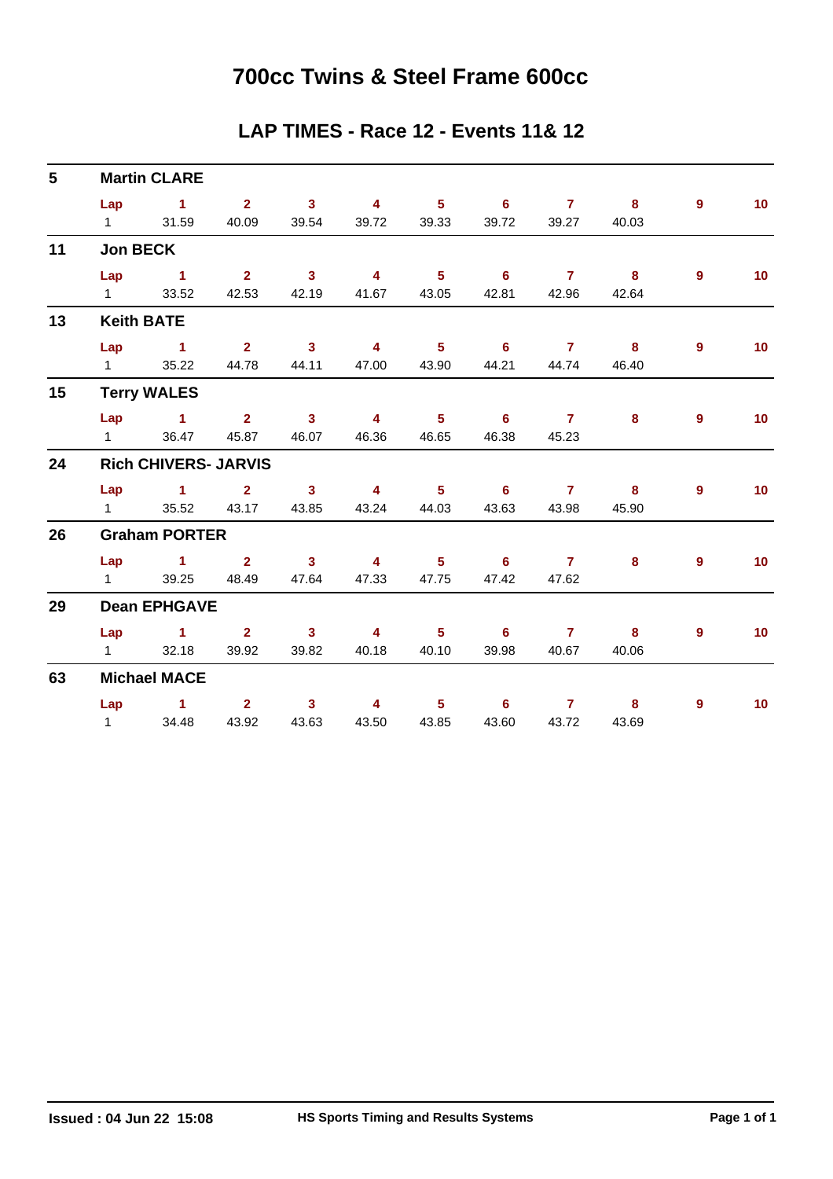# 700cc Twins & Steel Frame 600cc

## LAP TIMES - Race 12 - Events 11& 12

**5 Martin CLARE**

| Lap | 1 | 2 | 3 | 4 | 5 | 6 | 7 | 8 | 9 | 10 |
|---|---|---|---|---|---|---|---|---|---|---|
| 1 | 31.59 | 40.09 | 39.54 | 39.72 | 39.33 | 39.72 | 39.27 | 40.03 | | |

**11 Jon BECK**

| Lap | 1 | 2 | 3 | 4 | 5 | 6 | 7 | 8 | 9 | 10 |
|---|---|---|---|---|---|---|---|---|---|---|
| 1 | 33.52 | 42.53 | 42.19 | 41.67 | 43.05 | 42.81 | 42.96 | 42.64 | | |

**13 Keith BATE**

| Lap | 1 | 2 | 3 | 4 | 5 | 6 | 7 | 8 | 9 | 10 |
|---|---|---|---|---|---|---|---|---|---|---|
| 1 | 35.22 | 44.78 | 44.11 | 47.00 | 43.90 | 44.21 | 44.74 | 46.40 | | |

**15 Terry WALES**

| Lap | 1 | 2 | 3 | 4 | 5 | 6 | 7 | 8 | 9 | 10 |
|---|---|---|---|---|---|---|---|---|---|---|
| 1 | 36.47 | 45.87 | 46.07 | 46.36 | 46.65 | 46.38 | 45.23 | | | |

**24 Rich CHIVERS- JARVIS**

| Lap | 1 | 2 | 3 | 4 | 5 | 6 | 7 | 8 | 9 | 10 |
|---|---|---|---|---|---|---|---|---|---|---|
| 1 | 35.52 | 43.17 | 43.85 | 43.24 | 44.03 | 43.63 | 43.98 | 45.90 | | |

**26 Graham PORTER**

| Lap | 1 | 2 | 3 | 4 | 5 | 6 | 7 | 8 | 9 | 10 |
|---|---|---|---|---|---|---|---|---|---|---|
| 1 | 39.25 | 48.49 | 47.64 | 47.33 | 47.75 | 47.42 | 47.62 | | | |

**29 Dean EPHGAVE**

| Lap | 1 | 2 | 3 | 4 | 5 | 6 | 7 | 8 | 9 | 10 |
|---|---|---|---|---|---|---|---|---|---|---|
| 1 | 32.18 | 39.92 | 39.82 | 40.18 | 40.10 | 39.98 | 40.67 | 40.06 | | |

**63 Michael MACE**

| Lap | 1 | 2 | 3 | 4 | 5 | 6 | 7 | 8 | 9 | 10 |
|---|---|---|---|---|---|---|---|---|---|---|
| 1 | 34.48 | 43.92 | 43.63 | 43.50 | 43.85 | 43.60 | 43.72 | 43.69 | | |

Issued : 04 Jun 22 15:08 HS Sports Timing and Results Systems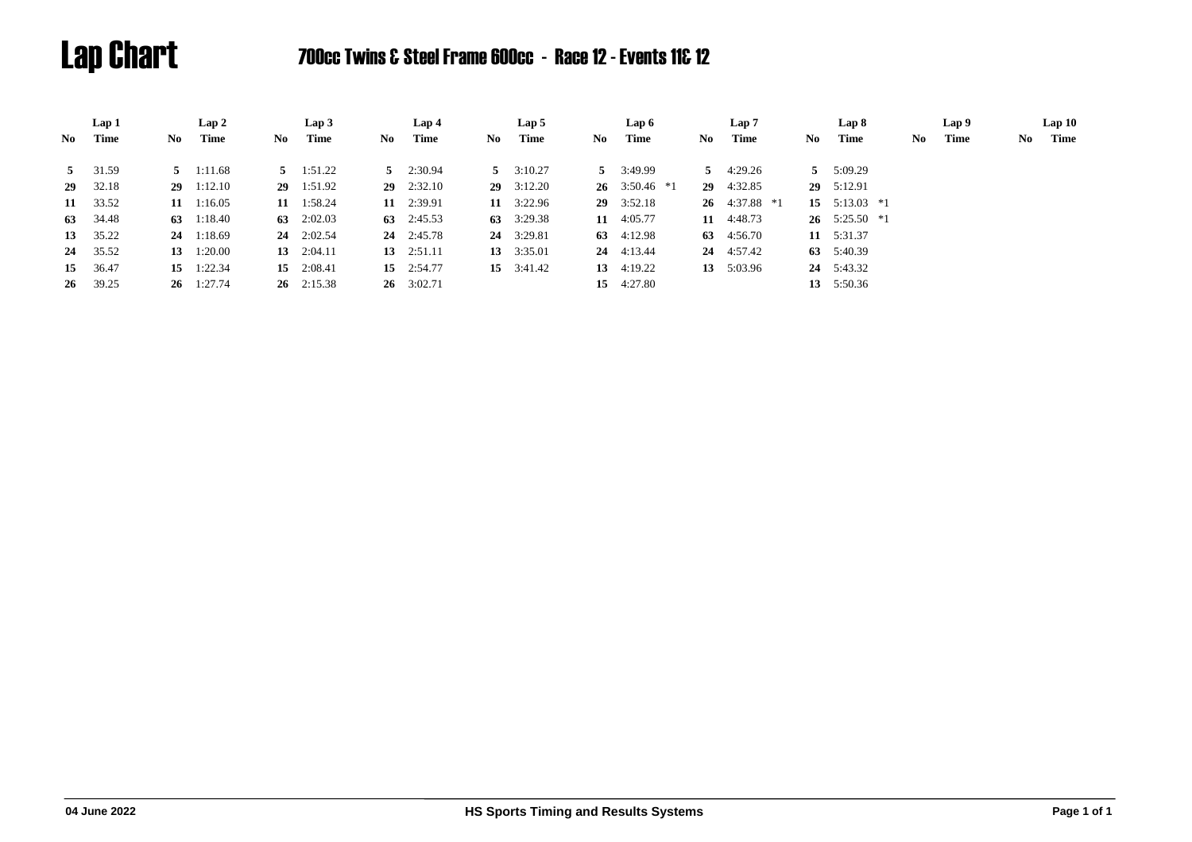# Lap Chart

## 700cc Twins & Steel Frame 600cc - Race 12 - Events 11& 12

| Lap 1 | | Lap 2 | | Lap 3 | | Lap 4 | | Lap 5 | | Lap 6 | | Lap 7 | | Lap 8 | | Lap 9 | | Lap 10 | |
|---|---|---|---|---|---|---|---|---|---|---|---|---|---|---|---|---|---|---|---|
| No | Time | No | Time | No | Time | No | Time | No | Time | No | Time | No | Time | No | Time | No | Time | No | Time |
| **5** | 31.59 | **5** | 1:11.68 | **5** | 1:51.22 | **5** | 2:30.94 | **5** | 3:10.27 | **5** | 3:49.99 | **5** | 4:29.26 | **5** | 5:09.29 | | | | |
| **29** | 32.18 | **29** | 1:12.10 | **29** | 1:51.92 | **29** | 2:32.10 | **29** | 3:12.20 | **26** | 3:50.46 *1 | **29** | 4:32.85 | **29** | 5:12.91 | | | | |
| **11** | 33.52 | **11** | 1:16.05 | **11** | 1:58.24 | **11** | 2:39.91 | **11** | 3:22.96 | **29** | 3:52.18 | **26** | 4:37.88 *1 | **15** | 5:13.03 *1 | | | | |
| **63** | 34.48 | **63** | 1:18.40 | **63** | 2:02.03 | **63** | 2:45.53 | **63** | 3:29.38 | **11** | 4:05.77 | **11** | 4:48.73 | **26** | 5:25.50 *1 | | | | |
| **13** | 35.22 | **24** | 1:18.69 | **24** | 2:02.54 | **24** | 2:45.78 | **24** | 3:29.81 | **63** | 4:12.98 | **63** | 4:56.70 | **11** | 5:31.37 | | | | |
| **24** | 35.52 | **13** | 1:20.00 | **13** | 2:04.11 | **13** | 2:51.11 | **13** | 3:35.01 | **24** | 4:13.44 | **24** | 4:57.42 | **63** | 5:40.39 | | | | |
| **15** | 36.47 | **15** | 1:22.34 | **15** | 2:08.41 | **15** | 2:54.77 | **15** | 3:41.42 | **13** | 4:19.22 | **13** | 5:03.96 | **24** | 5:43.32 | | | | |
| **26** | 39.25 | **26** | 1:27.74 | **26** | 2:15.38 | **26** | 3:02.71 | | | **15** | 4:27.80 | | | **13** | 5:50.36 | | | | |

04 June 2022 HS Sports Timing and Results Systems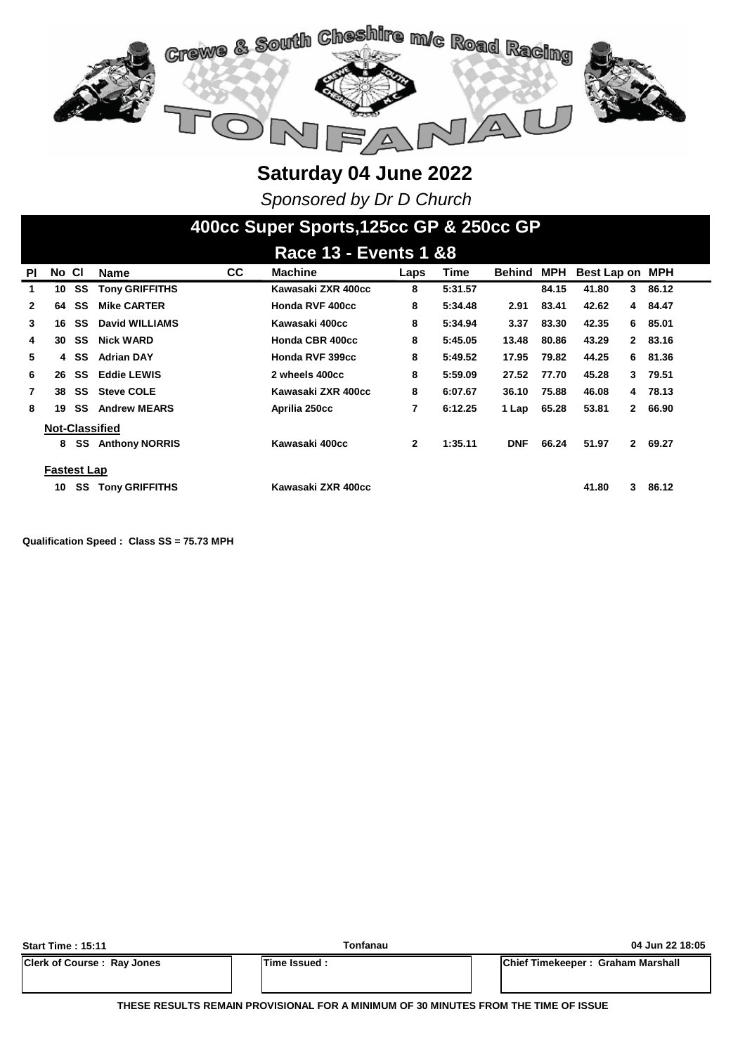# Crewe & South Cheshire m/c Road Racing

# TONFANAU

## Saturday 04 June 2022

*Sponsored by Dr D Church*

## 400cc Super Sports,125cc GP & 250cc GP

### Race 13 - Events 1 &8

| Pl | No | Cl | Name | CC | Machine | Laps | Time | Behind | MPH | Best Lap | on | MPH |
|---|---|---|---|---|---|---|---|---|---|---|---|---|
| 1 | 10 | SS | Tony GRIFFITHS | | Kawasaki ZXR 400cc | 8 | 5:31.57 | | 84.15 | 41.80 | 3 | 86.12 |
| 2 | 64 | SS | Mike CARTER | | Honda RVF 400cc | 8 | 5:34.48 | 2.91 | 83.41 | 42.62 | 4 | 84.47 |
| 3 | 16 | SS | David WILLIAMS | | Kawasaki 400cc | 8 | 5:34.94 | 3.37 | 83.30 | 42.35 | 6 | 85.01 |
| 4 | 30 | SS | Nick WARD | | Honda CBR 400cc | 8 | 5:45.05 | 13.48 | 80.86 | 43.29 | 2 | 83.16 |
| 5 | 4 | SS | Adrian DAY | | Honda RVF 399cc | 8 | 5:49.52 | 17.95 | 79.82 | 44.25 | 6 | 81.36 |
| 6 | 26 | SS | Eddie LEWIS | | 2 wheels 400cc | 8 | 5:59.09 | 27.52 | 77.70 | 45.28 | 3 | 79.51 |
| 7 | 38 | SS | Steve COLE | | Kawasaki ZXR 400cc | 8 | 6:07.67 | 36.10 | 75.88 | 46.08 | 4 | 78.13 |
| 8 | 19 | SS | Andrew MEARS | | Aprilia 250cc | 7 | 6:12.25 | 1 Lap | 65.28 | 53.81 | 2 | 66.90 |
| **Not-Classified** | | | | | | | | | | | | |
| | 8 | SS | Anthony NORRIS | | Kawasaki 400cc | 2 | 1:35.11 | DNF | 66.24 | 51.97 | 2 | 69.27 |
| **Fastest Lap** | | | | | | | | | | | | |
| | 10 | SS | Tony GRIFFITHS | | Kawasaki ZXR 400cc | | | | | 41.80 | 3 | 86.12 |

**Qualification Speed : Class SS = 75.73 MPH**

**Start Time : 15:11** | **Tonfanau** | **04 Jun 22 18:05**

| Clerk of Course : Ray Jones | Time Issued : | Chief Timekeeper : Graham Marshall |
|---|---|---|

**THESE RESULTS REMAIN PROVISIONAL FOR A MINIMUM OF 30 MINUTES FROM THE TIME OF ISSUE**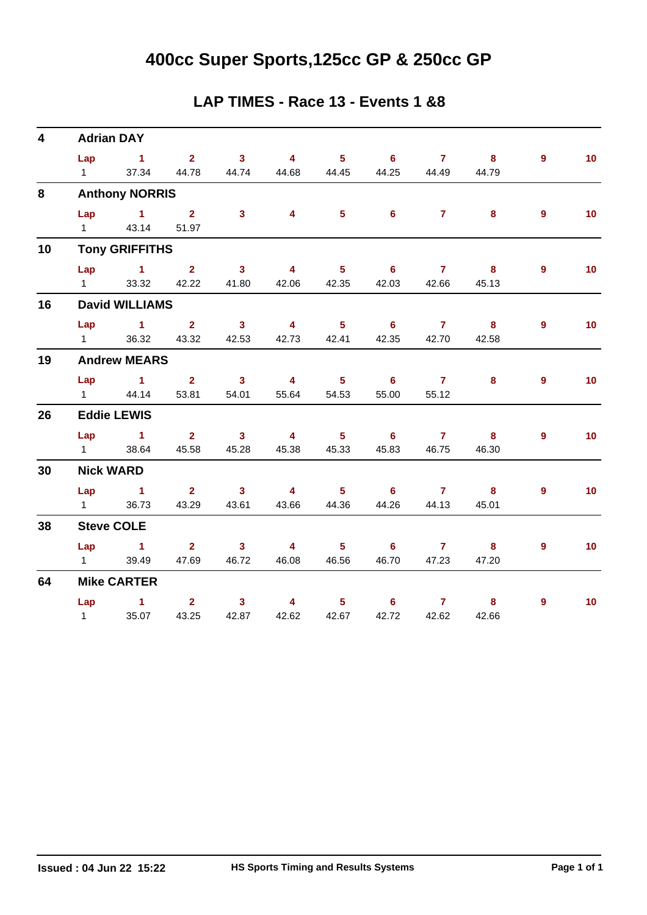# 400cc Super Sports,125cc GP & 250cc GP

## LAP TIMES - Race 13 - Events 1 &8

### 4 Adrian DAY

| Lap | 1 | 2 | 3 | 4 | 5 | 6 | 7 | 8 | 9 | 10 |
|---|---|---|---|---|---|---|---|---|---|---|
| 1 | 37.34 | 44.78 | 44.74 | 44.68 | 44.45 | 44.25 | 44.49 | 44.79 | | |

### 8 Anthony NORRIS

| Lap | 1 | 2 | 3 | 4 | 5 | 6 | 7 | 8 | 9 | 10 |
|---|---|---|---|---|---|---|---|---|---|---|
| 1 | 43.14 | 51.97 | | | | | | | | |

### 10 Tony GRIFFITHS

| Lap | 1 | 2 | 3 | 4 | 5 | 6 | 7 | 8 | 9 | 10 |
|---|---|---|---|---|---|---|---|---|---|---|
| 1 | 33.32 | 42.22 | 41.80 | 42.06 | 42.35 | 42.03 | 42.66 | 45.13 | | |

### 16 David WILLIAMS

| Lap | 1 | 2 | 3 | 4 | 5 | 6 | 7 | 8 | 9 | 10 |
|---|---|---|---|---|---|---|---|---|---|---|
| 1 | 36.32 | 43.32 | 42.53 | 42.73 | 42.41 | 42.35 | 42.70 | 42.58 | | |

### 19 Andrew MEARS

| Lap | 1 | 2 | 3 | 4 | 5 | 6 | 7 | 8 | 9 | 10 |
|---|---|---|---|---|---|---|---|---|---|---|
| 1 | 44.14 | 53.81 | 54.01 | 55.64 | 54.53 | 55.00 | 55.12 | | | |

### 26 Eddie LEWIS

| Lap | 1 | 2 | 3 | 4 | 5 | 6 | 7 | 8 | 9 | 10 |
|---|---|---|---|---|---|---|---|---|---|---|
| 1 | 38.64 | 45.58 | 45.28 | 45.38 | 45.33 | 45.83 | 46.75 | 46.30 | | |

### 30 Nick WARD

| Lap | 1 | 2 | 3 | 4 | 5 | 6 | 7 | 8 | 9 | 10 |
|---|---|---|---|---|---|---|---|---|---|---|
| 1 | 36.73 | 43.29 | 43.61 | 43.66 | 44.36 | 44.26 | 44.13 | 45.01 | | |

### 38 Steve COLE

| Lap | 1 | 2 | 3 | 4 | 5 | 6 | 7 | 8 | 9 | 10 |
|---|---|---|---|---|---|---|---|---|---|---|
| 1 | 39.49 | 47.69 | 46.72 | 46.08 | 46.56 | 46.70 | 47.23 | 47.20 | | |

### 64 Mike CARTER

| Lap | 1 | 2 | 3 | 4 | 5 | 6 | 7 | 8 | 9 | 10 |
|---|---|---|---|---|---|---|---|---|---|---|
| 1 | 35.07 | 43.25 | 42.87 | 42.62 | 42.67 | 42.72 | 42.62 | 42.66 | | |

**Issued : 04 Jun 22 15:22** **HS Sports Timing and Results Systems**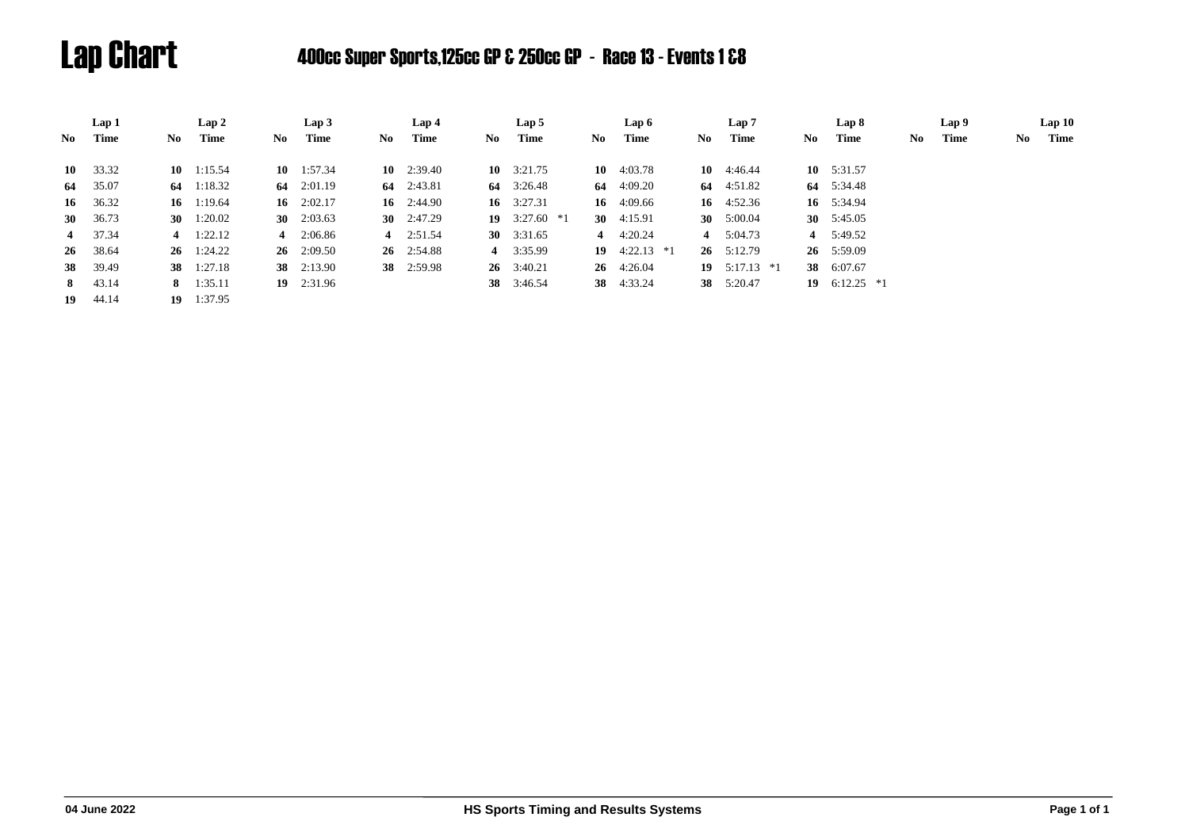# Lap Chart

## 400cc Super Sports,125cc GP & 250cc GP - Race 13 - Events 1 &8

| Lap 1 | | Lap 2 | | Lap 3 | | Lap 4 | | Lap 5 | | Lap 6 | | Lap 7 | | Lap 8 | | Lap 9 | | Lap 10 | |
|---|---|---|---|---|---|---|---|---|---|---|---|---|---|---|---|---|---|---|---|
| No | Time | No | Time | No | Time | No | Time | No | Time | No | Time | No | Time | No | Time | No | Time | No | Time |
| **10** | 33.32 | **10** | 1:15.54 | **10** | 1:57.34 | **10** | 2:39.40 | **10** | 3:21.75 | **10** | 4:03.78 | **10** | 4:46.44 | **10** | 5:31.57 | | | | |
| **64** | 35.07 | **64** | 1:18.32 | **64** | 2:01.19 | **64** | 2:43.81 | **64** | 3:26.48 | **64** | 4:09.20 | **64** | 4:51.82 | **64** | 5:34.48 | | | | |
| **16** | 36.32 | **16** | 1:19.64 | **16** | 2:02.17 | **16** | 2:44.90 | **16** | 3:27.31 | **16** | 4:09.66 | **16** | 4:52.36 | **16** | 5:34.94 | | | | |
| **30** | 36.73 | **30** | 1:20.02 | **30** | 2:03.63 | **30** | 2:47.29 | **19** | 3:27.60 *1 | **30** | 4:15.91 | **30** | 5:00.04 | **30** | 5:45.05 | | | | |
| **4** | 37.34 | **4** | 1:22.12 | **4** | 2:06.86 | **4** | 2:51.54 | **30** | 3:31.65 | **4** | 4:20.24 | **4** | 5:04.73 | **4** | 5:49.52 | | | | |
| **26** | 38.64 | **26** | 1:24.22 | **26** | 2:09.50 | **26** | 2:54.88 | **4** | 3:35.99 | **19** | 4:22.13 *1 | **26** | 5:12.79 | **26** | 5:59.09 | | | | |
| **38** | 39.49 | **38** | 1:27.18 | **38** | 2:13.90 | **38** | 2:59.98 | **26** | 3:40.21 | **26** | 4:26.04 | **19** | 5:17.13 *1 | **38** | 6:07.67 | | | | |
| **8** | 43.14 | **8** | 1:35.11 | **19** | 2:31.96 | | | **38** | 3:46.54 | **38** | 4:33.24 | **38** | 5:20.47 | **19** | 6:12.25 *1 | | | | |
| **19** | 44.14 | **19** | 1:37.95 | | | | | | | | | | | | | | | | |

04 June 2022

HS Sports Timing and Results Systems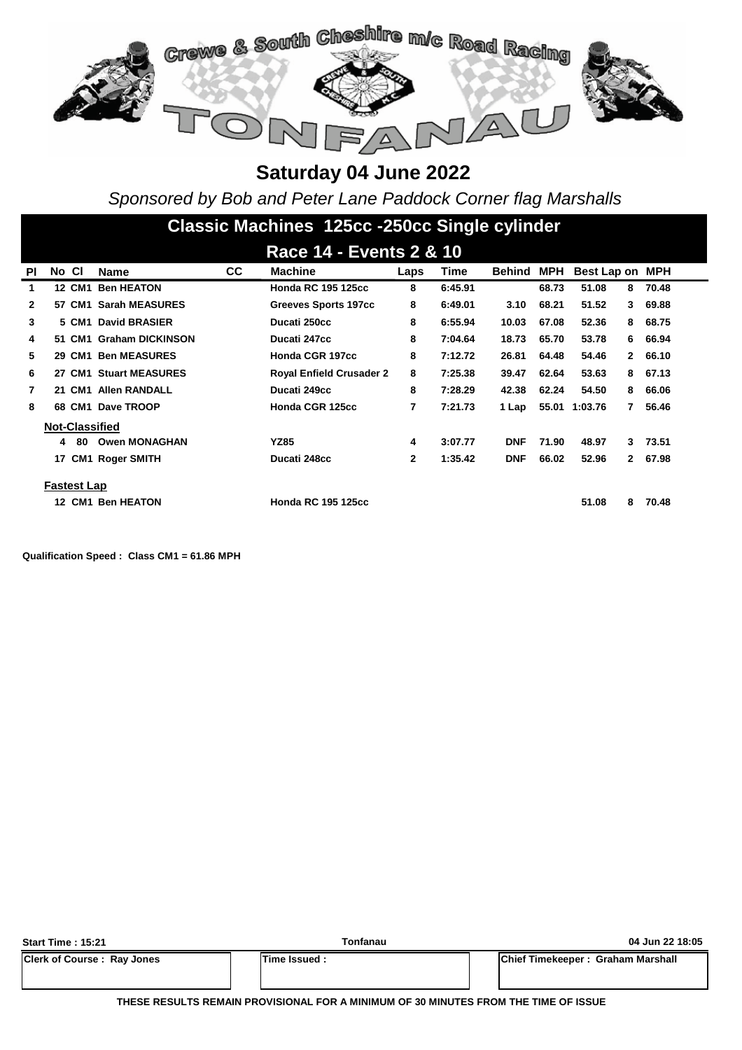# Crewe & South Cheshire m/c Road Racing

# TONFANAU

## Saturday 04 June 2022

*Sponsored by Bob and Peter Lane Paddock Corner flag Marshalls*

## Classic Machines 125cc -250cc Single cylinder

### Race 14 - Events 2 & 10

| Pl | No | Cl | Name | CC | Machine | Laps | Time | Behind | MPH | Best Lap | on | MPH |
|---|---|---|---|---|---|---|---|---|---|---|---|---|
| 1 | 12 | CM1 | Ben HEATON | | Honda RC 195 125cc | 8 | 6:45.91 | | 68.73 | 51.08 | 8 | 70.48 |
| 2 | 57 | CM1 | Sarah MEASURES | | Greeves Sports 197cc | 8 | 6:49.01 | 3.10 | 68.21 | 51.52 | 3 | 69.88 |
| 3 | 5 | CM1 | David BRASIER | | Ducati 250cc | 8 | 6:55.94 | 10.03 | 67.08 | 52.36 | 8 | 68.75 |
| 4 | 51 | CM1 | Graham DICKINSON | | Ducati 247cc | 8 | 7:04.64 | 18.73 | 65.70 | 53.78 | 6 | 66.94 |
| 5 | 29 | CM1 | Ben MEASURES | | Honda CGR 197cc | 8 | 7:12.72 | 26.81 | 64.48 | 54.46 | 2 | 66.10 |
| 6 | 27 | CM1 | Stuart MEASURES | | Royal Enfield Crusader 2 | 8 | 7:25.38 | 39.47 | 62.64 | 53.63 | 8 | 67.13 |
| 7 | 21 | CM1 | Allen RANDALL | | Ducati 249cc | 8 | 7:28.29 | 42.38 | 62.24 | 54.50 | 8 | 66.06 |
| 8 | 68 | CM1 | Dave TROOP | | Honda CGR 125cc | 7 | 7:21.73 | 1 Lap | 55.01 | 1:03.76 | 7 | 56.46 |
| **Not-Classified** | | | | | | | | | | | | |
| | 4 | 80 | Owen MONAGHAN | | YZ85 | 4 | 3:07.77 | DNF | 71.90 | 48.97 | 3 | 73.51 |
| | 17 | CM1 | Roger SMITH | | Ducati 248cc | 2 | 1:35.42 | DNF | 66.02 | 52.96 | 2 | 67.98 |
| **Fastest Lap** | | | | | | | | | | | | |
| | 12 | CM1 | Ben HEATON | | Honda RC 195 125cc | | | | | 51.08 | 8 | 70.48 |

**Qualification Speed : Class CM1 = 61.86 MPH**

| Start Time : 15:21 | Tonfanau | 04 Jun 22 18:05 |
|---|---|---|
| Clerk of Course : Ray Jones | Time Issued : | Chief Timekeeper : Graham Marshall |

**THESE RESULTS REMAIN PROVISIONAL FOR A MINIMUM OF 30 MINUTES FROM THE TIME OF ISSUE**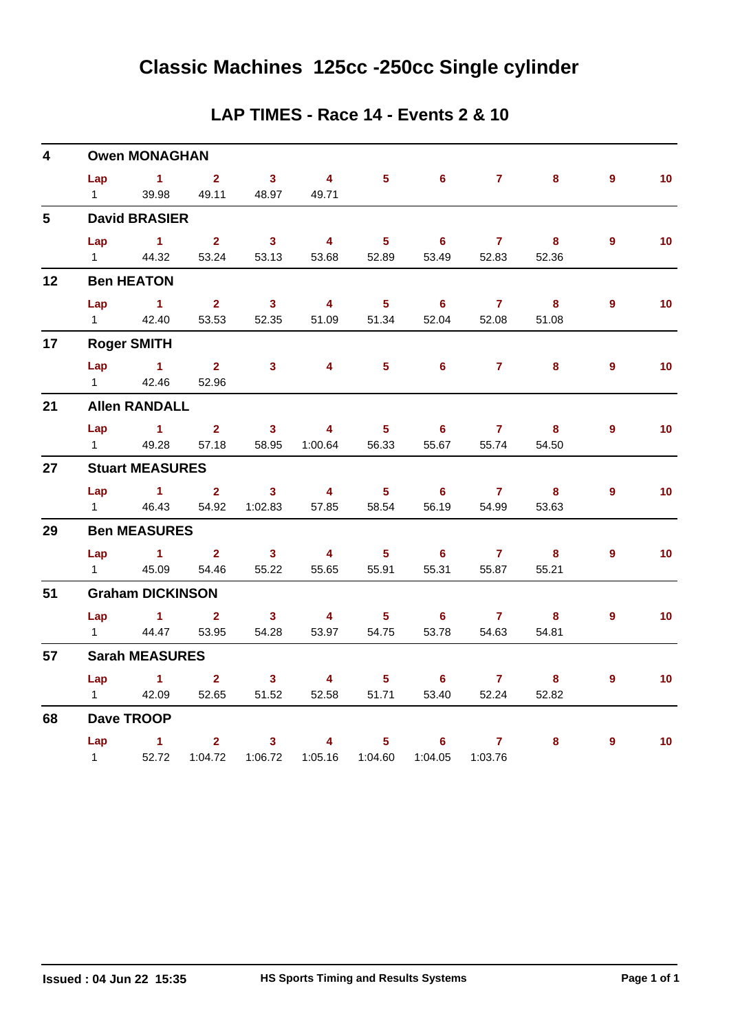# Classic Machines 125cc -250cc Single cylinder

## LAP TIMES - Race 14 - Events 2 & 10

**4 Owen MONAGHAN**

| Lap | 1 | 2 | 3 | 4 | 5 | 6 | 7 | 8 | 9 | 10 |
|---|---|---|---|---|---|---|---|---|---|---|
| 1 | 39.98 | 49.11 | 48.97 | 49.71 | | | | | | |

**5 David BRASIER**

| Lap | 1 | 2 | 3 | 4 | 5 | 6 | 7 | 8 | 9 | 10 |
|---|---|---|---|---|---|---|---|---|---|---|
| 1 | 44.32 | 53.24 | 53.13 | 53.68 | 52.89 | 53.49 | 52.83 | 52.36 | | |

**12 Ben HEATON**

| Lap | 1 | 2 | 3 | 4 | 5 | 6 | 7 | 8 | 9 | 10 |
|---|---|---|---|---|---|---|---|---|---|---|
| 1 | 42.40 | 53.53 | 52.35 | 51.09 | 51.34 | 52.04 | 52.08 | 51.08 | | |

**17 Roger SMITH**

| Lap | 1 | 2 | 3 | 4 | 5 | 6 | 7 | 8 | 9 | 10 |
|---|---|---|---|---|---|---|---|---|---|---|
| 1 | 42.46 | 52.96 | | | | | | | | |

**21 Allen RANDALL**

| Lap | 1 | 2 | 3 | 4 | 5 | 6 | 7 | 8 | 9 | 10 |
|---|---|---|---|---|---|---|---|---|---|---|
| 1 | 49.28 | 57.18 | 58.95 | 1:00.64 | 56.33 | 55.67 | 55.74 | 54.50 | | |

**27 Stuart MEASURES**

| Lap | 1 | 2 | 3 | 4 | 5 | 6 | 7 | 8 | 9 | 10 |
|---|---|---|---|---|---|---|---|---|---|---|
| 1 | 46.43 | 54.92 | 1:02.83 | 57.85 | 58.54 | 56.19 | 54.99 | 53.63 | | |

**29 Ben MEASURES**

| Lap | 1 | 2 | 3 | 4 | 5 | 6 | 7 | 8 | 9 | 10 |
|---|---|---|---|---|---|---|---|---|---|---|
| 1 | 45.09 | 54.46 | 55.22 | 55.65 | 55.91 | 55.31 | 55.87 | 55.21 | | |

**51 Graham DICKINSON**

| Lap | 1 | 2 | 3 | 4 | 5 | 6 | 7 | 8 | 9 | 10 |
|---|---|---|---|---|---|---|---|---|---|---|
| 1 | 44.47 | 53.95 | 54.28 | 53.97 | 54.75 | 53.78 | 54.63 | 54.81 | | |

**57 Sarah MEASURES**

| Lap | 1 | 2 | 3 | 4 | 5 | 6 | 7 | 8 | 9 | 10 |
|---|---|---|---|---|---|---|---|---|---|---|
| 1 | 42.09 | 52.65 | 51.52 | 52.58 | 51.71 | 53.40 | 52.24 | 52.82 | | |

**68 Dave TROOP**

| Lap | 1 | 2 | 3 | 4 | 5 | 6 | 7 | 8 | 9 | 10 |
|---|---|---|---|---|---|---|---|---|---|---|
| 1 | 52.72 | 1:04.72 | 1:06.72 | 1:05.16 | 1:04.60 | 1:04.05 | 1:03.76 | | | |

Issued : 04 Jun 22 15:35 — HS Sports Timing and Results Systems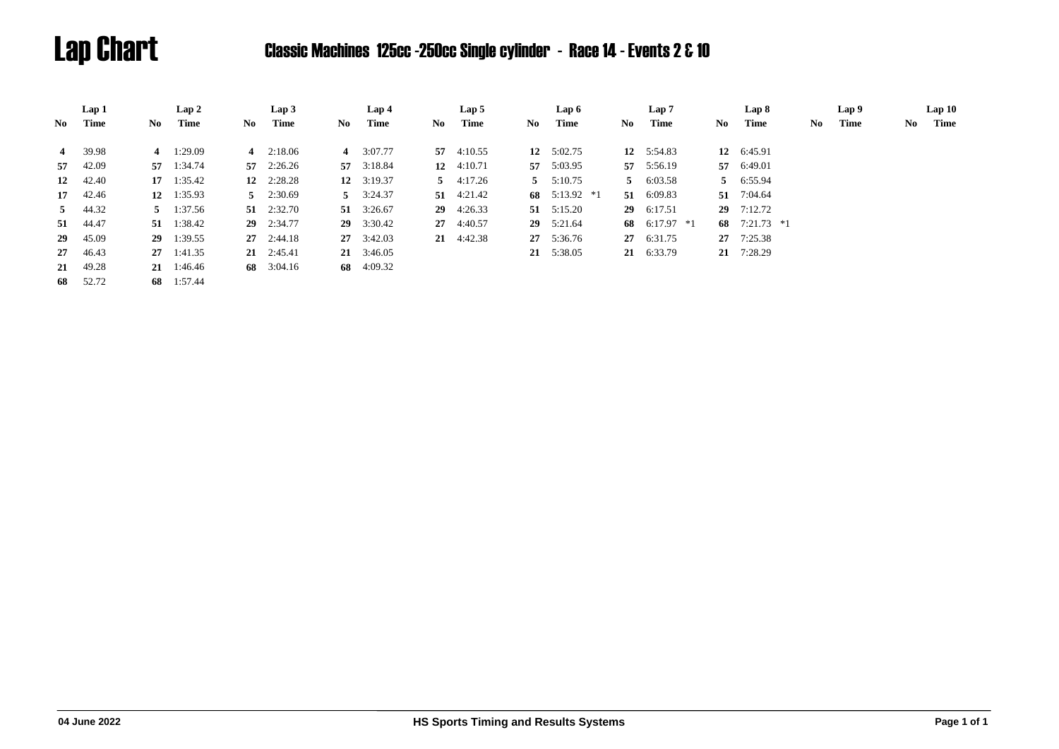# Lap Chart

## Classic Machines 125cc -250cc Single cylinder - Race 14 - Events 2 & 10

| Lap 1 | | Lap 2 | | Lap 3 | | Lap 4 | | Lap 5 | | Lap 6 | | Lap 7 | | Lap 8 | | Lap 9 | | Lap 10 | |
|---|---|---|---|---|---|---|---|---|---|---|---|---|---|---|---|---|---|---|---|
| No | Time | No | Time | No | Time | No | Time | No | Time | No | Time | No | Time | No | Time | No | Time | No | Time |
| **4** | 39.98 | **4** | 1:29.09 | **4** | 2:18.06 | **4** | 3:07.77 | **57** | 4:10.55 | **12** | 5:02.75 | **12** | 5:54.83 | **12** | 6:45.91 | | | | |
| **57** | 42.09 | **57** | 1:34.74 | **57** | 2:26.26 | **57** | 3:18.84 | **12** | 4:10.71 | **57** | 5:03.95 | **57** | 5:56.19 | **57** | 6:49.01 | | | | |
| **12** | 42.40 | **17** | 1:35.42 | **12** | 2:28.28 | **12** | 3:19.37 | **5** | 4:17.26 | **5** | 5:10.75 | **5** | 6:03.58 | **5** | 6:55.94 | | | | |
| **17** | 42.46 | **12** | 1:35.93 | **5** | 2:30.69 | **5** | 3:24.37 | **51** | 4:21.42 | **68** | 5:13.92 *1 | **51** | 6:09.83 | **51** | 7:04.64 | | | | |
| **5** | 44.32 | **5** | 1:37.56 | **51** | 2:32.70 | **51** | 3:26.67 | **29** | 4:26.33 | **51** | 5:15.20 | **29** | 6:17.51 | **29** | 7:12.72 | | | | |
| **51** | 44.47 | **51** | 1:38.42 | **29** | 2:34.77 | **29** | 3:30.42 | **27** | 4:40.57 | **29** | 5:21.64 | **68** | 6:17.97 *1 | **68** | 7:21.73 *1 | | | | |
| **29** | 45.09 | **29** | 1:39.55 | **27** | 2:44.18 | **27** | 3:42.03 | **21** | 4:42.38 | **27** | 5:36.76 | **27** | 6:31.75 | **27** | 7:25.38 | | | | |
| **27** | 46.43 | **27** | 1:41.35 | **21** | 2:45.41 | **21** | 3:46.05 | | | **21** | 5:38.05 | **21** | 6:33.79 | **21** | 7:28.29 | | | | |
| **21** | 49.28 | **21** | 1:46.46 | **68** | 3:04.16 | **68** | 4:09.32 | | | | | | | | | | | | |
| **68** | 52.72 | **68** | 1:57.44 | | | | | | | | | | | | | | | | |

04 June 2022 HS Sports Timing and Results Systems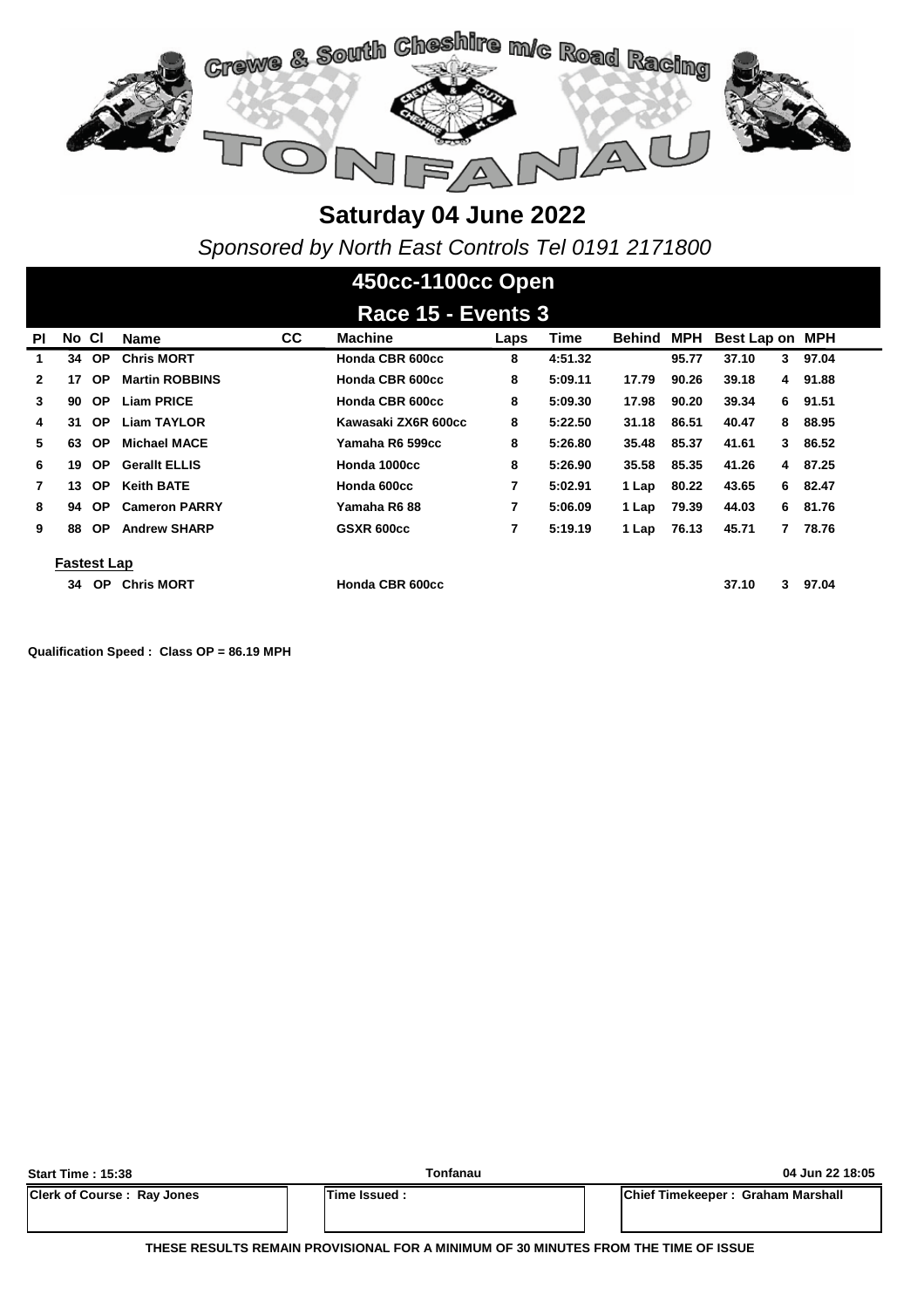Crewe & South Cheshire m/c Road Racing

TONFANAU

# Saturday 04 June 2022

*Sponsored by North East Controls Tel 0191 2171800*

## 450cc-1100cc Open

## Race 15 - Events 3

| Pl | No | Cl | Name | CC | Machine | Laps | Time | Behind | MPH | Best Lap | on | MPH |
|---|---|---|---|---|---|---|---|---|---|---|---|---|
| 1 | 34 | OP | Chris MORT | | Honda CBR 600cc | 8 | 4:51.32 | | 95.77 | 37.10 | 3 | 97.04 |
| 2 | 17 | OP | Martin ROBBINS | | Honda CBR 600cc | 8 | 5:09.11 | 17.79 | 90.26 | 39.18 | 4 | 91.88 |
| 3 | 90 | OP | Liam PRICE | | Honda CBR 600cc | 8 | 5:09.30 | 17.98 | 90.20 | 39.34 | 6 | 91.51 |
| 4 | 31 | OP | Liam TAYLOR | | Kawasaki ZX6R 600cc | 8 | 5:22.50 | 31.18 | 86.51 | 40.47 | 8 | 88.95 |
| 5 | 63 | OP | Michael MACE | | Yamaha R6 599cc | 8 | 5:26.80 | 35.48 | 85.37 | 41.61 | 3 | 86.52 |
| 6 | 19 | OP | Gerallt ELLIS | | Honda 1000cc | 8 | 5:26.90 | 35.58 | 85.35 | 41.26 | 4 | 87.25 |
| 7 | 13 | OP | Keith BATE | | Honda 600cc | 7 | 5:02.91 | 1 Lap | 80.22 | 43.65 | 6 | 82.47 |
| 8 | 94 | OP | Cameron PARRY | | Yamaha R6 88 | 7 | 5:06.09 | 1 Lap | 79.39 | 44.03 | 6 | 81.76 |
| 9 | 88 | OP | Andrew SHARP | | GSXR 600cc | 7 | 5:19.19 | 1 Lap | 76.13 | 45.71 | 7 | 78.76 |

**Fastest Lap**

| No | Cl | Name | Machine | Best Lap | on | MPH |
|---|---|---|---|---|---|---|
| 34 | OP | Chris MORT | Honda CBR 600cc | 37.10 | 3 | 97.04 |

**Qualification Speed : Class OP = 86.19 MPH**

| Start Time : 15:38 | Tonfanau | 04 Jun 22 18:05 |
|---|---|---|
| Clerk of Course : Ray Jones | Time Issued : | Chief Timekeeper : Graham Marshall |

**THESE RESULTS REMAIN PROVISIONAL FOR A MINIMUM OF 30 MINUTES FROM THE TIME OF ISSUE**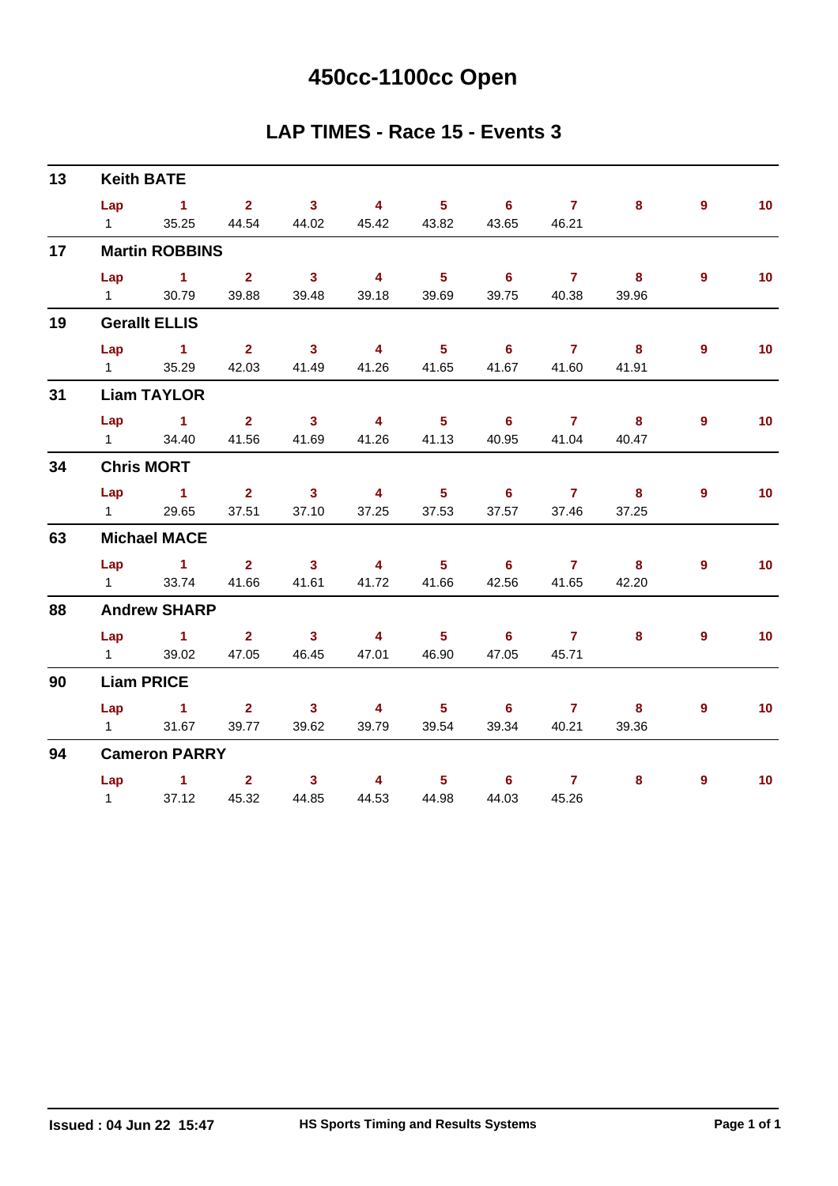# 450cc-1100cc Open

## LAP TIMES - Race 15 - Events 3

**13 Keith BATE**

| Lap | 1 | 2 | 3 | 4 | 5 | 6 | 7 | 8 | 9 | 10 |
|---|---|---|---|---|---|---|---|---|---|---|
| 1 | 35.25 | 44.54 | 44.02 | 45.42 | 43.82 | 43.65 | 46.21 | | | |

**17 Martin ROBBINS**

| Lap | 1 | 2 | 3 | 4 | 5 | 6 | 7 | 8 | 9 | 10 |
|---|---|---|---|---|---|---|---|---|---|---|
| 1 | 30.79 | 39.88 | 39.48 | 39.18 | 39.69 | 39.75 | 40.38 | 39.96 | | |

**19 Gerallt ELLIS**

| Lap | 1 | 2 | 3 | 4 | 5 | 6 | 7 | 8 | 9 | 10 |
|---|---|---|---|---|---|---|---|---|---|---|
| 1 | 35.29 | 42.03 | 41.49 | 41.26 | 41.65 | 41.67 | 41.60 | 41.91 | | |

**31 Liam TAYLOR**

| Lap | 1 | 2 | 3 | 4 | 5 | 6 | 7 | 8 | 9 | 10 |
|---|---|---|---|---|---|---|---|---|---|---|
| 1 | 34.40 | 41.56 | 41.69 | 41.26 | 41.13 | 40.95 | 41.04 | 40.47 | | |

**34 Chris MORT**

| Lap | 1 | 2 | 3 | 4 | 5 | 6 | 7 | 8 | 9 | 10 |
|---|---|---|---|---|---|---|---|---|---|---|
| 1 | 29.65 | 37.51 | 37.10 | 37.25 | 37.53 | 37.57 | 37.46 | 37.25 | | |

**63 Michael MACE**

| Lap | 1 | 2 | 3 | 4 | 5 | 6 | 7 | 8 | 9 | 10 |
|---|---|---|---|---|---|---|---|---|---|---|
| 1 | 33.74 | 41.66 | 41.61 | 41.72 | 41.66 | 42.56 | 41.65 | 42.20 | | |

**88 Andrew SHARP**

| Lap | 1 | 2 | 3 | 4 | 5 | 6 | 7 | 8 | 9 | 10 |
|---|---|---|---|---|---|---|---|---|---|---|
| 1 | 39.02 | 47.05 | 46.45 | 47.01 | 46.90 | 47.05 | 45.71 | | | |

**90 Liam PRICE**

| Lap | 1 | 2 | 3 | 4 | 5 | 6 | 7 | 8 | 9 | 10 |
|---|---|---|---|---|---|---|---|---|---|---|
| 1 | 31.67 | 39.77 | 39.62 | 39.79 | 39.54 | 39.34 | 40.21 | 39.36 | | |

**94 Cameron PARRY**

| Lap | 1 | 2 | 3 | 4 | 5 | 6 | 7 | 8 | 9 | 10 |
|---|---|---|---|---|---|---|---|---|---|---|
| 1 | 37.12 | 45.32 | 44.85 | 44.53 | 44.98 | 44.03 | 45.26 | | | |

Issued : 04 Jun 22 15:47 HS Sports Timing and Results Systems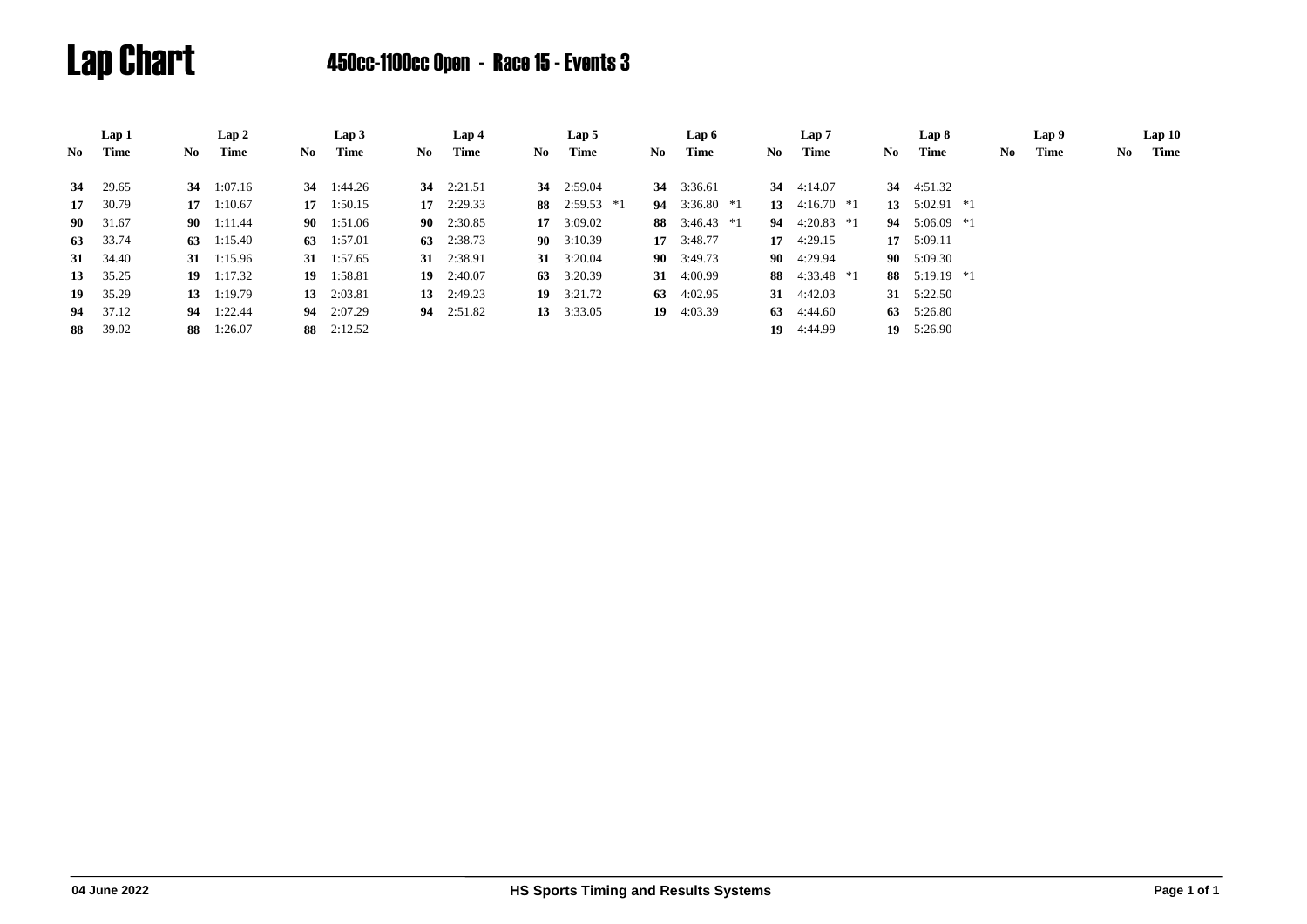# Lap Chart

## 450cc-1100cc Open - Race 15 - Events 3

| Lap 1 | | Lap 2 | | Lap 3 | | Lap 4 | | Lap 5 | | Lap 6 | | Lap 7 | | Lap 8 | | Lap 9 | | Lap 10 | |
|---|---|---|---|---|---|---|---|---|---|---|---|---|---|---|---|---|---|---|---|
| No | Time | No | Time | No | Time | No | Time | No | Time | No | Time | No | Time | No | Time | No | Time | No | Time |
| **34** | 29.65 | **34** | 1:07.16 | **34** | 1:44.26 | **34** | 2:21.51 | **34** | 2:59.04 | **34** | 3:36.61 | **34** | 4:14.07 | **34** | 4:51.32 | | | | |
| **17** | 30.79 | **17** | 1:10.67 | **17** | 1:50.15 | **17** | 2:29.33 | **88** | 2:59.53 *1 | **94** | 3:36.80 *1 | **13** | 4:16.70 *1 | **13** | 5:02.91 *1 | | | | |
| **90** | 31.67 | **90** | 1:11.44 | **90** | 1:51.06 | **90** | 2:30.85 | **17** | 3:09.02 | **88** | 3:46.43 *1 | **94** | 4:20.83 *1 | **94** | 5:06.09 *1 | | | | |
| **63** | 33.74 | **63** | 1:15.40 | **63** | 1:57.01 | **63** | 2:38.73 | **90** | 3:10.39 | **17** | 3:48.77 | **17** | 4:29.15 | **17** | 5:09.11 | | | | |
| **31** | 34.40 | **31** | 1:15.96 | **31** | 1:57.65 | **31** | 2:38.91 | **31** | 3:20.04 | **90** | 3:49.73 | **90** | 4:29.94 | **90** | 5:09.30 | | | | |
| **13** | 35.25 | **19** | 1:17.32 | **19** | 1:58.81 | **19** | 2:40.07 | **63** | 3:20.39 | **31** | 4:00.99 | **88** | 4:33.48 *1 | **88** | 5:19.19 *1 | | | | |
| **19** | 35.29 | **13** | 1:19.79 | **13** | 2:03.81 | **13** | 2:49.23 | **19** | 3:21.72 | **63** | 4:02.95 | **31** | 4:42.03 | **31** | 5:22.50 | | | | |
| **94** | 37.12 | **94** | 1:22.44 | **94** | 2:07.29 | **94** | 2:51.82 | **13** | 3:33.05 | **19** | 4:03.39 | **63** | 4:44.60 | **63** | 5:26.80 | | | | |
| **88** | 39.02 | **88** | 1:26.07 | **88** | 2:12.52 | | | | | | | **19** | 4:44.99 | **19** | 5:26.90 | | | | |

04 June 2022 — HS Sports Timing and Results Systems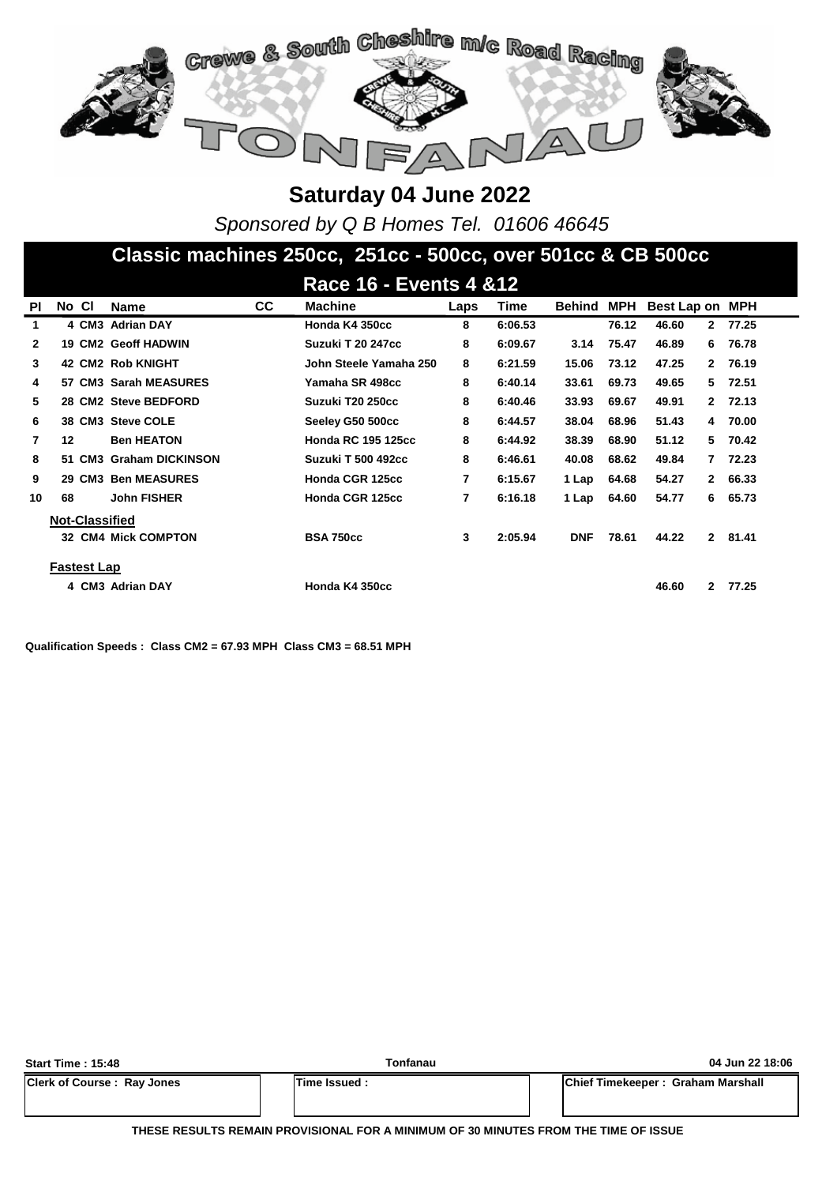# Crewe & South Cheshire m/c Road Racing

# TONFANAU

## Saturday 04 June 2022

*Sponsored by Q B Homes Tel. 01606 46645*

## Classic machines 250cc, 251cc - 500cc, over 501cc & CB 500cc

### Race 16 - Events 4 &12

| Pl | No | Cl | Name | CC | Machine | Laps | Time | Behind | MPH | Best Lap | on | MPH |
|---|---|---|---|---|---|---|---|---|---|---|---|---|
| 1 | 4 | CM3 | Adrian DAY | | Honda K4 350cc | 8 | 6:06.53 | | 76.12 | 46.60 | 2 | 77.25 |
| 2 | 19 | CM2 | Geoff HADWIN | | Suzuki T 20 247cc | 8 | 6:09.67 | 3.14 | 75.47 | 46.89 | 6 | 76.78 |
| 3 | 42 | CM2 | Rob KNIGHT | | John Steele Yamaha 250 | 8 | 6:21.59 | 15.06 | 73.12 | 47.25 | 2 | 76.19 |
| 4 | 57 | CM3 | Sarah MEASURES | | Yamaha SR 498cc | 8 | 6:40.14 | 33.61 | 69.73 | 49.65 | 5 | 72.51 |
| 5 | 28 | CM2 | Steve BEDFORD | | Suzuki T20 250cc | 8 | 6:40.46 | 33.93 | 69.67 | 49.91 | 2 | 72.13 |
| 6 | 38 | CM3 | Steve COLE | | Seeley G50 500cc | 8 | 6:44.57 | 38.04 | 68.96 | 51.43 | 4 | 70.00 |
| 7 | 12 | | Ben HEATON | | Honda RC 195 125cc | 8 | 6:44.92 | 38.39 | 68.90 | 51.12 | 5 | 70.42 |
| 8 | 51 | CM3 | Graham DICKINSON | | Suzuki T 500 492cc | 8 | 6:46.61 | 40.08 | 68.62 | 49.84 | 7 | 72.23 |
| 9 | 29 | CM3 | Ben MEASURES | | Honda CGR 125cc | 7 | 6:15.67 | 1 Lap | 64.68 | 54.27 | 2 | 66.33 |
| 10 | 68 | | John FISHER | | Honda CGR 125cc | 7 | 6:16.18 | 1 Lap | 64.60 | 54.77 | 6 | 65.73 |
| **Not-Classified** | | | | | | | | | | | | |
| | 32 | CM4 | Mick COMPTON | | BSA 750cc | 3 | 2:05.94 | DNF | 78.61 | 44.22 | 2 | 81.41 |
| **Fastest Lap** | | | | | | | | | | | | |
| | 4 | CM3 | Adrian DAY | | Honda K4 350cc | | | | | 46.60 | 2 | 77.25 |

**Qualification Speeds : Class CM2 = 67.93 MPH Class CM3 = 68.51 MPH**

| Start Time : 15:48 | Tonfanau | 04 Jun 22 18:06 |
|---|---|---|
| Clerk of Course : Ray Jones | Time Issued : | Chief Timekeeper : Graham Marshall |

**THESE RESULTS REMAIN PROVISIONAL FOR A MINIMUM OF 30 MINUTES FROM THE TIME OF ISSUE**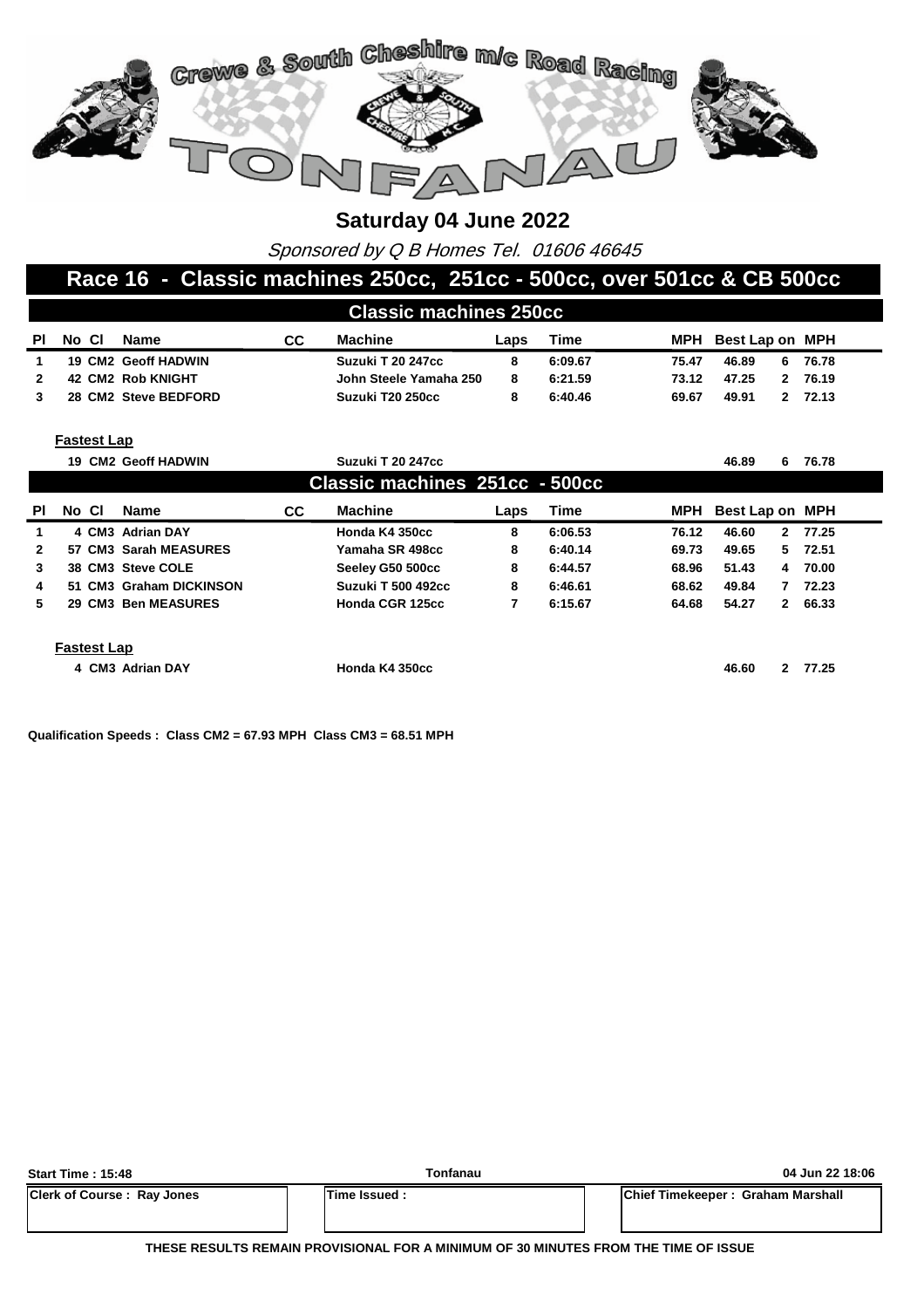# Crewe & South Cheshire m/c Road Racing

# TONFANAU

## Saturday 04 June 2022

*Sponsored by Q B Homes Tel. 01606 46645*

## Race 16 - Classic machines 250cc, 251cc - 500cc, over 501cc & CB 500cc

### Classic machines 250cc

| Pl | No | Cl | Name | CC | Machine | Laps | Time | MPH | Best Lap | on | MPH |
|---|---|---|---|---|---|---|---|---|---|---|---|
| 1 | 19 | CM2 | Geoff HADWIN | | Suzuki T 20 247cc | 8 | 6:09.67 | 75.47 | 46.89 | 6 | 76.78 |
| 2 | 42 | CM2 | Rob KNIGHT | | John Steele Yamaha 250 | 8 | 6:21.59 | 73.12 | 47.25 | 2 | 76.19 |
| 3 | 28 | CM2 | Steve BEDFORD | | Suzuki T20 250cc | 8 | 6:40.46 | 69.67 | 49.91 | 2 | 72.13 |

**Fastest Lap**

| No | Cl | Name | Machine | Best Lap | on | MPH |
|---|---|---|---|---|---|---|
| 19 | CM2 | Geoff HADWIN | Suzuki T 20 247cc | 46.89 | 6 | 76.78 |

### Classic machines 251cc - 500cc

| Pl | No | Cl | Name | CC | Machine | Laps | Time | MPH | Best Lap | on | MPH |
|---|---|---|---|---|---|---|---|---|---|---|---|
| 1 | 4 | CM3 | Adrian DAY | | Honda K4 350cc | 8 | 6:06.53 | 76.12 | 46.60 | 2 | 77.25 |
| 2 | 57 | CM3 | Sarah MEASURES | | Yamaha SR 498cc | 8 | 6:40.14 | 69.73 | 49.65 | 5 | 72.51 |
| 3 | 38 | CM3 | Steve COLE | | Seeley G50 500cc | 8 | 6:44.57 | 68.96 | 51.43 | 4 | 70.00 |
| 4 | 51 | CM3 | Graham DICKINSON | | Suzuki T 500 492cc | 8 | 6:46.61 | 68.62 | 49.84 | 7 | 72.23 |
| 5 | 29 | CM3 | Ben MEASURES | | Honda CGR 125cc | 7 | 6:15.67 | 64.68 | 54.27 | 2 | 66.33 |

**Fastest Lap**

| No | Cl | Name | Machine | Best Lap | on | MPH |
|---|---|---|---|---|---|---|
| 4 | CM3 | Adrian DAY | Honda K4 350cc | 46.60 | 2 | 77.25 |

**Qualification Speeds : Class CM2 = 67.93 MPH Class CM3 = 68.51 MPH**

| Start Time : 15:48 | Tonfanau | 04 Jun 22 18:06 |
|---|---|---|
| Clerk of Course : Ray Jones | Time Issued : | Chief Timekeeper : Graham Marshall |

**THESE RESULTS REMAIN PROVISIONAL FOR A MINIMUM OF 30 MINUTES FROM THE TIME OF ISSUE**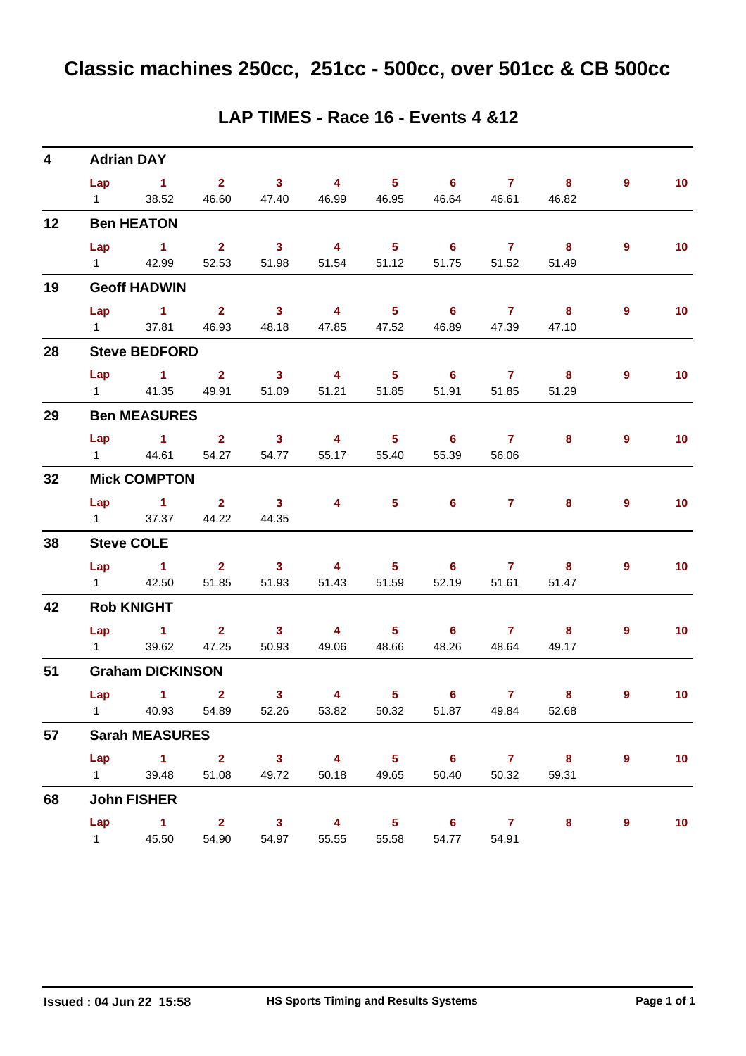# Classic machines 250cc, 251cc - 500cc, over 501cc & CB 500cc

## LAP TIMES - Race 16 - Events 4 &12

**4 Adrian DAY**

| Lap | 1 | 2 | 3 | 4 | 5 | 6 | 7 | 8 | 9 | 10 |
|---|---|---|---|---|---|---|---|---|---|---|
| 1 | 38.52 | 46.60 | 47.40 | 46.99 | 46.95 | 46.64 | 46.61 | 46.82 | | |

**12 Ben HEATON**

| Lap | 1 | 2 | 3 | 4 | 5 | 6 | 7 | 8 | 9 | 10 |
|---|---|---|---|---|---|---|---|---|---|---|
| 1 | 42.99 | 52.53 | 51.98 | 51.54 | 51.12 | 51.75 | 51.52 | 51.49 | | |

**19 Geoff HADWIN**

| Lap | 1 | 2 | 3 | 4 | 5 | 6 | 7 | 8 | 9 | 10 |
|---|---|---|---|---|---|---|---|---|---|---|
| 1 | 37.81 | 46.93 | 48.18 | 47.85 | 47.52 | 46.89 | 47.39 | 47.10 | | |

**28 Steve BEDFORD**

| Lap | 1 | 2 | 3 | 4 | 5 | 6 | 7 | 8 | 9 | 10 |
|---|---|---|---|---|---|---|---|---|---|---|
| 1 | 41.35 | 49.91 | 51.09 | 51.21 | 51.85 | 51.91 | 51.85 | 51.29 | | |

**29 Ben MEASURES**

| Lap | 1 | 2 | 3 | 4 | 5 | 6 | 7 | 8 | 9 | 10 |
|---|---|---|---|---|---|---|---|---|---|---|
| 1 | 44.61 | 54.27 | 54.77 | 55.17 | 55.40 | 55.39 | 56.06 | | | |

**32 Mick COMPTON**

| Lap | 1 | 2 | 3 | 4 | 5 | 6 | 7 | 8 | 9 | 10 |
|---|---|---|---|---|---|---|---|---|---|---|
| 1 | 37.37 | 44.22 | 44.35 | | | | | | | |

**38 Steve COLE**

| Lap | 1 | 2 | 3 | 4 | 5 | 6 | 7 | 8 | 9 | 10 |
|---|---|---|---|---|---|---|---|---|---|---|
| 1 | 42.50 | 51.85 | 51.93 | 51.43 | 51.59 | 52.19 | 51.61 | 51.47 | | |

**42 Rob KNIGHT**

| Lap | 1 | 2 | 3 | 4 | 5 | 6 | 7 | 8 | 9 | 10 |
|---|---|---|---|---|---|---|---|---|---|---|
| 1 | 39.62 | 47.25 | 50.93 | 49.06 | 48.66 | 48.26 | 48.64 | 49.17 | | |

**51 Graham DICKINSON**

| Lap | 1 | 2 | 3 | 4 | 5 | 6 | 7 | 8 | 9 | 10 |
|---|---|---|---|---|---|---|---|---|---|---|
| 1 | 40.93 | 54.89 | 52.26 | 53.82 | 50.32 | 51.87 | 49.84 | 52.68 | | |

**57 Sarah MEASURES**

| Lap | 1 | 2 | 3 | 4 | 5 | 6 | 7 | 8 | 9 | 10 |
|---|---|---|---|---|---|---|---|---|---|---|
| 1 | 39.48 | 51.08 | 49.72 | 50.18 | 49.65 | 50.40 | 50.32 | 59.31 | | |

**68 John FISHER**

| Lap | 1 | 2 | 3 | 4 | 5 | 6 | 7 | 8 | 9 | 10 |
|---|---|---|---|---|---|---|---|---|---|---|
| 1 | 45.50 | 54.90 | 54.97 | 55.55 | 55.58 | 54.77 | 54.91 | | | |

Issued : 04 Jun 22 15:58 HS Sports Timing and Results Systems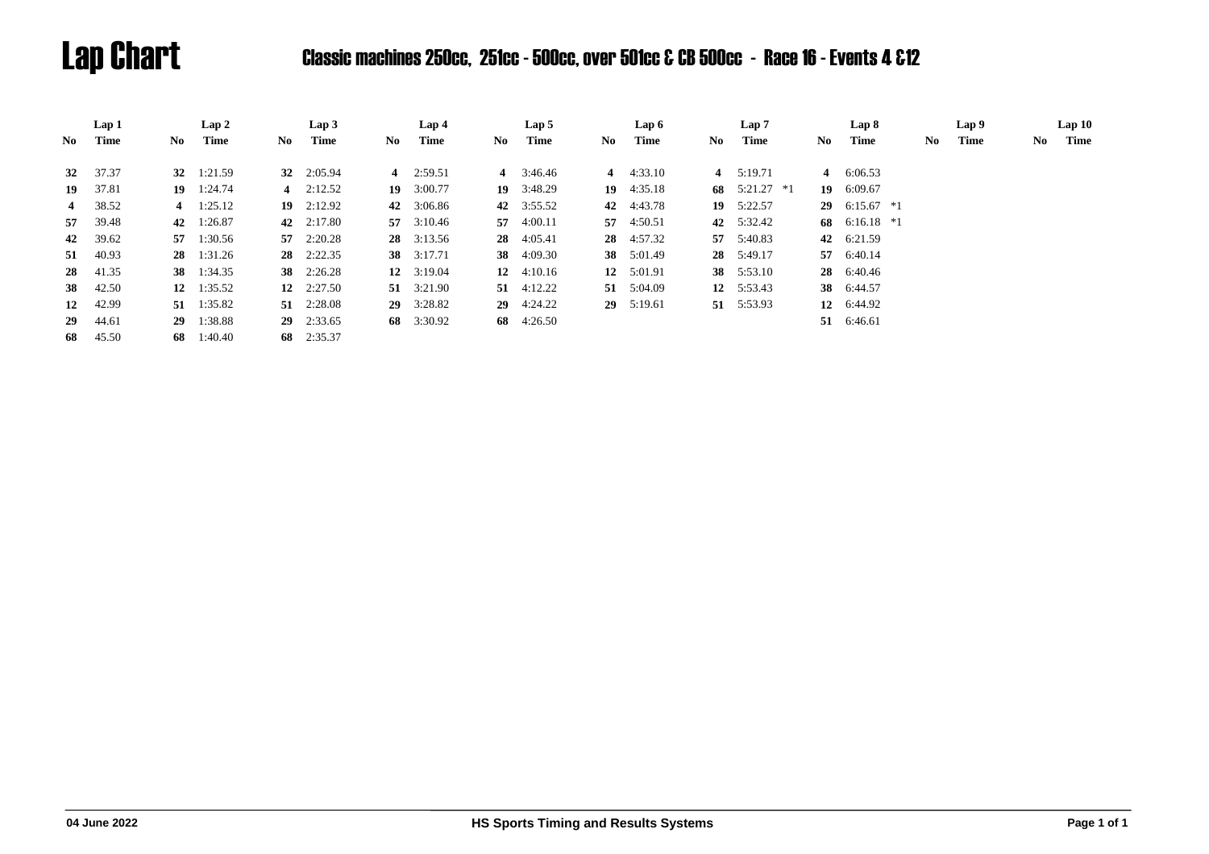# Lap Chart

## Classic machines 250cc, 251cc - 500cc, over 501cc & CB 500cc - Race 16 - Events 4 &12

| Lap 1 | | Lap 2 | | Lap 3 | | Lap 4 | | Lap 5 | | Lap 6 | | Lap 7 | | Lap 8 | | Lap 9 | | Lap 10 | |
|---|---|---|---|---|---|---|---|---|---|---|---|---|---|---|---|---|---|---|---|
| No | Time | No | Time | No | Time | No | Time | No | Time | No | Time | No | Time | No | Time | No | Time | No | Time |
| **32** | 37.37 | **32** | 1:21.59 | **32** | 2:05.94 | **4** | 2:59.51 | **4** | 3:46.46 | **4** | 4:33.10 | **4** | 5:19.71 | **4** | 6:06.53 | | | | |
| **19** | 37.81 | **19** | 1:24.74 | **4** | 2:12.52 | **19** | 3:00.77 | **19** | 3:48.29 | **19** | 4:35.18 | **68** | 5:21.27 *1 | **19** | 6:09.67 | | | | |
| **4** | 38.52 | **4** | 1:25.12 | **19** | 2:12.92 | **42** | 3:06.86 | **42** | 3:55.52 | **42** | 4:43.78 | **19** | 5:22.57 | **29** | 6:15.67 *1 | | | | |
| **57** | 39.48 | **42** | 1:26.87 | **42** | 2:17.80 | **57** | 3:10.46 | **57** | 4:00.11 | **57** | 4:50.51 | **42** | 5:32.42 | **68** | 6:16.18 *1 | | | | |
| **42** | 39.62 | **57** | 1:30.56 | **57** | 2:20.28 | **28** | 3:13.56 | **28** | 4:05.41 | **28** | 4:57.32 | **57** | 5:40.83 | **42** | 6:21.59 | | | | |
| **51** | 40.93 | **28** | 1:31.26 | **28** | 2:22.35 | **38** | 3:17.71 | **38** | 4:09.30 | **38** | 5:01.49 | **28** | 5:49.17 | **57** | 6:40.14 | | | | |
| **28** | 41.35 | **38** | 1:34.35 | **38** | 2:26.28 | **12** | 3:19.04 | **12** | 4:10.16 | **12** | 5:01.91 | **38** | 5:53.10 | **28** | 6:40.46 | | | | |
| **38** | 42.50 | **12** | 1:35.52 | **12** | 2:27.50 | **51** | 3:21.90 | **51** | 4:12.22 | **51** | 5:04.09 | **12** | 5:53.43 | **38** | 6:44.57 | | | | |
| **12** | 42.99 | **51** | 1:35.82 | **51** | 2:28.08 | **29** | 3:28.82 | **29** | 4:24.22 | **29** | 5:19.61 | **51** | 5:53.93 | **12** | 6:44.92 | | | | |
| **29** | 44.61 | **29** | 1:38.88 | **29** | 2:33.65 | **68** | 3:30.92 | **68** | 4:26.50 | | | | | **51** | 6:46.61 | | | | |
| **68** | 45.50 | **68** | 1:40.40 | **68** | 2:35.37 | | | | | | | | | | | | | | |

04 June 2022 — HS Sports Timing and Results Systems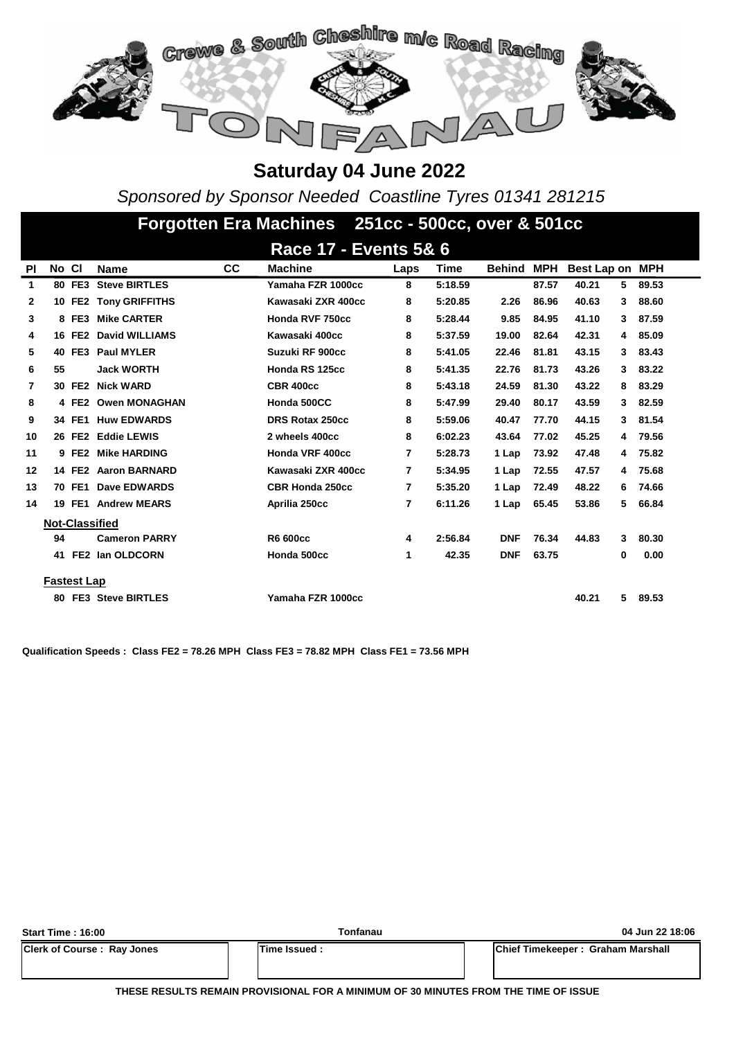# Saturday 04 June 2022

*Sponsored by Sponsor Needed Coastline Tyres 01341 281215*

## Forgotten Era Machines 251cc - 500cc, over & 501cc

### Race 17 - Events 5& 6

| Pl | No | Cl | Name | CC | Machine | Laps | Time | Behind | MPH | Best Lap | on | MPH |
|---|---|---|---|---|---|---|---|---|---|---|---|---|
| 1 | 80 | FE3 | Steve BIRTLES | | Yamaha FZR 1000cc | 8 | 5:18.59 | | 87.57 | 40.21 | 5 | 89.53 |
| 2 | 10 | FE2 | Tony GRIFFITHS | | Kawasaki ZXR 400cc | 8 | 5:20.85 | 2.26 | 86.96 | 40.63 | 3 | 88.60 |
| 3 | 8 | FE3 | Mike CARTER | | Honda RVF 750cc | 8 | 5:28.44 | 9.85 | 84.95 | 41.10 | 3 | 87.59 |
| 4 | 16 | FE2 | David WILLIAMS | | Kawasaki 400cc | 8 | 5:37.59 | 19.00 | 82.64 | 42.31 | 4 | 85.09 |
| 5 | 40 | FE3 | Paul MYLER | | Suzuki RF 900cc | 8 | 5:41.05 | 22.46 | 81.81 | 43.15 | 3 | 83.43 |
| 6 | 55 | | Jack WORTH | | Honda RS 125cc | 8 | 5:41.35 | 22.76 | 81.73 | 43.26 | 3 | 83.22 |
| 7 | 30 | FE2 | Nick WARD | | CBR 400cc | 8 | 5:43.18 | 24.59 | 81.30 | 43.22 | 8 | 83.29 |
| 8 | 4 | FE2 | Owen MONAGHAN | | Honda 500CC | 8 | 5:47.99 | 29.40 | 80.17 | 43.59 | 3 | 82.59 |
| 9 | 34 | FE1 | Huw EDWARDS | | DRS Rotax 250cc | 8 | 5:59.06 | 40.47 | 77.70 | 44.15 | 3 | 81.54 |
| 10 | 26 | FE2 | Eddie LEWIS | | 2 wheels 400cc | 8 | 6:02.23 | 43.64 | 77.02 | 45.25 | 4 | 79.56 |
| 11 | 9 | FE2 | Mike HARDING | | Honda VRF 400cc | 7 | 5:28.73 | 1 Lap | 73.92 | 47.48 | 4 | 75.82 |
| 12 | 14 | FE2 | Aaron BARNARD | | Kawasaki ZXR 400cc | 7 | 5:34.95 | 1 Lap | 72.55 | 47.57 | 4 | 75.68 |
| 13 | 70 | FE1 | Dave EDWARDS | | CBR Honda 250cc | 7 | 5:35.20 | 1 Lap | 72.49 | 48.22 | 6 | 74.66 |
| 14 | 19 | FE1 | Andrew MEARS | | Aprilia 250cc | 7 | 6:11.26 | 1 Lap | 65.45 | 53.86 | 5 | 66.84 |
| **Not-Classified** | | | | | | | | | | | | |
| | 94 | | Cameron PARRY | | R6 600cc | 4 | 2:56.84 | DNF | 76.34 | 44.83 | 3 | 80.30 |
| | 41 | FE2 | Ian OLDCORN | | Honda 500cc | 1 | 42.35 | DNF | 63.75 | | 0 | 0.00 |
| **Fastest Lap** | | | | | | | | | | | | |
| | 80 | FE3 | Steve BIRTLES | | Yamaha FZR 1000cc | | | | | 40.21 | 5 | 89.53 |

**Qualification Speeds : Class FE2 = 78.26 MPH Class FE3 = 78.82 MPH Class FE1 = 73.56 MPH**

Start Time : 16:00 | Tonfanau | 04 Jun 22 18:06

| Clerk of Course : Ray Jones | Time Issued : | Chief Timekeeper : Graham Marshall |
|---|---|---|

**THESE RESULTS REMAIN PROVISIONAL FOR A MINIMUM OF 30 MINUTES FROM THE TIME OF ISSUE**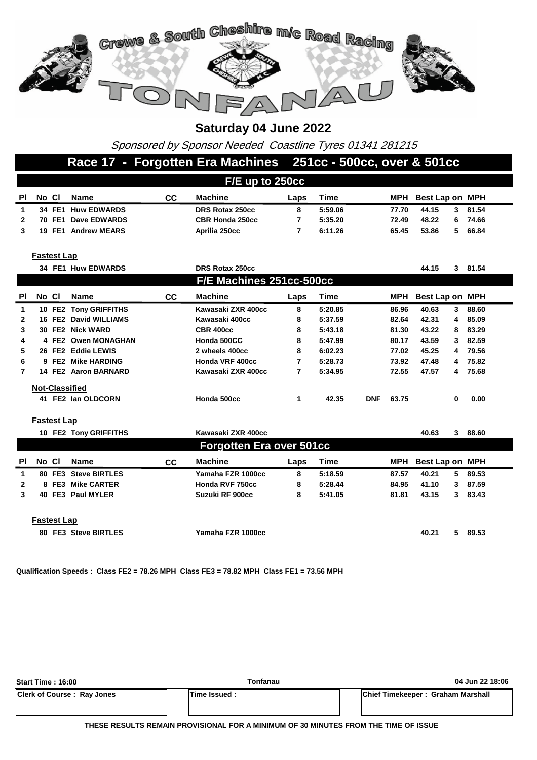# Crewe & South Cheshire m/c Road Racing

# TONFANAU

## Saturday 04 June 2022

*Sponsored by Sponsor Needed Coastline Tyres 01341 281215*

## Race 17 - Forgotten Era Machines 251cc - 500cc, over & 501cc

### F/E up to 250cc

| Pl | No | Cl | Name | CC | Machine | Laps | Time | | MPH | Best Lap | on | MPH |
|---|---|---|---|---|---|---|---|---|---|---|---|---|
| 1 | 34 | FE1 | Huw EDWARDS | | DRS Rotax 250cc | 8 | 5:59.06 | | 77.70 | 44.15 | 3 | 81.54 |
| 2 | 70 | FE1 | Dave EDWARDS | | CBR Honda 250cc | 7 | 5:35.20 | | 72.49 | 48.22 | 6 | 74.66 |
| 3 | 19 | FE1 | Andrew MEARS | | Aprilia 250cc | 7 | 6:11.26 | | 65.45 | 53.86 | 5 | 66.84 |

**Fastest Lap**

| No | Cl | Name | Machine | Best Lap | on | MPH |
|---|---|---|---|---|---|---|
| 34 | FE1 | Huw EDWARDS | DRS Rotax 250cc | 44.15 | 3 | 81.54 |

### F/E Machines 251cc-500cc

| Pl | No | Cl | Name | CC | Machine | Laps | Time | | MPH | Best Lap | on | MPH |
|---|---|---|---|---|---|---|---|---|---|---|---|---|
| 1 | 10 | FE2 | Tony GRIFFITHS | | Kawasaki ZXR 400cc | 8 | 5:20.85 | | 86.96 | 40.63 | 3 | 88.60 |
| 2 | 16 | FE2 | David WILLIAMS | | Kawasaki 400cc | 8 | 5:37.59 | | 82.64 | 42.31 | 4 | 85.09 |
| 3 | 30 | FE2 | Nick WARD | | CBR 400cc | 8 | 5:43.18 | | 81.30 | 43.22 | 8 | 83.29 |
| 4 | 4 | FE2 | Owen MONAGHAN | | Honda 500CC | 8 | 5:47.99 | | 80.17 | 43.59 | 3 | 82.59 |
| 5 | 26 | FE2 | Eddie LEWIS | | 2 wheels 400cc | 8 | 6:02.23 | | 77.02 | 45.25 | 4 | 79.56 |
| 6 | 9 | FE2 | Mike HARDING | | Honda VRF 400cc | 7 | 5:28.73 | | 73.92 | 47.48 | 4 | 75.82 |
| 7 | 14 | FE2 | Aaron BARNARD | | Kawasaki ZXR 400cc | 7 | 5:34.95 | | 72.55 | 47.57 | 4 | 75.68 |
| **Not-Classified** | | | | | | | | | | | | |
| | 41 | FE2 | Ian OLDCORN | | Honda 500cc | 1 | 42.35 | DNF | 63.75 | | 0 | 0.00 |

**Fastest Lap**

| No | Cl | Name | Machine | Best Lap | on | MPH |
|---|---|---|---|---|---|---|
| 10 | FE2 | Tony GRIFFITHS | Kawasaki ZXR 400cc | 40.63 | 3 | 88.60 |

### Forgotten Era over 501cc

| Pl | No | Cl | Name | CC | Machine | Laps | Time | | MPH | Best Lap | on | MPH |
|---|---|---|---|---|---|---|---|---|---|---|---|---|
| 1 | 80 | FE3 | Steve BIRTLES | | Yamaha FZR 1000cc | 8 | 5:18.59 | | 87.57 | 40.21 | 5 | 89.53 |
| 2 | 8 | FE3 | Mike CARTER | | Honda RVF 750cc | 8 | 5:28.44 | | 84.95 | 41.10 | 3 | 87.59 |
| 3 | 40 | FE3 | Paul MYLER | | Suzuki RF 900cc | 8 | 5:41.05 | | 81.81 | 43.15 | 3 | 83.43 |

**Fastest Lap**

| No | Cl | Name | Machine | Best Lap | on | MPH |
|---|---|---|---|---|---|---|
| 80 | FE3 | Steve BIRTLES | Yamaha FZR 1000cc | 40.21 | 5 | 89.53 |

**Qualification Speeds : Class FE2 = 78.26 MPH Class FE3 = 78.82 MPH Class FE1 = 73.56 MPH**

| Start Time : 16:00 | Tonfanau | 04 Jun 22 18:06 |
|---|---|---|
| Clerk of Course : Ray Jones | Time Issued : | Chief Timekeeper : Graham Marshall |

**THESE RESULTS REMAIN PROVISIONAL FOR A MINIMUM OF 30 MINUTES FROM THE TIME OF ISSUE**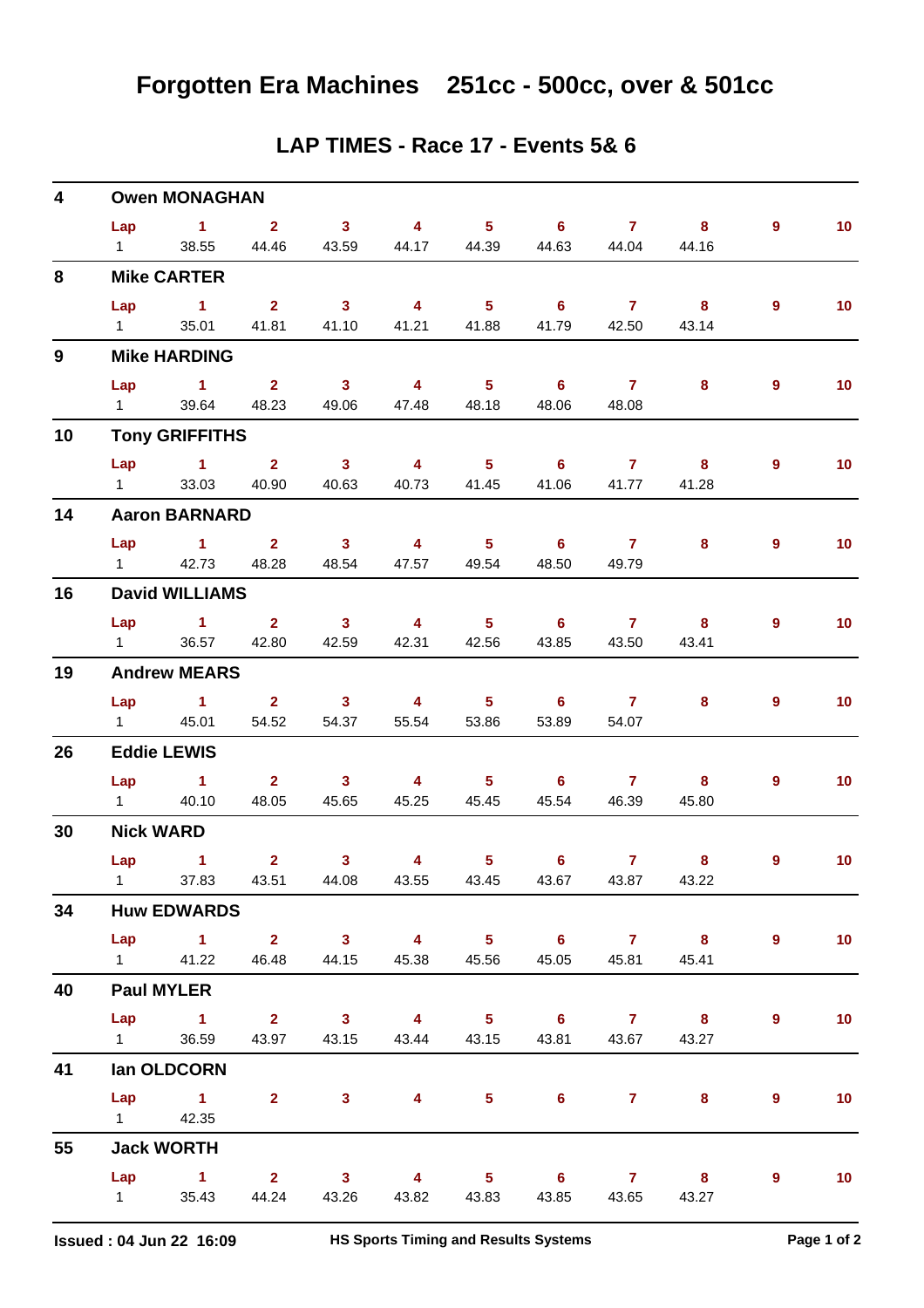# Forgotten Era Machines 251cc - 500cc, over & 501cc

## LAP TIMES - Race 17 - Events 5& 6

**4 Owen MONAGHAN**

| Lap | 1 | 2 | 3 | 4 | 5 | 6 | 7 | 8 | 9 | 10 |
|---|---|---|---|---|---|---|---|---|---|---|
| 1 | 38.55 | 44.46 | 43.59 | 44.17 | 44.39 | 44.63 | 44.04 | 44.16 | | |

**8 Mike CARTER**

| Lap | 1 | 2 | 3 | 4 | 5 | 6 | 7 | 8 | 9 | 10 |
|---|---|---|---|---|---|---|---|---|---|---|
| 1 | 35.01 | 41.81 | 41.10 | 41.21 | 41.88 | 41.79 | 42.50 | 43.14 | | |

**9 Mike HARDING**

| Lap | 1 | 2 | 3 | 4 | 5 | 6 | 7 | 8 | 9 | 10 |
|---|---|---|---|---|---|---|---|---|---|---|
| 1 | 39.64 | 48.23 | 49.06 | 47.48 | 48.18 | 48.06 | 48.08 | | | |

**10 Tony GRIFFITHS**

| Lap | 1 | 2 | 3 | 4 | 5 | 6 | 7 | 8 | 9 | 10 |
|---|---|---|---|---|---|---|---|---|---|---|
| 1 | 33.03 | 40.90 | 40.63 | 40.73 | 41.45 | 41.06 | 41.77 | 41.28 | | |

**14 Aaron BARNARD**

| Lap | 1 | 2 | 3 | 4 | 5 | 6 | 7 | 8 | 9 | 10 |
|---|---|---|---|---|---|---|---|---|---|---|
| 1 | 42.73 | 48.28 | 48.54 | 47.57 | 49.54 | 48.50 | 49.79 | | | |

**16 David WILLIAMS**

| Lap | 1 | 2 | 3 | 4 | 5 | 6 | 7 | 8 | 9 | 10 |
|---|---|---|---|---|---|---|---|---|---|---|
| 1 | 36.57 | 42.80 | 42.59 | 42.31 | 42.56 | 43.85 | 43.50 | 43.41 | | |

**19 Andrew MEARS**

| Lap | 1 | 2 | 3 | 4 | 5 | 6 | 7 | 8 | 9 | 10 |
|---|---|---|---|---|---|---|---|---|---|---|
| 1 | 45.01 | 54.52 | 54.37 | 55.54 | 53.86 | 53.89 | 54.07 | | | |

**26 Eddie LEWIS**

| Lap | 1 | 2 | 3 | 4 | 5 | 6 | 7 | 8 | 9 | 10 |
|---|---|---|---|---|---|---|---|---|---|---|
| 1 | 40.10 | 48.05 | 45.65 | 45.25 | 45.45 | 45.54 | 46.39 | 45.80 | | |

**30 Nick WARD**

| Lap | 1 | 2 | 3 | 4 | 5 | 6 | 7 | 8 | 9 | 10 |
|---|---|---|---|---|---|---|---|---|---|---|
| 1 | 37.83 | 43.51 | 44.08 | 43.55 | 43.45 | 43.67 | 43.87 | 43.22 | | |

**34 Huw EDWARDS**

| Lap | 1 | 2 | 3 | 4 | 5 | 6 | 7 | 8 | 9 | 10 |
|---|---|---|---|---|---|---|---|---|---|---|
| 1 | 41.22 | 46.48 | 44.15 | 45.38 | 45.56 | 45.05 | 45.81 | 45.41 | | |

**40 Paul MYLER**

| Lap | 1 | 2 | 3 | 4 | 5 | 6 | 7 | 8 | 9 | 10 |
|---|---|---|---|---|---|---|---|---|---|---|
| 1 | 36.59 | 43.97 | 43.15 | 43.44 | 43.15 | 43.81 | 43.67 | 43.27 | | |

**41 Ian OLDCORN**

| Lap | 1 | 2 | 3 | 4 | 5 | 6 | 7 | 8 | 9 | 10 |
|---|---|---|---|---|---|---|---|---|---|---|
| 1 | 42.35 | | | | | | | | | |

**55 Jack WORTH**

| Lap | 1 | 2 | 3 | 4 | 5 | 6 | 7 | 8 | 9 | 10 |
|---|---|---|---|---|---|---|---|---|---|---|
| 1 | 35.43 | 44.24 | 43.26 | 43.82 | 43.83 | 43.85 | 43.65 | 43.27 | | |

**Issued : 04 Jun 22 16:09** **HS Sports Timing and Results Systems**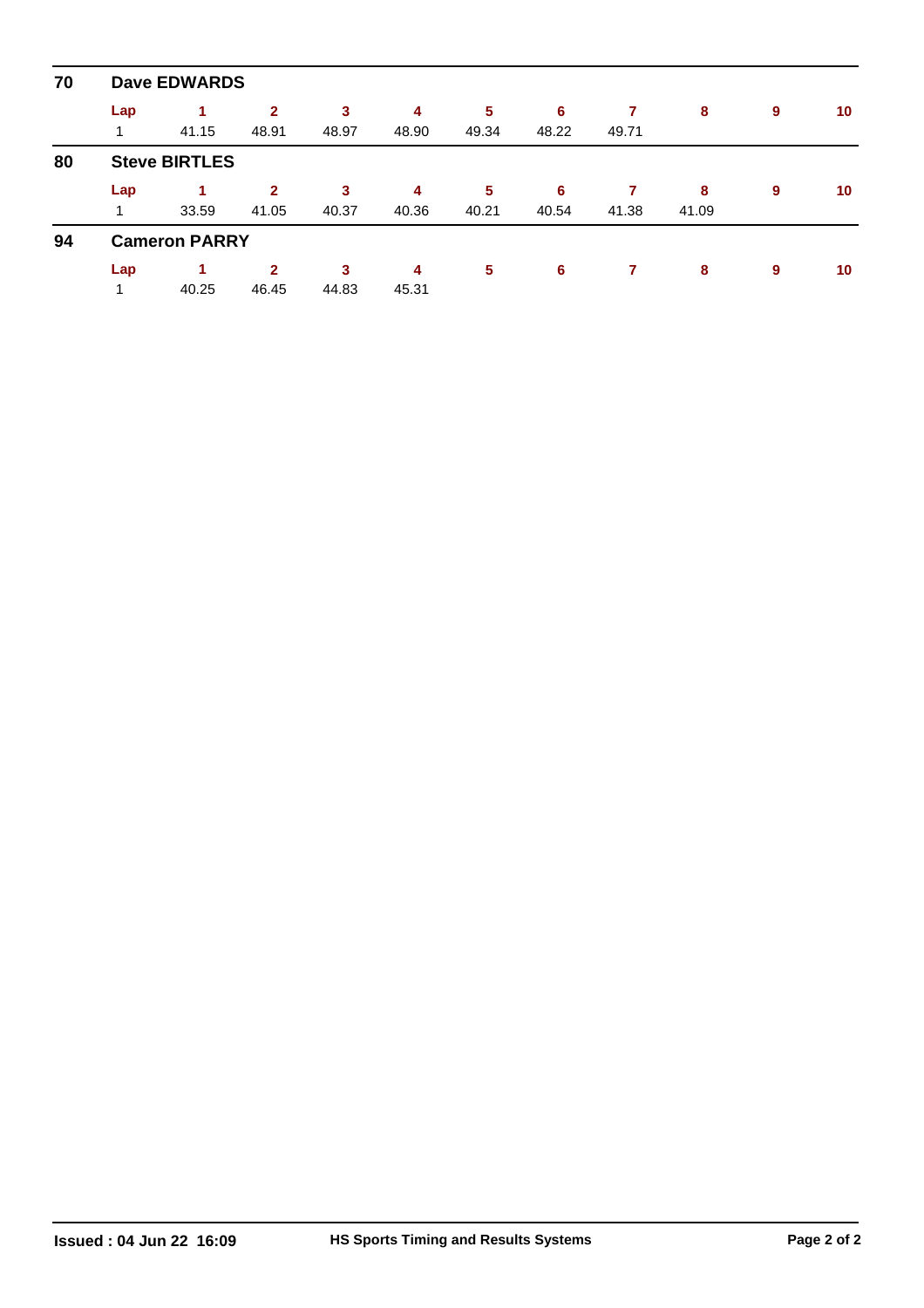## 70 Dave EDWARDS

| Lap | 1 | 2 | 3 | 4 | 5 | 6 | 7 | 8 | 9 | 10 |
|---|---|---|---|---|---|---|---|---|---|---|
| 1 | 41.15 | 48.91 | 48.97 | 48.90 | 49.34 | 48.22 | 49.71 | | | |

## 80 Steve BIRTLES

| Lap | 1 | 2 | 3 | 4 | 5 | 6 | 7 | 8 | 9 | 10 |
|---|---|---|---|---|---|---|---|---|---|---|
| 1 | 33.59 | 41.05 | 40.37 | 40.36 | 40.21 | 40.54 | 41.38 | 41.09 | | |

## 94 Cameron PARRY

| Lap | 1 | 2 | 3 | 4 | 5 | 6 | 7 | 8 | 9 | 10 |
|---|---|---|---|---|---|---|---|---|---|---|
| 1 | 40.25 | 46.45 | 44.83 | 45.31 | | | | | | |

**Issued : 04 Jun 22 16:09** **HS Sports Timing and Results Systems**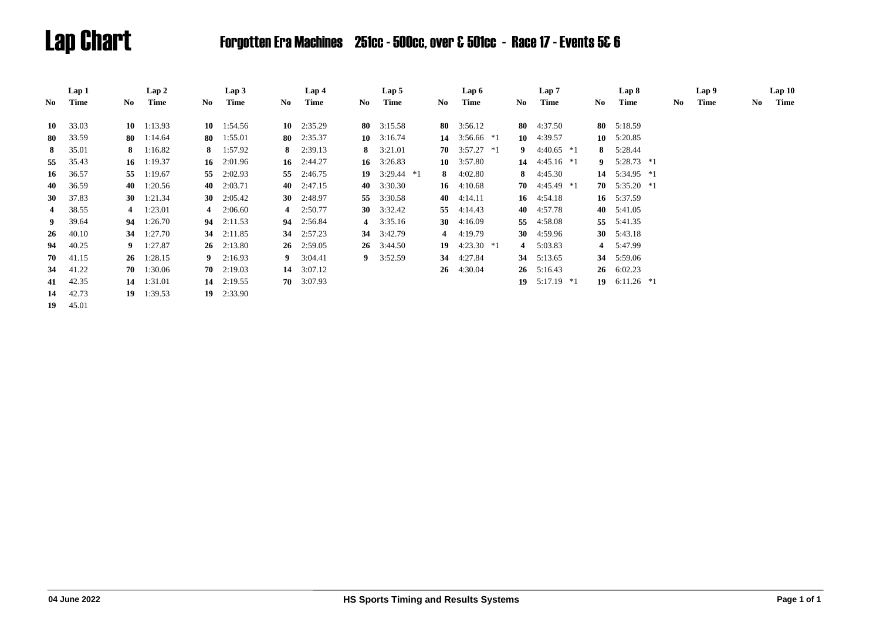# Lap Chart

## Forgotten Era Machines 251cc - 500cc, over & 501cc - Race 17 - Events 5& 6

| Lap 1 | | Lap 2 | | Lap 3 | | Lap 4 | | Lap 5 | | Lap 6 | | Lap 7 | | Lap 8 | | Lap 9 | | Lap 10 | |
|---|---|---|---|---|---|---|---|---|---|---|---|---|---|---|---|---|---|---|---|
| No | Time | No | Time | No | Time | No | Time | No | Time | No | Time | No | Time | No | Time | No | Time | No | Time |
| 10 | 33.03 | 10 | 1:13.93 | 10 | 1:54.56 | 10 | 2:35.29 | 80 | 3:15.58 | 80 | 3:56.12 | 80 | 4:37.50 | 80 | 5:18.59 | | | | |
| 80 | 33.59 | 80 | 1:14.64 | 80 | 1:55.01 | 80 | 2:35.37 | 10 | 3:16.74 | 14 | 3:56.66 *1 | 10 | 4:39.57 | 10 | 5:20.85 | | | | |
| 8 | 35.01 | 8 | 1:16.82 | 8 | 1:57.92 | 8 | 2:39.13 | 8 | 3:21.01 | 70 | 3:57.27 *1 | 9 | 4:40.65 *1 | 8 | 5:28.44 | | | | |
| 55 | 35.43 | 16 | 1:19.37 | 16 | 2:01.96 | 16 | 2:44.27 | 16 | 3:26.83 | 10 | 3:57.80 | 14 | 4:45.16 *1 | 9 | 5:28.73 *1 | | | | |
| 16 | 36.57 | 55 | 1:19.67 | 55 | 2:02.93 | 55 | 2:46.75 | 19 | 3:29.44 *1 | 8 | 4:02.80 | 8 | 4:45.30 | 14 | 5:34.95 *1 | | | | |
| 40 | 36.59 | 40 | 1:20.56 | 40 | 2:03.71 | 40 | 2:47.15 | 40 | 3:30.30 | 16 | 4:10.68 | 70 | 4:45.49 *1 | 70 | 5:35.20 *1 | | | | |
| 30 | 37.83 | 30 | 1:21.34 | 30 | 2:05.42 | 30 | 2:48.97 | 55 | 3:30.58 | 40 | 4:14.11 | 16 | 4:54.18 | 16 | 5:37.59 | | | | |
| 4 | 38.55 | 4 | 1:23.01 | 4 | 2:06.60 | 4 | 2:50.77 | 30 | 3:32.42 | 55 | 4:14.43 | 40 | 4:57.78 | 40 | 5:41.05 | | | | |
| 9 | 39.64 | 94 | 1:26.70 | 94 | 2:11.53 | 94 | 2:56.84 | 4 | 3:35.16 | 30 | 4:16.09 | 55 | 4:58.08 | 55 | 5:41.35 | | | | |
| 26 | 40.10 | 34 | 1:27.70 | 34 | 2:11.85 | 34 | 2:57.23 | 34 | 3:42.79 | 4 | 4:19.79 | 30 | 4:59.96 | 30 | 5:43.18 | | | | |
| 94 | 40.25 | 9 | 1:27.87 | 26 | 2:13.80 | 26 | 2:59.05 | 26 | 3:44.50 | 19 | 4:23.30 *1 | 4 | 5:03.83 | 4 | 5:47.99 | | | | |
| 70 | 41.15 | 26 | 1:28.15 | 9 | 2:16.93 | 9 | 3:04.41 | 9 | 3:52.59 | 34 | 4:27.84 | 34 | 5:13.65 | 34 | 5:59.06 | | | | |
| 34 | 41.22 | 70 | 1:30.06 | 70 | 2:19.03 | 14 | 3:07.12 | | | 26 | 4:30.04 | 26 | 5:16.43 | 26 | 6:02.23 | | | | |
| 41 | 42.35 | 14 | 1:31.01 | 14 | 2:19.55 | 70 | 3:07.93 | | | | | 19 | 5:17.19 *1 | 19 | 6:11.26 *1 | | | | |
| 14 | 42.73 | 19 | 1:39.53 | 19 | 2:33.90 | | | | | | | | | | | | | | |
| 19 | 45.01 | | | | | | | | | | | | | | | | | | |

04 June 2022 HS Sports Timing and Results Systems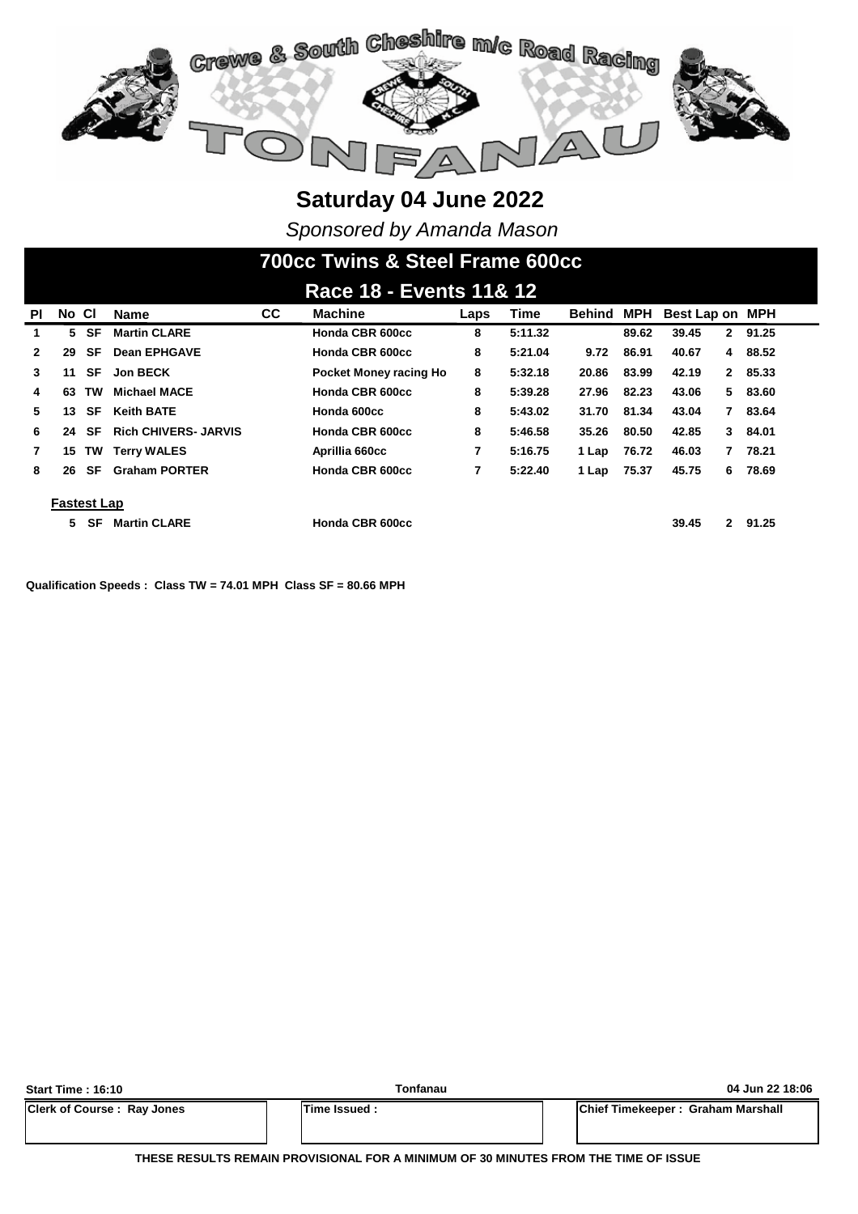# Saturday 04 June 2022

*Sponsored by Amanda Mason*

## 700cc Twins & Steel Frame 600cc

### Race 18 - Events 11& 12

| Pl | No | Cl | Name | CC | Machine | Laps | Time | Behind | MPH | Best Lap | on | MPH |
|---|---|---|---|---|---|---|---|---|---|---|---|---|
| 1 | 5 | SF | Martin CLARE | | Honda CBR 600cc | 8 | 5:11.32 | | 89.62 | 39.45 | 2 | 91.25 |
| 2 | 29 | SF | Dean EPHGAVE | | Honda CBR 600cc | 8 | 5:21.04 | 9.72 | 86.91 | 40.67 | 4 | 88.52 |
| 3 | 11 | SF | Jon BECK | | Pocket Money racing Ho | 8 | 5:32.18 | 20.86 | 83.99 | 42.19 | 2 | 85.33 |
| 4 | 63 | TW | Michael MACE | | Honda CBR 600cc | 8 | 5:39.28 | 27.96 | 82.23 | 43.06 | 5 | 83.60 |
| 5 | 13 | SF | Keith BATE | | Honda 600cc | 8 | 5:43.02 | 31.70 | 81.34 | 43.04 | 7 | 83.64 |
| 6 | 24 | SF | Rich CHIVERS- JARVIS | | Honda CBR 600cc | 8 | 5:46.58 | 35.26 | 80.50 | 42.85 | 3 | 84.01 |
| 7 | 15 | TW | Terry WALES | | Aprillia 660cc | 7 | 5:16.75 | 1 Lap | 76.72 | 46.03 | 7 | 78.21 |
| 8 | 26 | SF | Graham PORTER | | Honda CBR 600cc | 7 | 5:22.40 | 1 Lap | 75.37 | 45.75 | 6 | 78.69 |

**Fastest Lap**

| No | Cl | Name | Machine | Best Lap | on | MPH |
|---|---|---|---|---|---|---|
| 5 | SF | Martin CLARE | Honda CBR 600cc | 39.45 | 2 | 91.25 |

**Qualification Speeds : Class TW = 74.01 MPH Class SF = 80.66 MPH**

| Start Time : 16:10 | Tonfanau | 04 Jun 22 18:06 |
|---|---|---|
| Clerk of Course : Ray Jones | Time Issued : | Chief Timekeeper : Graham Marshall |

**THESE RESULTS REMAIN PROVISIONAL FOR A MINIMUM OF 30 MINUTES FROM THE TIME OF ISSUE**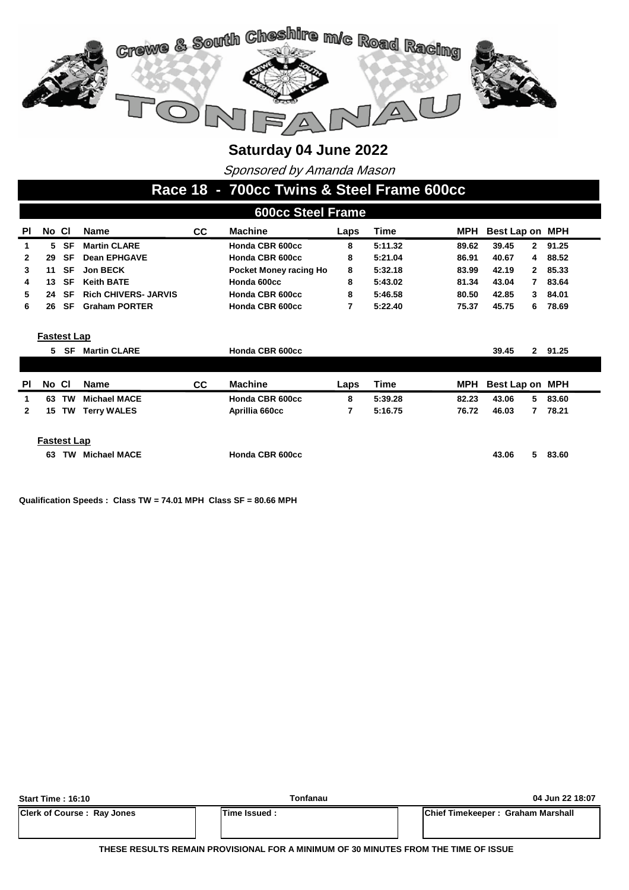# Crewe & South Cheshire m/c Road Racing

# TONFANAU

## Saturday 04 June 2022

*Sponsored by Amanda Mason*

## Race 18 - 700cc Twins & Steel Frame 600cc

### 600cc Steel Frame

| Pl | No | Cl | Name | CC | Machine | Laps | Time | MPH | Best Lap | on | MPH |
|---|---|---|---|---|---|---|---|---|---|---|---|
| 1 | 5 | SF | Martin CLARE | | Honda CBR 600cc | 8 | 5:11.32 | 89.62 | 39.45 | 2 | 91.25 |
| 2 | 29 | SF | Dean EPHGAVE | | Honda CBR 600cc | 8 | 5:21.04 | 86.91 | 40.67 | 4 | 88.52 |
| 3 | 11 | SF | Jon BECK | | Pocket Money racing Ho | 8 | 5:32.18 | 83.99 | 42.19 | 2 | 85.33 |
| 4 | 13 | SF | Keith BATE | | Honda 600cc | 8 | 5:43.02 | 81.34 | 43.04 | 7 | 83.64 |
| 5 | 24 | SF | Rich CHIVERS- JARVIS | | Honda CBR 600cc | 8 | 5:46.58 | 80.50 | 42.85 | 3 | 84.01 |
| 6 | 26 | SF | Graham PORTER | | Honda CBR 600cc | 7 | 5:22.40 | 75.37 | 45.75 | 6 | 78.69 |

**Fastest Lap**

| No | Cl | Name | Machine | Best Lap | on | MPH |
|---|---|---|---|---|---|---|
| 5 | SF | Martin CLARE | Honda CBR 600cc | 39.45 | 2 | 91.25 |

| Pl | No | Cl | Name | CC | Machine | Laps | Time | MPH | Best Lap | on | MPH |
|---|---|---|---|---|---|---|---|---|---|---|---|
| 1 | 63 | TW | Michael MACE | | Honda CBR 600cc | 8 | 5:39.28 | 82.23 | 43.06 | 5 | 83.60 |
| 2 | 15 | TW | Terry WALES | | Aprillia 660cc | 7 | 5:16.75 | 76.72 | 46.03 | 7 | 78.21 |

**Fastest Lap**

| No | Cl | Name | Machine | Best Lap | on | MPH |
|---|---|---|---|---|---|---|
| 63 | TW | Michael MACE | Honda CBR 600cc | 43.06 | 5 | 83.60 |

**Qualification Speeds : Class TW = 74.01 MPH Class SF = 80.66 MPH**

| Start Time : 16:10 | Tonfanau | 04 Jun 22 18:07 |
|---|---|---|
| Clerk of Course : Ray Jones | Time Issued : | Chief Timekeeper : Graham Marshall |

**THESE RESULTS REMAIN PROVISIONAL FOR A MINIMUM OF 30 MINUTES FROM THE TIME OF ISSUE**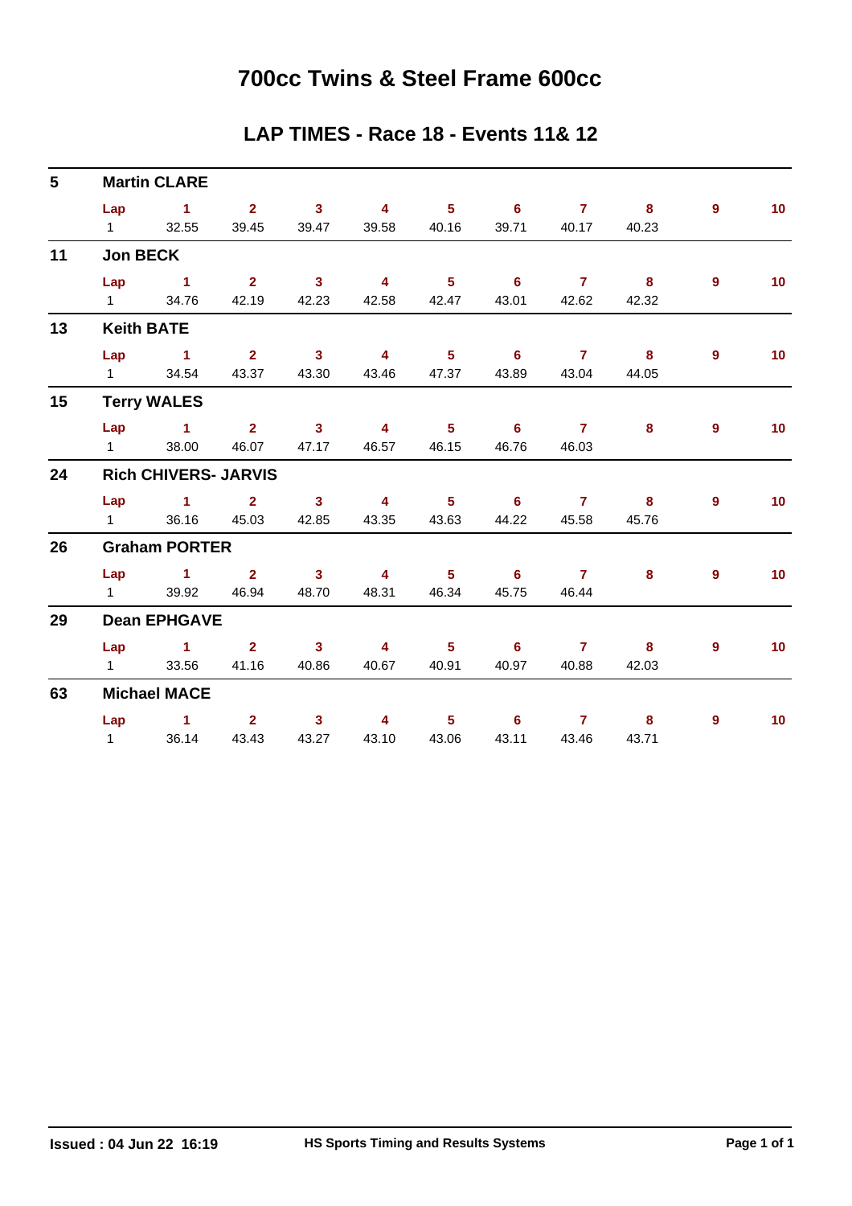# 700cc Twins & Steel Frame 600cc

## LAP TIMES - Race 18 - Events 11& 12

**5 Martin CLARE**

| Lap | 1 | 2 | 3 | 4 | 5 | 6 | 7 | 8 | 9 | 10 |
|---|---|---|---|---|---|---|---|---|---|---|
| 1 | 32.55 | 39.45 | 39.47 | 39.58 | 40.16 | 39.71 | 40.17 | 40.23 | | |

**11 Jon BECK**

| Lap | 1 | 2 | 3 | 4 | 5 | 6 | 7 | 8 | 9 | 10 |
|---|---|---|---|---|---|---|---|---|---|---|
| 1 | 34.76 | 42.19 | 42.23 | 42.58 | 42.47 | 43.01 | 42.62 | 42.32 | | |

**13 Keith BATE**

| Lap | 1 | 2 | 3 | 4 | 5 | 6 | 7 | 8 | 9 | 10 |
|---|---|---|---|---|---|---|---|---|---|---|
| 1 | 34.54 | 43.37 | 43.30 | 43.46 | 47.37 | 43.89 | 43.04 | 44.05 | | |

**15 Terry WALES**

| Lap | 1 | 2 | 3 | 4 | 5 | 6 | 7 | 8 | 9 | 10 |
|---|---|---|---|---|---|---|---|---|---|---|
| 1 | 38.00 | 46.07 | 47.17 | 46.57 | 46.15 | 46.76 | 46.03 | | | |

**24 Rich CHIVERS- JARVIS**

| Lap | 1 | 2 | 3 | 4 | 5 | 6 | 7 | 8 | 9 | 10 |
|---|---|---|---|---|---|---|---|---|---|---|
| 1 | 36.16 | 45.03 | 42.85 | 43.35 | 43.63 | 44.22 | 45.58 | 45.76 | | |

**26 Graham PORTER**

| Lap | 1 | 2 | 3 | 4 | 5 | 6 | 7 | 8 | 9 | 10 |
|---|---|---|---|---|---|---|---|---|---|---|
| 1 | 39.92 | 46.94 | 48.70 | 48.31 | 46.34 | 45.75 | 46.44 | | | |

**29 Dean EPHGAVE**

| Lap | 1 | 2 | 3 | 4 | 5 | 6 | 7 | 8 | 9 | 10 |
|---|---|---|---|---|---|---|---|---|---|---|
| 1 | 33.56 | 41.16 | 40.86 | 40.67 | 40.91 | 40.97 | 40.88 | 42.03 | | |

**63 Michael MACE**

| Lap | 1 | 2 | 3 | 4 | 5 | 6 | 7 | 8 | 9 | 10 |
|---|---|---|---|---|---|---|---|---|---|---|
| 1 | 36.14 | 43.43 | 43.27 | 43.10 | 43.06 | 43.11 | 43.46 | 43.71 | | |

**Issued : 04 Jun 22 16:19** **HS Sports Timing and Results Systems**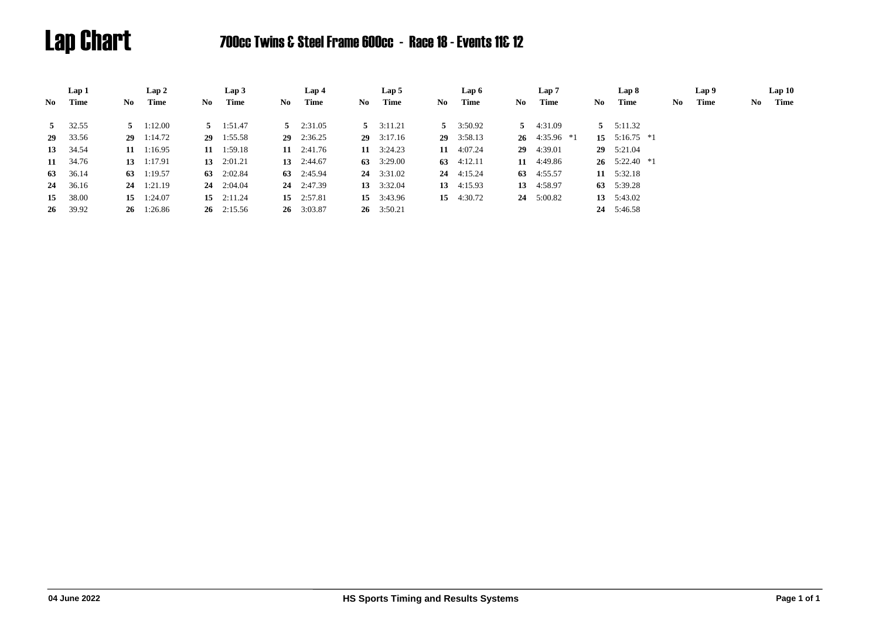# Lap Chart

## 700cc Twins & Steel Frame 600cc - Race 18 - Events 11& 12

| Lap 1 | | Lap 2 | | Lap 3 | | Lap 4 | | Lap 5 | | Lap 6 | | Lap 7 | | Lap 8 | | Lap 9 | | Lap 10 | |
|---|---|---|---|---|---|---|---|---|---|---|---|---|---|---|---|---|---|---|---|
| **No** | **Time** | **No** | **Time** | **No** | **Time** | **No** | **Time** | **No** | **Time** | **No** | **Time** | **No** | **Time** | **No** | **Time** | **No** | **Time** | **No** | **Time** |
| **5** | 32.55 | **5** | 1:12.00 | **5** | 1:51.47 | **5** | 2:31.05 | **5** | 3:11.21 | **5** | 3:50.92 | **5** | 4:31.09 | **5** | 5:11.32 | | | | |
| **29** | 33.56 | **29** | 1:14.72 | **29** | 1:55.58 | **29** | 2:36.25 | **29** | 3:17.16 | **29** | 3:58.13 | **26** | 4:35.96 *1 | **15** | 5:16.75 *1 | | | | |
| **13** | 34.54 | **11** | 1:16.95 | **11** | 1:59.18 | **11** | 2:41.76 | **11** | 3:24.23 | **11** | 4:07.24 | **29** | 4:39.01 | **29** | 5:21.04 | | | | |
| **11** | 34.76 | **13** | 1:17.91 | **13** | 2:01.21 | **13** | 2:44.67 | **63** | 3:29.00 | **63** | 4:12.11 | **11** | 4:49.86 | **26** | 5:22.40 *1 | | | | |
| **63** | 36.14 | **63** | 1:19.57 | **63** | 2:02.84 | **63** | 2:45.94 | **24** | 3:31.02 | **24** | 4:15.24 | **63** | 4:55.57 | **11** | 5:32.18 | | | | |
| **24** | 36.16 | **24** | 1:21.19 | **24** | 2:04.04 | **24** | 2:47.39 | **13** | 3:32.04 | **13** | 4:15.93 | **13** | 4:58.97 | **63** | 5:39.28 | | | | |
| **15** | 38.00 | **15** | 1:24.07 | **15** | 2:11.24 | **15** | 2:57.81 | **15** | 3:43.96 | **15** | 4:30.72 | **24** | 5:00.82 | **13** | 5:43.02 | | | | |
| **26** | 39.92 | **26** | 1:26.86 | **26** | 2:15.56 | **26** | 3:03.87 | **26** | 3:50.21 | | | | | **24** | 5:46.58 | | | | |

04 June 2022

HS Sports Timing and Results Systems